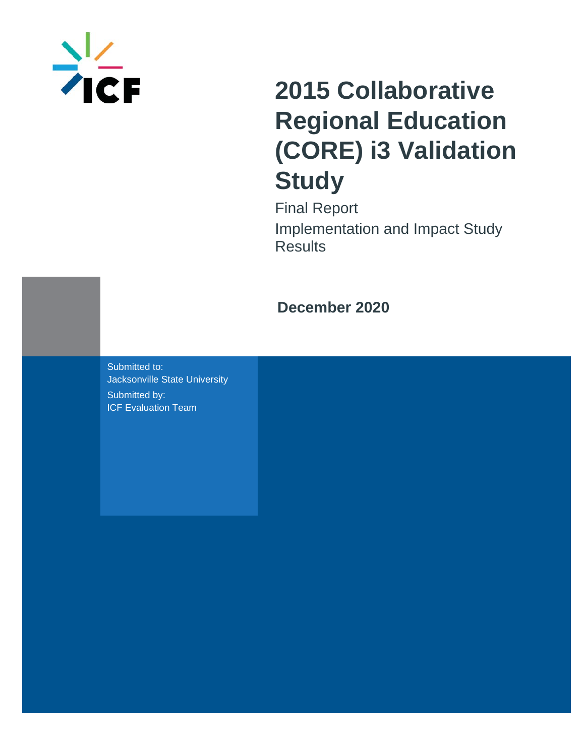ICF

# 2015 Collaborative Regional Education (CORE) i3 Validation Study

Final Report

Implementation and Impact Study Results

**December 2020**

Submitted to:
Jacksonville State University

Submitted by:
ICF Evaluation Team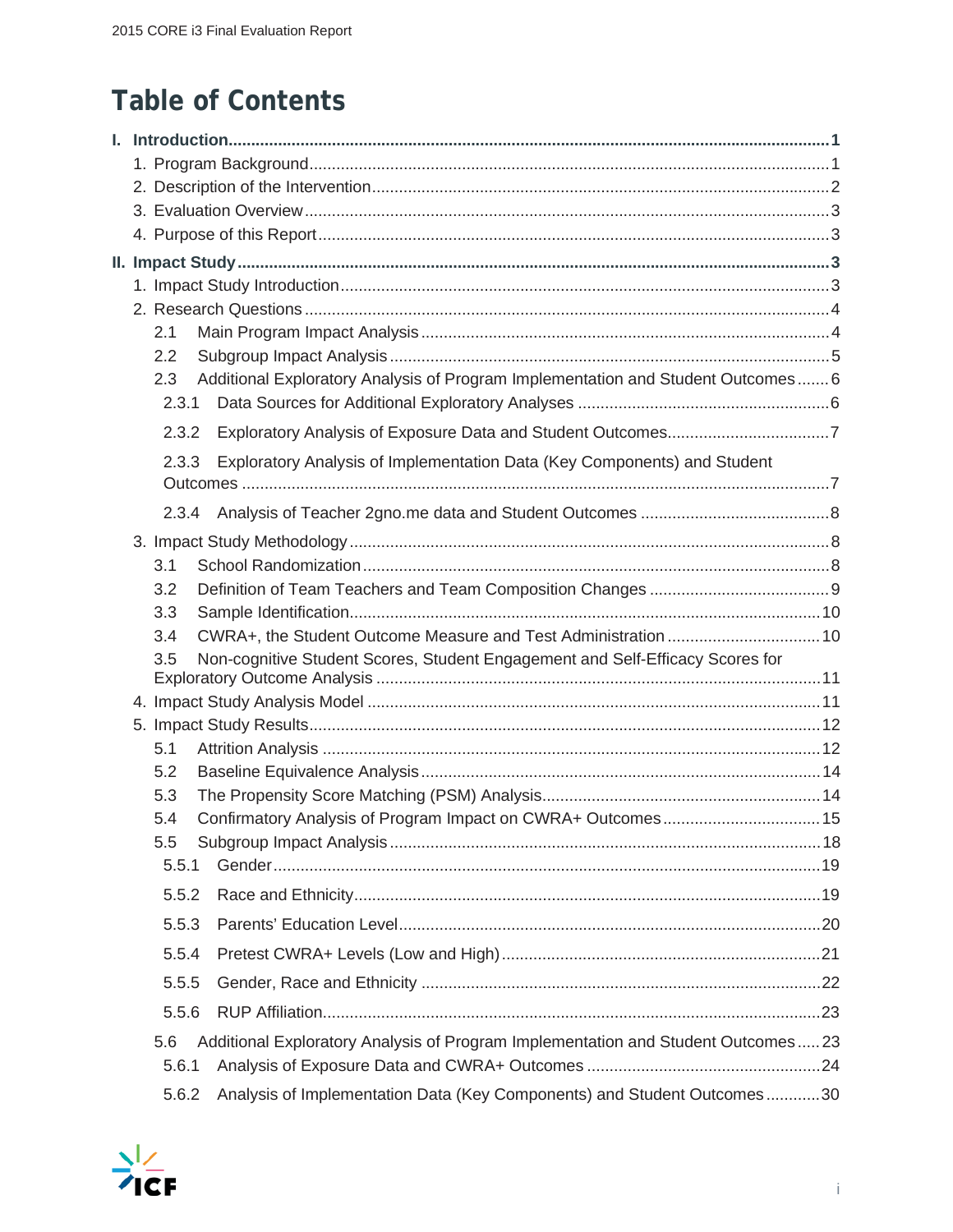# Table of Contents

**I. Introduction** ..... 1

1. Program Background ..... 1
2. Description of the Intervention ..... 2
3. Evaluation Overview ..... 3
4. Purpose of this Report ..... 3

**II. Impact Study** ..... 3

1. Impact Study Introduction ..... 3
2. Research Questions ..... 4
   - 2.1 Main Program Impact Analysis ..... 4
   - 2.2 Subgroup Impact Analysis ..... 5
   - 2.3 Additional Exploratory Analysis of Program Implementation and Student Outcomes ..... 6
     - 2.3.1 Data Sources for Additional Exploratory Analyses ..... 6
     - 2.3.2 Exploratory Analysis of Exposure Data and Student Outcomes ..... 7
     - 2.3.3 Exploratory Analysis of Implementation Data (Key Components) and Student Outcomes ..... 7
     - 2.3.4 Analysis of Teacher 2gno.me data and Student Outcomes ..... 8
3. Impact Study Methodology ..... 8
   - 3.1 School Randomization ..... 8
   - 3.2 Definition of Team Teachers and Team Composition Changes ..... 9
   - 3.3 Sample Identification ..... 10
   - 3.4 CWRA+, the Student Outcome Measure and Test Administration ..... 10
   - 3.5 Non-cognitive Student Scores, Student Engagement and Self-Efficacy Scores for Exploratory Outcome Analysis ..... 11
4. Impact Study Analysis Model ..... 11
5. Impact Study Results ..... 12
   - 5.1 Attrition Analysis ..... 12
   - 5.2 Baseline Equivalence Analysis ..... 14
   - 5.3 The Propensity Score Matching (PSM) Analysis ..... 14
   - 5.4 Confirmatory Analysis of Program Impact on CWRA+ Outcomes ..... 15
   - 5.5 Subgroup Impact Analysis ..... 18
     - 5.5.1 Gender ..... 19
     - 5.5.2 Race and Ethnicity ..... 19
     - 5.5.3 Parents' Education Level ..... 20
     - 5.5.4 Pretest CWRA+ Levels (Low and High) ..... 21
     - 5.5.5 Gender, Race and Ethnicity ..... 22
     - 5.5.6 RUP Affiliation ..... 23
   - 5.6 Additional Exploratory Analysis of Program Implementation and Student Outcomes ..... 23
     - 5.6.1 Analysis of Exposure Data and CWRA+ Outcomes ..... 24
     - 5.6.2 Analysis of Implementation Data (Key Components) and Student Outcomes ..... 30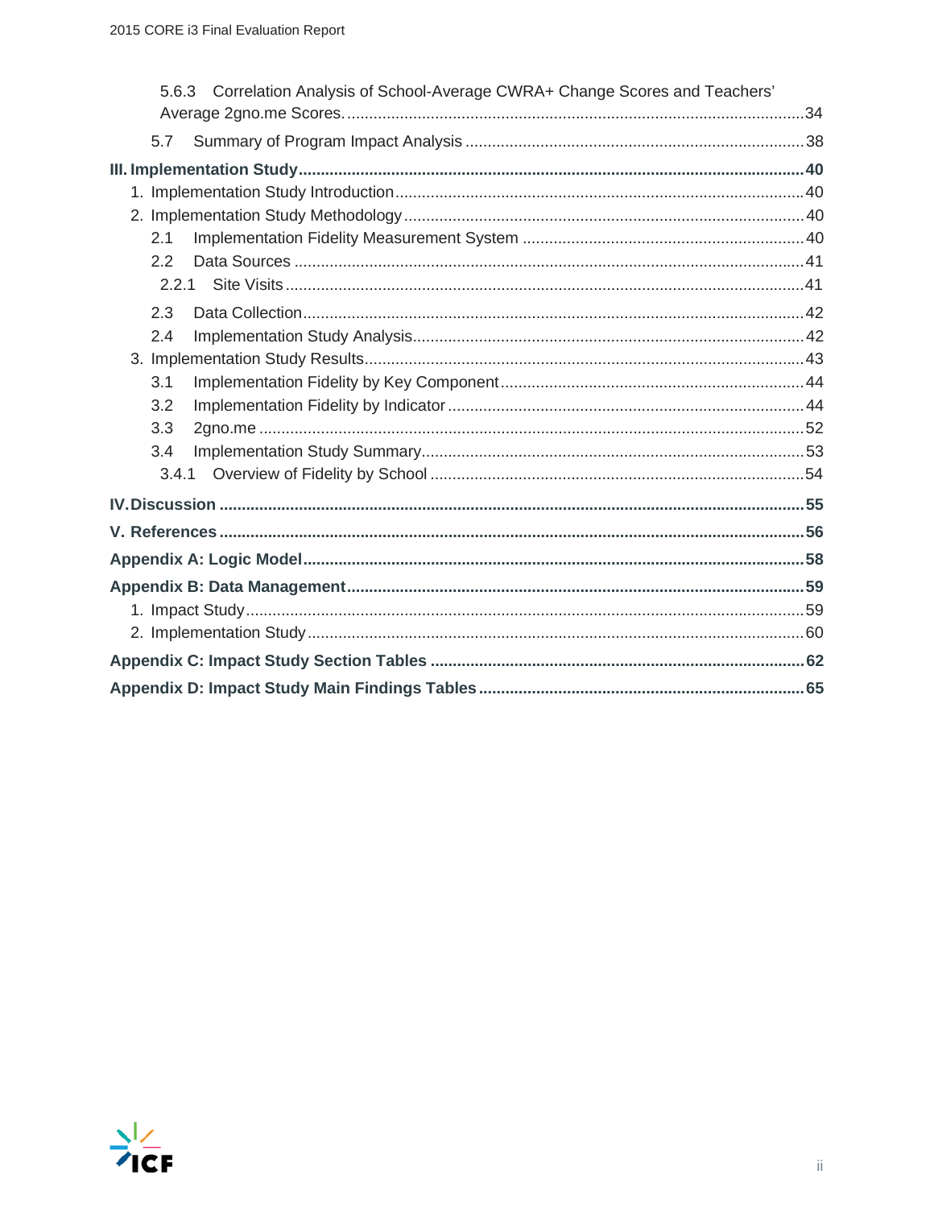5.6.3 Correlation Analysis of School-Average CWRA+ Change Scores and Teachers' Average 2gno.me Scores. ....... 34

5.7 Summary of Program Impact Analysis ....... 38

**III. Implementation Study ....... 40**

1. Implementation Study Introduction ....... 40
2. Implementation Study Methodology ....... 40

2.1 Implementation Fidelity Measurement System ....... 40

2.2 Data Sources ....... 41

2.2.1 Site Visits ....... 41

2.3 Data Collection ....... 42

2.4 Implementation Study Analysis ....... 42

3. Implementation Study Results ....... 43

3.1 Implementation Fidelity by Key Component ....... 44

3.2 Implementation Fidelity by Indicator ....... 44

3.3 2gno.me ....... 52

3.4 Implementation Study Summary ....... 53

3.4.1 Overview of Fidelity by School ....... 54

**IV. Discussion ....... 55**

**V. References ....... 56**

**Appendix A: Logic Model ....... 58**

**Appendix B: Data Management ....... 59**

1. Impact Study ....... 59
2. Implementation Study ....... 60

**Appendix C: Impact Study Section Tables ....... 62**

**Appendix D: Impact Study Main Findings Tables ....... 65**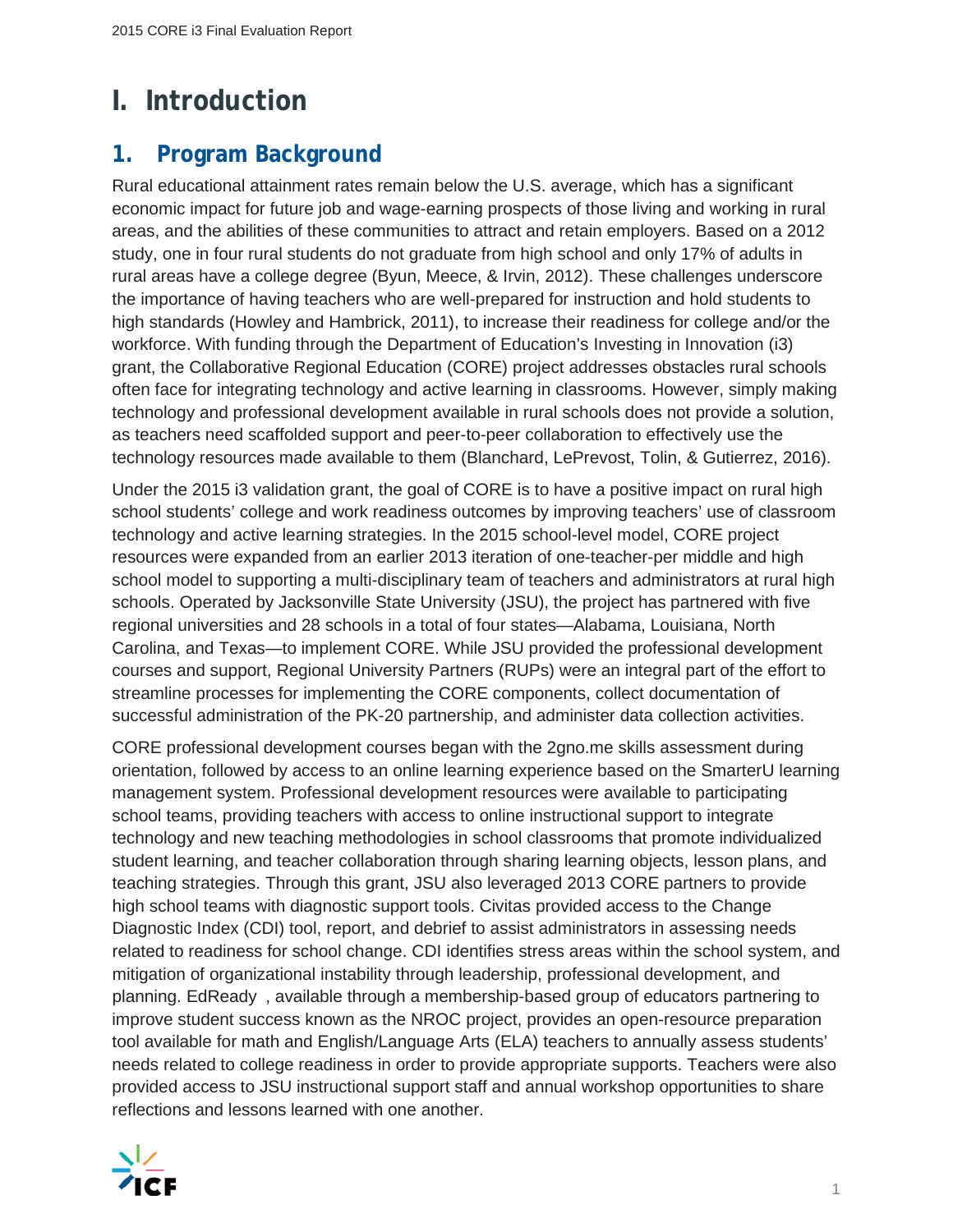# I. Introduction

## 1. Program Background

Rural educational attainment rates remain below the U.S. average, which has a significant economic impact for future job and wage-earning prospects of those living and working in rural areas, and the abilities of these communities to attract and retain employers. Based on a 2012 study, one in four rural students do not graduate from high school and only 17% of adults in rural areas have a college degree (Byun, Meece, & Irvin, 2012). These challenges underscore the importance of having teachers who are well-prepared for instruction and hold students to high standards (Howley and Hambrick, 2011), to increase their readiness for college and/or the workforce. With funding through the Department of Education's Investing in Innovation (i3) grant, the Collaborative Regional Education (CORE) project addresses obstacles rural schools often face for integrating technology and active learning in classrooms. However, simply making technology and professional development available in rural schools does not provide a solution, as teachers need scaffolded support and peer-to-peer collaboration to effectively use the technology resources made available to them (Blanchard, LePrevost, Tolin, & Gutierrez, 2016).

Under the 2015 i3 validation grant, the goal of CORE is to have a positive impact on rural high school students' college and work readiness outcomes by improving teachers' use of classroom technology and active learning strategies. In the 2015 school-level model, CORE project resources were expanded from an earlier 2013 iteration of one-teacher-per middle and high school model to supporting a multi-disciplinary team of teachers and administrators at rural high schools. Operated by Jacksonville State University (JSU), the project has partnered with five regional universities and 28 schools in a total of four states—Alabama, Louisiana, North Carolina, and Texas—to implement CORE. While JSU provided the professional development courses and support, Regional University Partners (RUPs) were an integral part of the effort to streamline processes for implementing the CORE components, collect documentation of successful administration of the PK-20 partnership, and administer data collection activities.

CORE professional development courses began with the 2gno.me skills assessment during orientation, followed by access to an online learning experience based on the SmarterU learning management system. Professional development resources were available to participating school teams, providing teachers with access to online instructional support to integrate technology and new teaching methodologies in school classrooms that promote individualized student learning, and teacher collaboration through sharing learning objects, lesson plans, and teaching strategies. Through this grant, JSU also leveraged 2013 CORE partners to provide high school teams with diagnostic support tools. Civitas provided access to the Change Diagnostic Index (CDI) tool, report, and debrief to assist administrators in assessing needs related to readiness for school change. CDI identifies stress areas within the school system, and mitigation of organizational instability through leadership, professional development, and planning. EdReady , available through a membership-based group of educators partnering to improve student success known as the NROC project, provides an open-resource preparation tool available for math and English/Language Arts (ELA) teachers to annually assess students' needs related to college readiness in order to provide appropriate supports. Teachers were also provided access to JSU instructional support staff and annual workshop opportunities to share reflections and lessons learned with one another.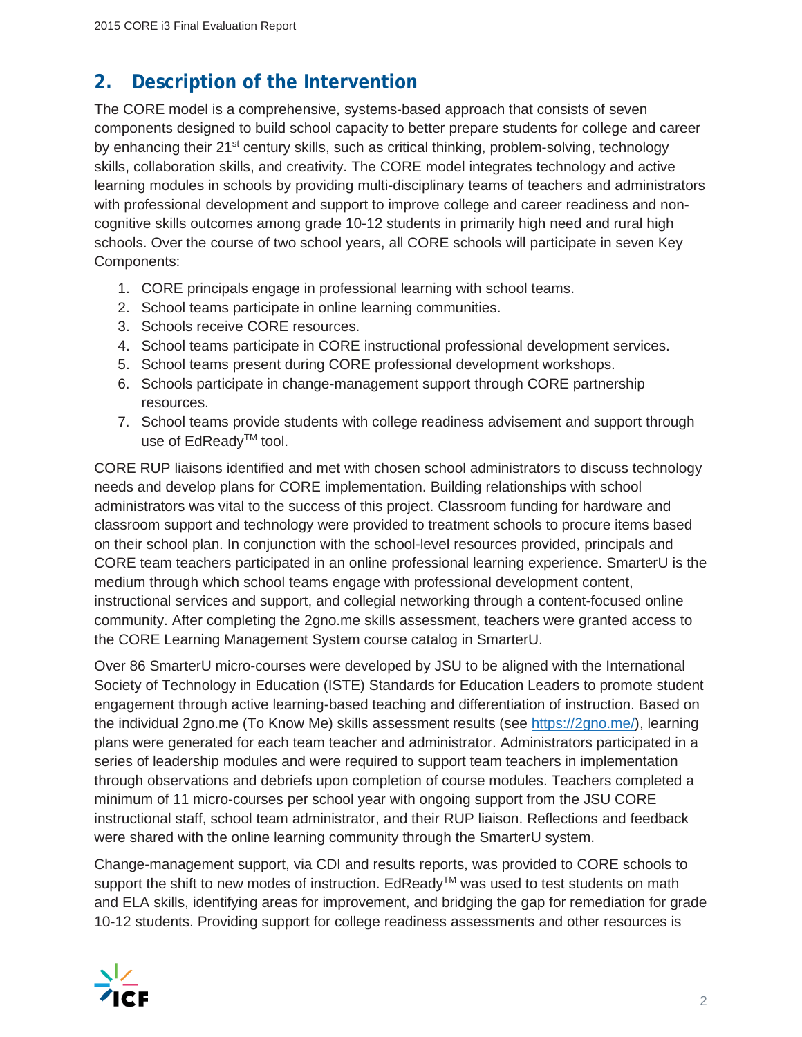## 2. Description of the Intervention

The CORE model is a comprehensive, systems-based approach that consists of seven components designed to build school capacity to better prepare students for college and career by enhancing their 21st century skills, such as critical thinking, problem-solving, technology skills, collaboration skills, and creativity. The CORE model integrates technology and active learning modules in schools by providing multi-disciplinary teams of teachers and administrators with professional development and support to improve college and career readiness and non-cognitive skills outcomes among grade 10-12 students in primarily high need and rural high schools. Over the course of two school years, all CORE schools will participate in seven Key Components:

1. CORE principals engage in professional learning with school teams.
2. School teams participate in online learning communities.
3. Schools receive CORE resources.
4. School teams participate in CORE instructional professional development services.
5. School teams present during CORE professional development workshops.
6. Schools participate in change-management support through CORE partnership resources.
7. School teams provide students with college readiness advisement and support through use of EdReady™ tool.

CORE RUP liaisons identified and met with chosen school administrators to discuss technology needs and develop plans for CORE implementation. Building relationships with school administrators was vital to the success of this project. Classroom funding for hardware and classroom support and technology were provided to treatment schools to procure items based on their school plan. In conjunction with the school-level resources provided, principals and CORE team teachers participated in an online professional learning experience. SmarterU is the medium through which school teams engage with professional development content, instructional services and support, and collegial networking through a content-focused online community. After completing the 2gno.me skills assessment, teachers were granted access to the CORE Learning Management System course catalog in SmarterU.

Over 86 SmarterU micro-courses were developed by JSU to be aligned with the International Society of Technology in Education (ISTE) Standards for Education Leaders to promote student engagement through active learning-based teaching and differentiation of instruction. Based on the individual 2gno.me (To Know Me) skills assessment results (see [https://2gno.me/](https://2gno.me/)), learning plans were generated for each team teacher and administrator. Administrators participated in a series of leadership modules and were required to support team teachers in implementation through observations and debriefs upon completion of course modules. Teachers completed a minimum of 11 micro-courses per school year with ongoing support from the JSU CORE instructional staff, school team administrator, and their RUP liaison. Reflections and feedback were shared with the online learning community through the SmarterU system.

Change-management support, via CDI and results reports, was provided to CORE schools to support the shift to new modes of instruction. EdReady™ was used to test students on math and ELA skills, identifying areas for improvement, and bridging the gap for remediation for grade 10-12 students. Providing support for college readiness assessments and other resources is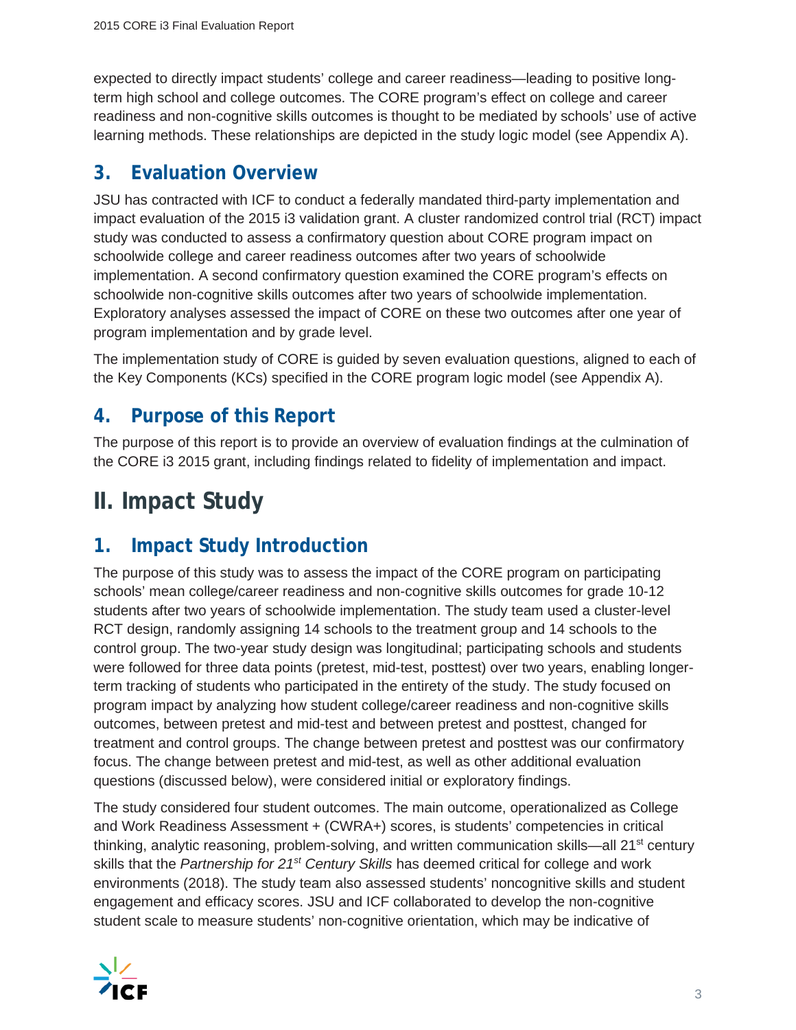expected to directly impact students' college and career readiness—leading to positive long-term high school and college outcomes. The CORE program's effect on college and career readiness and non-cognitive skills outcomes is thought to be mediated by schools' use of active learning methods. These relationships are depicted in the study logic model (see Appendix A).

## 3. Evaluation Overview

JSU has contracted with ICF to conduct a federally mandated third-party implementation and impact evaluation of the 2015 i3 validation grant. A cluster randomized control trial (RCT) impact study was conducted to assess a confirmatory question about CORE program impact on schoolwide college and career readiness outcomes after two years of schoolwide implementation. A second confirmatory question examined the CORE program's effects on schoolwide non-cognitive skills outcomes after two years of schoolwide implementation. Exploratory analyses assessed the impact of CORE on these two outcomes after one year of program implementation and by grade level.

The implementation study of CORE is guided by seven evaluation questions, aligned to each of the Key Components (KCs) specified in the CORE program logic model (see Appendix A).

## 4. Purpose of this Report

The purpose of this report is to provide an overview of evaluation findings at the culmination of the CORE i3 2015 grant, including findings related to fidelity of implementation and impact.

# II. Impact Study

## 1. Impact Study Introduction

The purpose of this study was to assess the impact of the CORE program on participating schools' mean college/career readiness and non-cognitive skills outcomes for grade 10-12 students after two years of schoolwide implementation. The study team used a cluster-level RCT design, randomly assigning 14 schools to the treatment group and 14 schools to the control group. The two-year study design was longitudinal; participating schools and students were followed for three data points (pretest, mid-test, posttest) over two years, enabling longer-term tracking of students who participated in the entirety of the study. The study focused on program impact by analyzing how student college/career readiness and non-cognitive skills outcomes, between pretest and mid-test and between pretest and posttest, changed for treatment and control groups. The change between pretest and posttest was our confirmatory focus. The change between pretest and mid-test, as well as other additional evaluation questions (discussed below), were considered initial or exploratory findings.

The study considered four student outcomes. The main outcome, operationalized as College and Work Readiness Assessment + (CWRA+) scores, is students' competencies in critical thinking, analytic reasoning, problem-solving, and written communication skills—all 21st century skills that the *Partnership for 21st Century Skills* has deemed critical for college and work environments (2018). The study team also assessed students' noncognitive skills and student engagement and efficacy scores. JSU and ICF collaborated to develop the non-cognitive student scale to measure students' non-cognitive orientation, which may be indicative of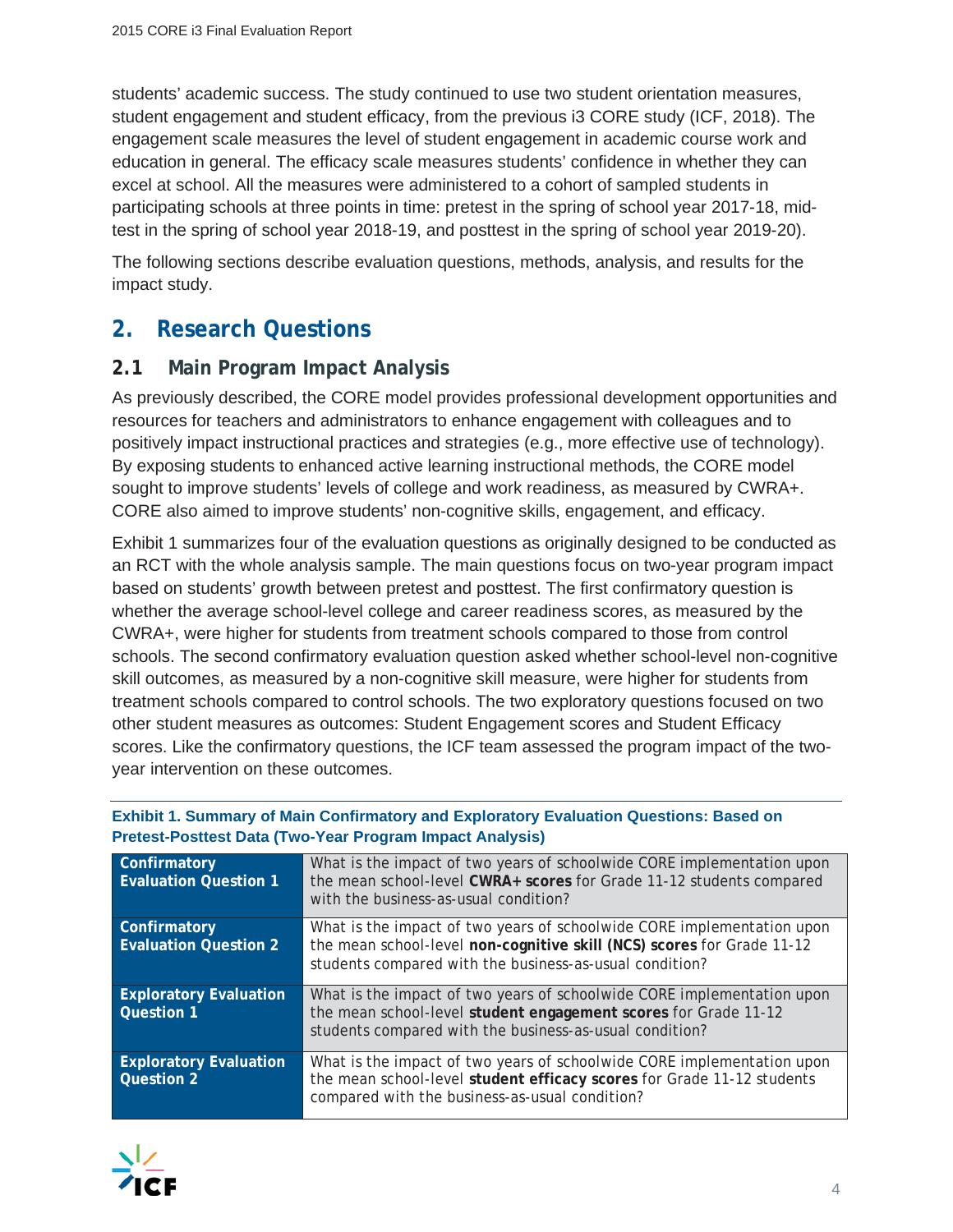students' academic success. The study continued to use two student orientation measures, student engagement and student efficacy, from the previous i3 CORE study (ICF, 2018). The engagement scale measures the level of student engagement in academic course work and education in general. The efficacy scale measures students' confidence in whether they can excel at school. All the measures were administered to a cohort of sampled students in participating schools at three points in time: pretest in the spring of school year 2017-18, mid-test in the spring of school year 2018-19, and posttest in the spring of school year 2019-20).

The following sections describe evaluation questions, methods, analysis, and results for the impact study.

## 2. Research Questions

### 2.1 Main Program Impact Analysis

As previously described, the CORE model provides professional development opportunities and resources for teachers and administrators to enhance engagement with colleagues and to positively impact instructional practices and strategies (e.g., more effective use of technology). By exposing students to enhanced active learning instructional methods, the CORE model sought to improve students' levels of college and work readiness, as measured by CWRA+. CORE also aimed to improve students' non-cognitive skills, engagement, and efficacy.

Exhibit 1 summarizes four of the evaluation questions as originally designed to be conducted as an RCT with the whole analysis sample. The main questions focus on two-year program impact based on students' growth between pretest and posttest. The first confirmatory question is whether the average school-level college and career readiness scores, as measured by the CWRA+, were higher for students from treatment schools compared to those from control schools. The second confirmatory evaluation question asked whether school-level non-cognitive skill outcomes, as measured by a non-cognitive skill measure, were higher for students from treatment schools compared to control schools. The two exploratory questions focused on two other student measures as outcomes: Student Engagement scores and Student Efficacy scores. Like the confirmatory questions, the ICF team assessed the program impact of the two-year intervention on these outcomes.

**Exhibit 1. Summary of Main Confirmatory and Exploratory Evaluation Questions: Based on Pretest-Posttest Data (Two-Year Program Impact Analysis)**

| | |
|---|---|
| **Confirmatory Evaluation Question 1** | What is the impact of two years of schoolwide CORE implementation upon the mean school-level **CWRA+ scores** for Grade 11-12 students compared with the business-as-usual condition? |
| **Confirmatory Evaluation Question 2** | What is the impact of two years of schoolwide CORE implementation upon the mean school-level **non-cognitive skill (NCS) scores** for Grade 11-12 students compared with the business-as-usual condition? |
| **Exploratory Evaluation Question 1** | What is the impact of two years of schoolwide CORE implementation upon the mean school-level **student engagement scores** for Grade 11-12 students compared with the business-as-usual condition? |
| **Exploratory Evaluation Question 2** | What is the impact of two years of schoolwide CORE implementation upon the mean school-level **student efficacy scores** for Grade 11-12 students compared with the business-as-usual condition? |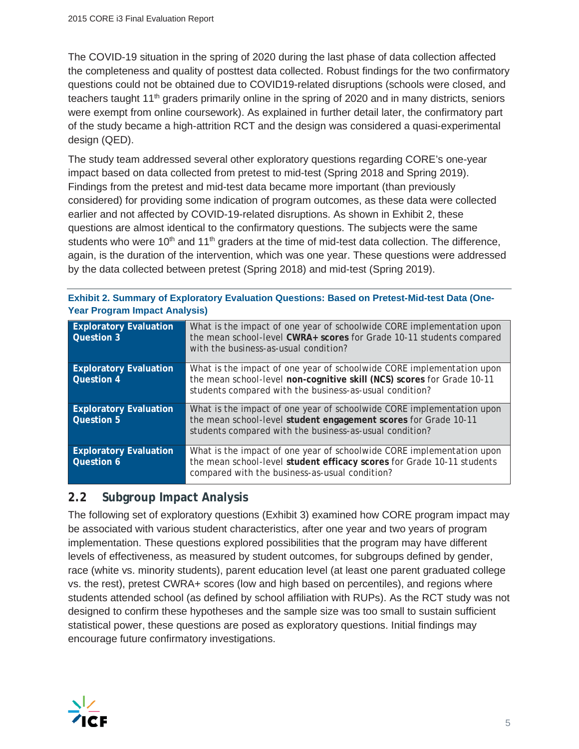The COVID-19 situation in the spring of 2020 during the last phase of data collection affected the completeness and quality of posttest data collected. Robust findings for the two confirmatory questions could not be obtained due to COVID19-related disruptions (schools were closed, and teachers taught 11th graders primarily online in the spring of 2020 and in many districts, seniors were exempt from online coursework). As explained in further detail later, the confirmatory part of the study became a high-attrition RCT and the design was considered a quasi-experimental design (QED).

The study team addressed several other exploratory questions regarding CORE's one-year impact based on data collected from pretest to mid-test (Spring 2018 and Spring 2019). Findings from the pretest and mid-test data became more important (than previously considered) for providing some indication of program outcomes, as these data were collected earlier and not affected by COVID-19-related disruptions. As shown in Exhibit 2, these questions are almost identical to the confirmatory questions. The subjects were the same students who were 10th and 11th graders at the time of mid-test data collection. The difference, again, is the duration of the intervention, which was one year. These questions were addressed by the data collected between pretest (Spring 2018) and mid-test (Spring 2019).

**Exhibit 2. Summary of Exploratory Evaluation Questions: Based on Pretest-Mid-test Data (One-Year Program Impact Analysis)**

| | |
|---|---|
| **Exploratory Evaluation Question 3** | What is the impact of one year of schoolwide CORE implementation upon the mean school-level **CWRA+ scores** for Grade 10-11 students compared with the business-as-usual condition? |
| **Exploratory Evaluation Question 4** | What is the impact of one year of schoolwide CORE implementation upon the mean school-level **non-cognitive skill (NCS) scores** for Grade 10-11 students compared with the business-as-usual condition? |
| **Exploratory Evaluation Question 5** | What is the impact of one year of schoolwide CORE implementation upon the mean school-level **student engagement scores** for Grade 10-11 students compared with the business-as-usual condition? |
| **Exploratory Evaluation Question 6** | What is the impact of one year of schoolwide CORE implementation upon the mean school-level **student efficacy scores** for Grade 10-11 students compared with the business-as-usual condition? |

## 2.2 Subgroup Impact Analysis

The following set of exploratory questions (Exhibit 3) examined how CORE program impact may be associated with various student characteristics, after one year and two years of program implementation. These questions explored possibilities that the program may have different levels of effectiveness, as measured by student outcomes, for subgroups defined by gender, race (white vs. minority students), parent education level (at least one parent graduated college vs. the rest), pretest CWRA+ scores (low and high based on percentiles), and regions where students attended school (as defined by school affiliation with RUPs). As the RCT study was not designed to confirm these hypotheses and the sample size was too small to sustain sufficient statistical power, these questions are posed as exploratory questions. Initial findings may encourage future confirmatory investigations.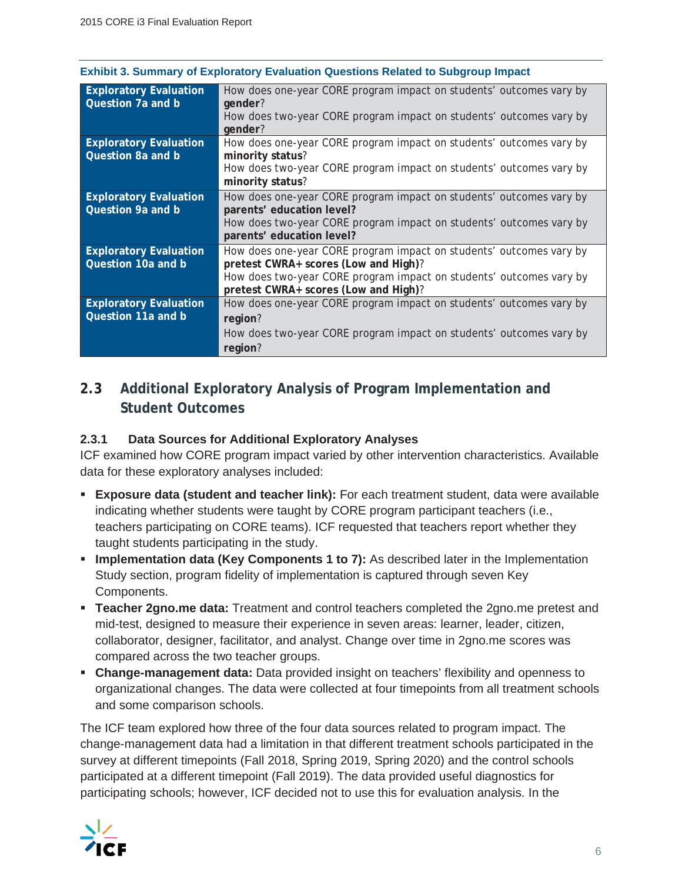**Exhibit 3. Summary of Exploratory Evaluation Questions Related to Subgroup Impact**

| | |
|---|---|
| **Exploratory Evaluation Question 7a and b** | How does one-year CORE program impact on students' outcomes vary by **gender**?<br>How does two-year CORE program impact on students' outcomes vary by **gender**? |
| **Exploratory Evaluation Question 8a and b** | How does one-year CORE program impact on students' outcomes vary by **minority status**?<br>How does two-year CORE program impact on students' outcomes vary by **minority status**? |
| **Exploratory Evaluation Question 9a and b** | How does one-year CORE program impact on students' outcomes vary by **parents' education level?**<br>How does two-year CORE program impact on students' outcomes vary by **parents' education level?** |
| **Exploratory Evaluation Question 10a and b** | How does one-year CORE program impact on students' outcomes vary by **pretest CWRA+ scores (Low and High)**?<br>How does two-year CORE program impact on students' outcomes vary by **pretest CWRA+ scores (Low and High)**? |
| **Exploratory Evaluation Question 11a and b** | How does one-year CORE program impact on students' outcomes vary by **region**?<br>How does two-year CORE program impact on students' outcomes vary by **region**? |

## 2.3 Additional Exploratory Analysis of Program Implementation and Student Outcomes

### 2.3.1 Data Sources for Additional Exploratory Analyses

ICF examined how CORE program impact varied by other intervention characteristics. Available data for these exploratory analyses included:

- **Exposure data (student and teacher link):** For each treatment student, data were available indicating whether students were taught by CORE program participant teachers (i.e., teachers participating on CORE teams). ICF requested that teachers report whether they taught students participating in the study.
- **Implementation data (Key Components 1 to 7):** As described later in the Implementation Study section, program fidelity of implementation is captured through seven Key Components.
- **Teacher 2gno.me data:** Treatment and control teachers completed the 2gno.me pretest and mid-test, designed to measure their experience in seven areas: learner, leader, citizen, collaborator, designer, facilitator, and analyst. Change over time in 2gno.me scores was compared across the two teacher groups.
- **Change-management data:** Data provided insight on teachers' flexibility and openness to organizational changes. The data were collected at four timepoints from all treatment schools and some comparison schools.

The ICF team explored how three of the four data sources related to program impact. The change-management data had a limitation in that different treatment schools participated in the survey at different timepoints (Fall 2018, Spring 2019, Spring 2020) and the control schools participated at a different timepoint (Fall 2019). The data provided useful diagnostics for participating schools; however, ICF decided not to use this for evaluation analysis. In the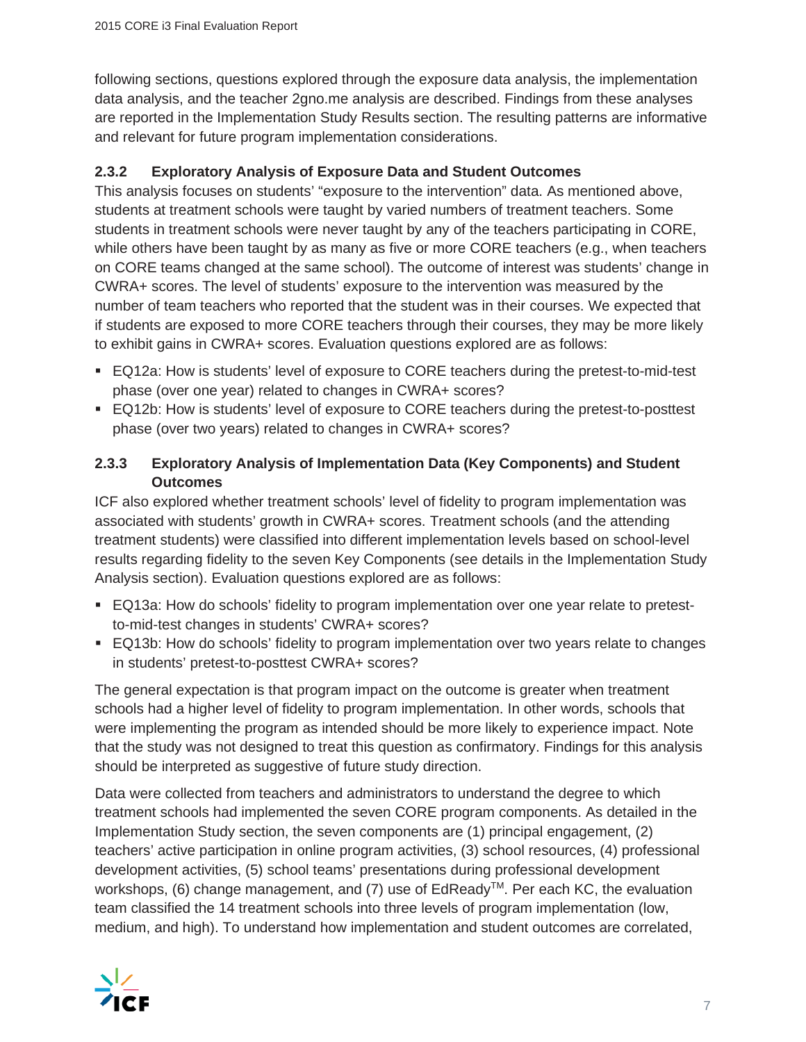following sections, questions explored through the exposure data analysis, the implementation data analysis, and the teacher 2gno.me analysis are described. Findings from these analyses are reported in the Implementation Study Results section. The resulting patterns are informative and relevant for future program implementation considerations.

### 2.3.2 Exploratory Analysis of Exposure Data and Student Outcomes

This analysis focuses on students' "exposure to the intervention" data. As mentioned above, students at treatment schools were taught by varied numbers of treatment teachers. Some students in treatment schools were never taught by any of the teachers participating in CORE, while others have been taught by as many as five or more CORE teachers (e.g., when teachers on CORE teams changed at the same school). The outcome of interest was students' change in CWRA+ scores. The level of students' exposure to the intervention was measured by the number of team teachers who reported that the student was in their courses. We expected that if students are exposed to more CORE teachers through their courses, they may be more likely to exhibit gains in CWRA+ scores. Evaluation questions explored are as follows:

- EQ12a: How is students' level of exposure to CORE teachers during the pretest-to-mid-test phase (over one year) related to changes in CWRA+ scores?
- EQ12b: How is students' level of exposure to CORE teachers during the pretest-to-posttest phase (over two years) related to changes in CWRA+ scores?

### 2.3.3 Exploratory Analysis of Implementation Data (Key Components) and Student Outcomes

ICF also explored whether treatment schools' level of fidelity to program implementation was associated with students' growth in CWRA+ scores. Treatment schools (and the attending treatment students) were classified into different implementation levels based on school-level results regarding fidelity to the seven Key Components (see details in the Implementation Study Analysis section). Evaluation questions explored are as follows:

- EQ13a: How do schools' fidelity to program implementation over one year relate to pretest-to-mid-test changes in students' CWRA+ scores?
- EQ13b: How do schools' fidelity to program implementation over two years relate to changes in students' pretest-to-posttest CWRA+ scores?

The general expectation is that program impact on the outcome is greater when treatment schools had a higher level of fidelity to program implementation. In other words, schools that were implementing the program as intended should be more likely to experience impact. Note that the study was not designed to treat this question as confirmatory. Findings for this analysis should be interpreted as suggestive of future study direction.

Data were collected from teachers and administrators to understand the degree to which treatment schools had implemented the seven CORE program components. As detailed in the Implementation Study section, the seven components are (1) principal engagement, (2) teachers' active participation in online program activities, (3) school resources, (4) professional development activities, (5) school teams' presentations during professional development workshops, (6) change management, and (7) use of EdReady™. Per each KC, the evaluation team classified the 14 treatment schools into three levels of program implementation (low, medium, and high). To understand how implementation and student outcomes are correlated,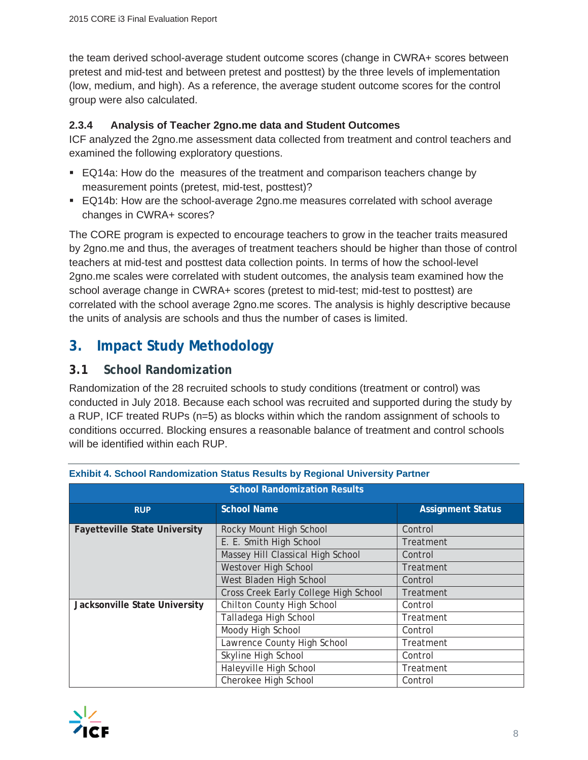the team derived school-average student outcome scores (change in CWRA+ scores between pretest and mid-test and between pretest and posttest) by the three levels of implementation (low, medium, and high). As a reference, the average student outcome scores for the control group were also calculated.

### 2.3.4 Analysis of Teacher 2gno.me data and Student Outcomes

ICF analyzed the 2gno.me assessment data collected from treatment and control teachers and examined the following exploratory questions.

- EQ14a: How do the  measures of the treatment and comparison teachers change by measurement points (pretest, mid-test, posttest)?
- EQ14b: How are the school-average 2gno.me measures correlated with school average changes in CWRA+ scores?

The CORE program is expected to encourage teachers to grow in the teacher traits measured by 2gno.me and thus, the averages of treatment teachers should be higher than those of control teachers at mid-test and posttest data collection points. In terms of how the school-level 2gno.me scales were correlated with student outcomes, the analysis team examined how the school average change in CWRA+ scores (pretest to mid-test; mid-test to posttest) are correlated with the school average 2gno.me scores. The analysis is highly descriptive because the units of analysis are schools and thus the number of cases is limited.

# 3. Impact Study Methodology

## 3.1 School Randomization

Randomization of the 28 recruited schools to study conditions (treatment or control) was conducted in July 2018. Because each school was recruited and supported during the study by a RUP, ICF treated RUPs (n=5) as blocks within which the random assignment of schools to conditions occurred. Blocking ensures a reasonable balance of treatment and control schools will be identified within each RUP.

**Exhibit 4. School Randomization Status Results by Regional University Partner**

| School Randomization Results | | |
|---|---|---|
| **RUP** | **School Name** | **Assignment Status** |
| **Fayetteville State University** | Rocky Mount High School | Control |
| | E. E. Smith High School | Treatment |
| | Massey Hill Classical High School | Control |
| | Westover High School | Treatment |
| | West Bladen High School | Control |
| | Cross Creek Early College High School | Treatment |
| **Jacksonville State University** | Chilton County High School | Control |
| | Talladega High School | Treatment |
| | Moody High School | Control |
| | Lawrence County High School | Treatment |
| | Skyline High School | Control |
| | Haleyville High School | Treatment |
| | Cherokee High School | Control |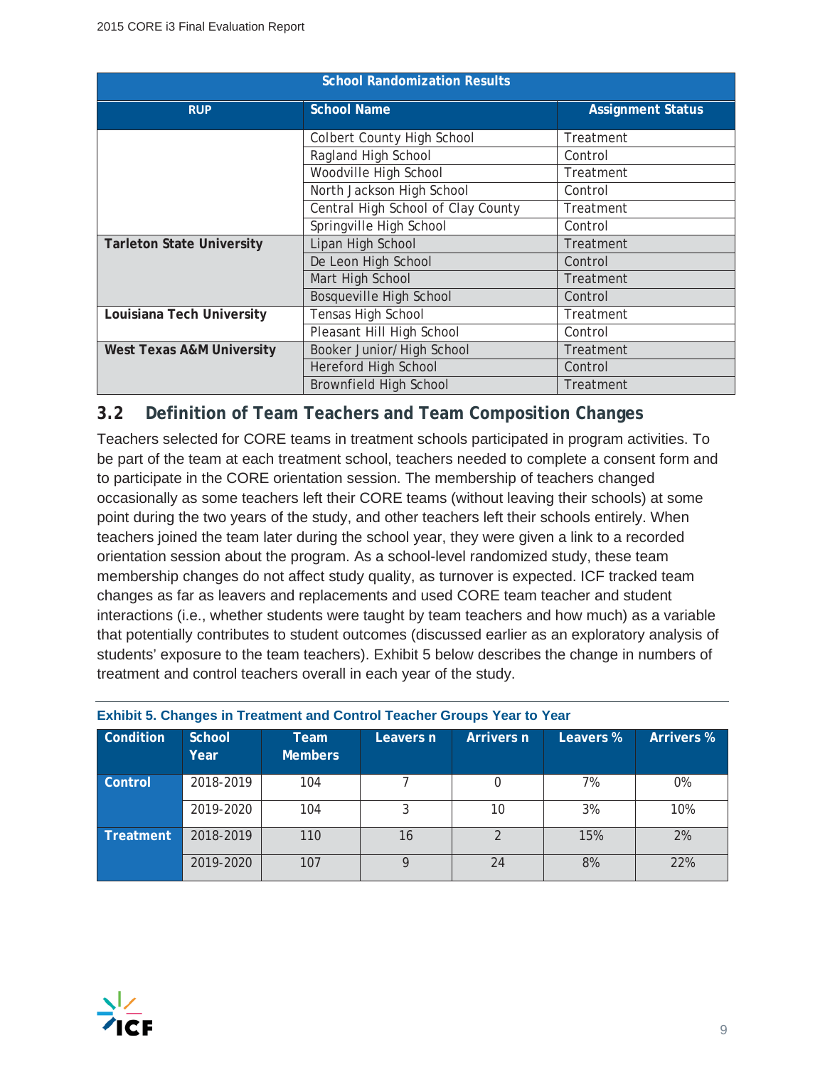| School Randomization Results | | |
|---|---|---|
| **RUP** | **School Name** | **Assignment Status** |
| | Colbert County High School | Treatment |
| | Ragland High School | Control |
| | Woodville High School | Treatment |
| | North Jackson High School | Control |
| | Central High School of Clay County | Treatment |
| | Springville High School | Control |
| **Tarleton State University** | Lipan High School | Treatment |
| | De Leon High School | Control |
| | Mart High School | Treatment |
| | Bosqueville High School | Control |
| **Louisiana Tech University** | Tensas High School | Treatment |
| | Pleasant Hill High School | Control |
| **West Texas A&M University** | Booker Junior/High School | Treatment |
| | Hereford High School | Control |
| | Brownfield High School | Treatment |

## 3.2 Definition of Team Teachers and Team Composition Changes

Teachers selected for CORE teams in treatment schools participated in program activities. To be part of the team at each treatment school, teachers needed to complete a consent form and to participate in the CORE orientation session. The membership of teachers changed occasionally as some teachers left their CORE teams (without leaving their schools) at some point during the two years of the study, and other teachers left their schools entirely. When teachers joined the team later during the school year, they were given a link to a recorded orientation session about the program. As a school-level randomized study, these team membership changes do not affect study quality, as turnover is expected. ICF tracked team changes as far as leavers and replacements and used CORE team teacher and student interactions (i.e., whether students were taught by team teachers and how much) as a variable that potentially contributes to student outcomes (discussed earlier as an exploratory analysis of students' exposure to the team teachers). Exhibit 5 below describes the change in numbers of treatment and control teachers overall in each year of the study.

**Exhibit 5. Changes in Treatment and Control Teacher Groups Year to Year**

| Condition | School Year | Team Members | Leavers n | Arrivers n | Leavers % | Arrivers % |
|---|---|---|---|---|---|---|
| **Control** | 2018-2019 | 104 | 7 | 0 | 7% | 0% |
| | 2019-2020 | 104 | 3 | 10 | 3% | 10% |
| **Treatment** | 2018-2019 | 110 | 16 | 2 | 15% | 2% |
| | 2019-2020 | 107 | 9 | 24 | 8% | 22% |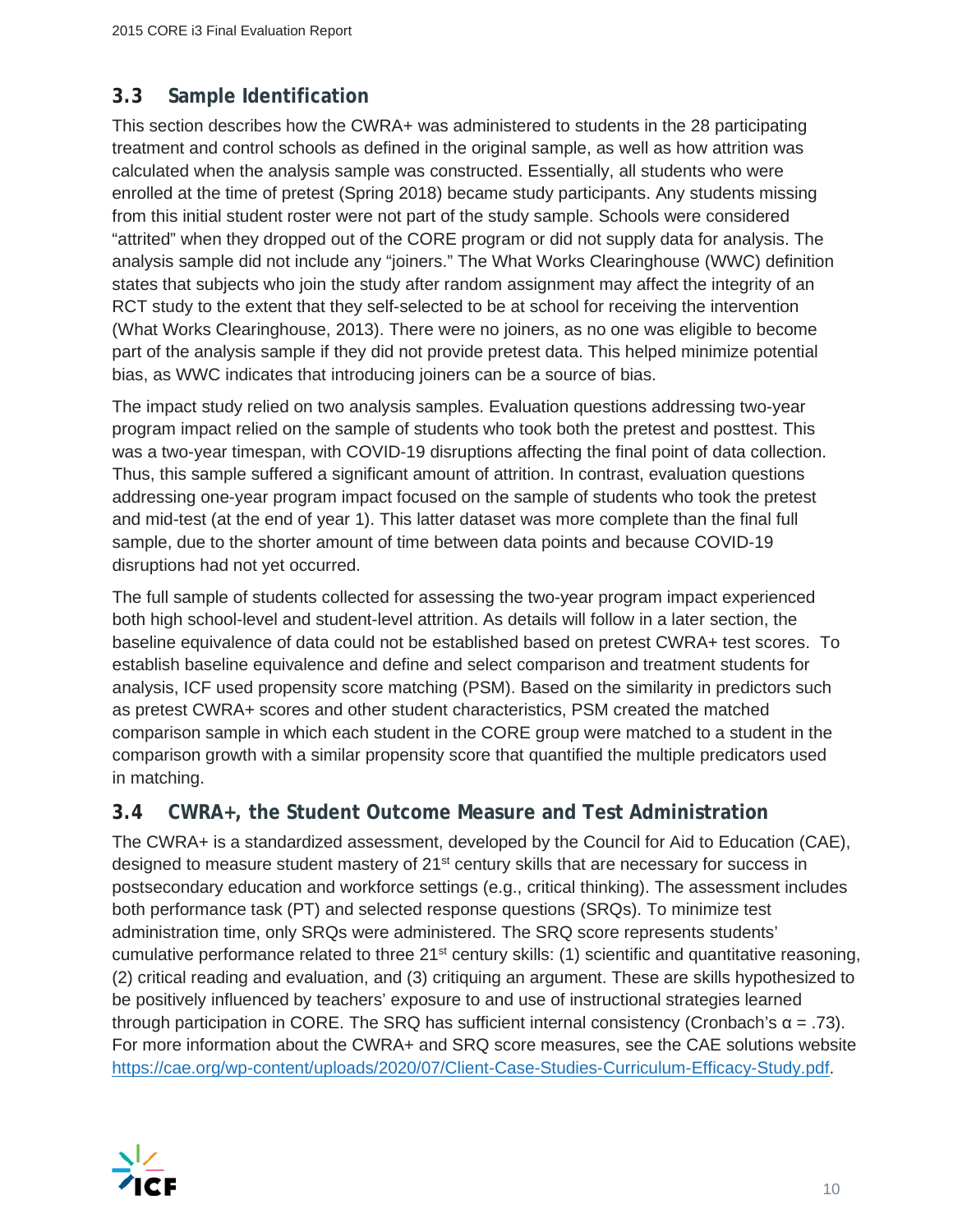## 3.3 Sample Identification

This section describes how the CWRA+ was administered to students in the 28 participating treatment and control schools as defined in the original sample, as well as how attrition was calculated when the analysis sample was constructed. Essentially, all students who were enrolled at the time of pretest (Spring 2018) became study participants. Any students missing from this initial student roster were not part of the study sample. Schools were considered "attrited" when they dropped out of the CORE program or did not supply data for analysis. The analysis sample did not include any "joiners." The What Works Clearinghouse (WWC) definition states that subjects who join the study after random assignment may affect the integrity of an RCT study to the extent that they self-selected to be at school for receiving the intervention (What Works Clearinghouse, 2013). There were no joiners, as no one was eligible to become part of the analysis sample if they did not provide pretest data. This helped minimize potential bias, as WWC indicates that introducing joiners can be a source of bias.

The impact study relied on two analysis samples. Evaluation questions addressing two-year program impact relied on the sample of students who took both the pretest and posttest. This was a two-year timespan, with COVID-19 disruptions affecting the final point of data collection. Thus, this sample suffered a significant amount of attrition. In contrast, evaluation questions addressing one-year program impact focused on the sample of students who took the pretest and mid-test (at the end of year 1). This latter dataset was more complete than the final full sample, due to the shorter amount of time between data points and because COVID-19 disruptions had not yet occurred.

The full sample of students collected for assessing the two-year program impact experienced both high school-level and student-level attrition. As details will follow in a later section, the baseline equivalence of data could not be established based on pretest CWRA+ test scores. To establish baseline equivalence and define and select comparison and treatment students for analysis, ICF used propensity score matching (PSM). Based on the similarity in predictors such as pretest CWRA+ scores and other student characteristics, PSM created the matched comparison sample in which each student in the CORE group were matched to a student in the comparison growth with a similar propensity score that quantified the multiple predicators used in matching.

## 3.4 CWRA+, the Student Outcome Measure and Test Administration

The CWRA+ is a standardized assessment, developed by the Council for Aid to Education (CAE), designed to measure student mastery of 21st century skills that are necessary for success in postsecondary education and workforce settings (e.g., critical thinking). The assessment includes both performance task (PT) and selected response questions (SRQs). To minimize test administration time, only SRQs were administered. The SRQ score represents students' cumulative performance related to three 21st century skills: (1) scientific and quantitative reasoning, (2) critical reading and evaluation, and (3) critiquing an argument. These are skills hypothesized to be positively influenced by teachers' exposure to and use of instructional strategies learned through participation in CORE. The SRQ has sufficient internal consistency (Cronbach's $\alpha = .73$). For more information about the CWRA+ and SRQ score measures, see the CAE solutions website https://cae.org/wp-content/uploads/2020/07/Client-Case-Studies-Curriculum-Efficacy-Study.pdf.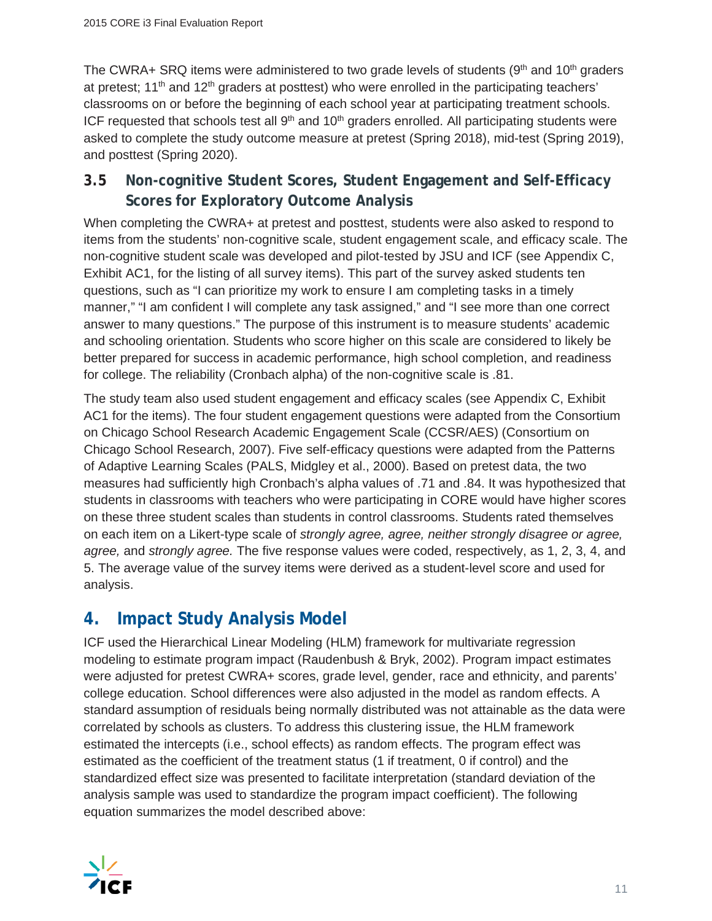The CWRA+ SRQ items were administered to two grade levels of students (9th and 10th graders at pretest; 11th and 12th graders at posttest) who were enrolled in the participating teachers' classrooms on or before the beginning of each school year at participating treatment schools. ICF requested that schools test all 9th and 10th graders enrolled. All participating students were asked to complete the study outcome measure at pretest (Spring 2018), mid-test (Spring 2019), and posttest (Spring 2020).

### 3.5 Non-cognitive Student Scores, Student Engagement and Self-Efficacy Scores for Exploratory Outcome Analysis

When completing the CWRA+ at pretest and posttest, students were also asked to respond to items from the students' non-cognitive scale, student engagement scale, and efficacy scale. The non-cognitive student scale was developed and pilot-tested by JSU and ICF (see Appendix C, Exhibit AC1, for the listing of all survey items). This part of the survey asked students ten questions, such as "I can prioritize my work to ensure I am completing tasks in a timely manner," "I am confident I will complete any task assigned," and "I see more than one correct answer to many questions." The purpose of this instrument is to measure students' academic and schooling orientation. Students who score higher on this scale are considered to likely be better prepared for success in academic performance, high school completion, and readiness for college. The reliability (Cronbach alpha) of the non-cognitive scale is .81.

The study team also used student engagement and efficacy scales (see Appendix C, Exhibit AC1 for the items). The four student engagement questions were adapted from the Consortium on Chicago School Research Academic Engagement Scale (CCSR/AES) (Consortium on Chicago School Research, 2007). Five self-efficacy questions were adapted from the Patterns of Adaptive Learning Scales (PALS, Midgley et al., 2000). Based on pretest data, the two measures had sufficiently high Cronbach's alpha values of .71 and .84. It was hypothesized that students in classrooms with teachers who were participating in CORE would have higher scores on these three student scales than students in control classrooms. Students rated themselves on each item on a Likert-type scale of *strongly agree, agree, neither strongly disagree or agree, agree,* and *strongly agree.* The five response values were coded, respectively, as 1, 2, 3, 4, and 5. The average value of the survey items were derived as a student-level score and used for analysis.

## 4. Impact Study Analysis Model

ICF used the Hierarchical Linear Modeling (HLM) framework for multivariate regression modeling to estimate program impact (Raudenbush & Bryk, 2002). Program impact estimates were adjusted for pretest CWRA+ scores, grade level, gender, race and ethnicity, and parents' college education. School differences were also adjusted in the model as random effects. A standard assumption of residuals being normally distributed was not attainable as the data were correlated by schools as clusters. To address this clustering issue, the HLM framework estimated the intercepts (i.e., school effects) as random effects. The program effect was estimated as the coefficient of the treatment status (1 if treatment, 0 if control) and the standardized effect size was presented to facilitate interpretation (standard deviation of the analysis sample was used to standardize the program impact coefficient). The following equation summarizes the model described above: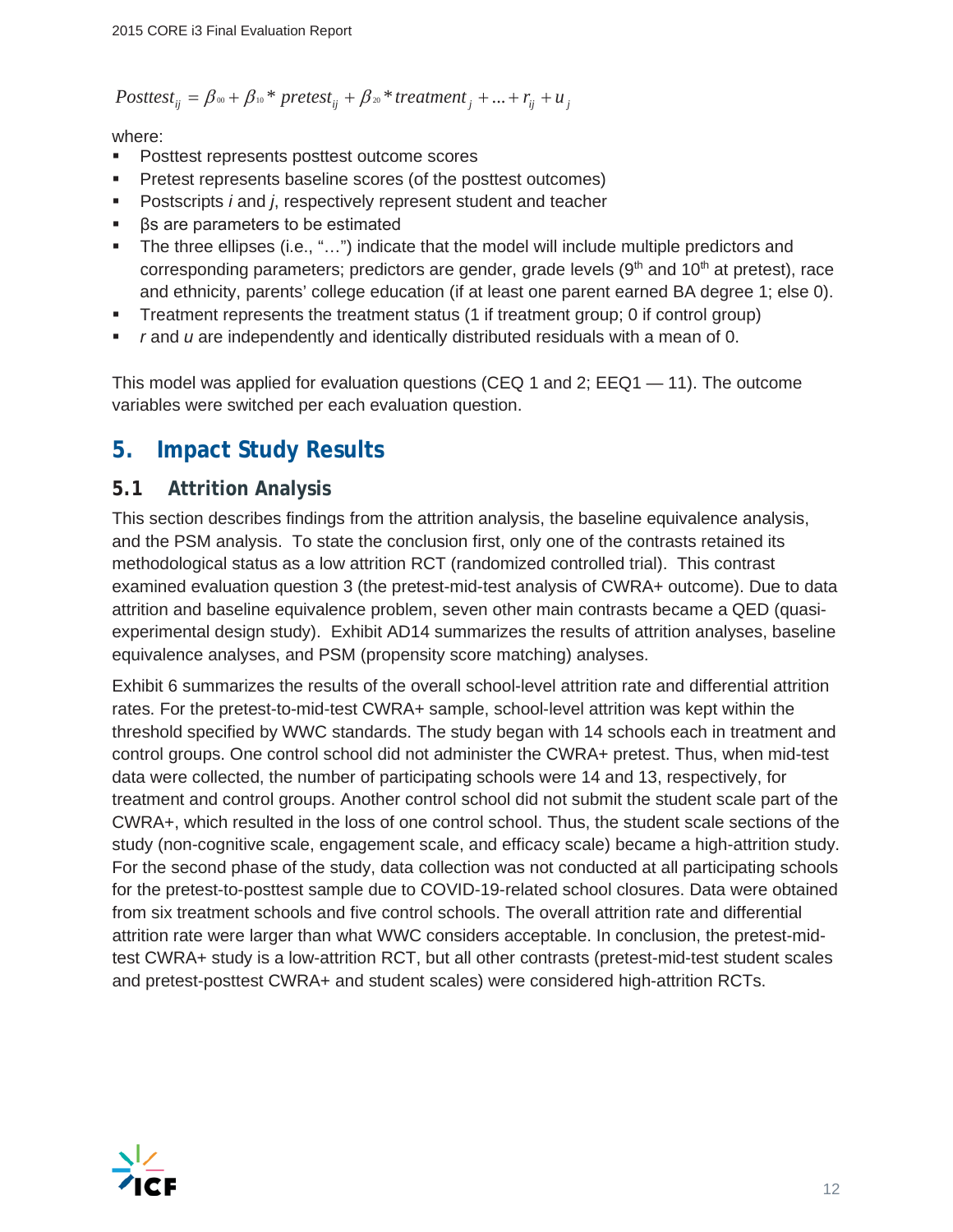$$Posttest_{ij} = \beta_{00} + \beta_{10} * pretest_{ij} + \beta_{20} * treatment_{j} + ... + r_{ij} + u_{j}$$

where:

- Posttest represents posttest outcome scores
- Pretest represents baseline scores (of the posttest outcomes)
- Postscripts *i* and *j*, respectively represent student and teacher
- βs are parameters to be estimated
- The three ellipses (i.e., "…") indicate that the model will include multiple predictors and corresponding parameters; predictors are gender, grade levels (9th and 10th at pretest), race and ethnicity, parents' college education (if at least one parent earned BA degree 1; else 0).
- Treatment represents the treatment status (1 if treatment group; 0 if control group)
- *r* and *u* are independently and identically distributed residuals with a mean of 0.

This model was applied for evaluation questions (CEQ 1 and 2; EEQ1 — 11). The outcome variables were switched per each evaluation question.

# 5. Impact Study Results

## 5.1 Attrition Analysis

This section describes findings from the attrition analysis, the baseline equivalence analysis, and the PSM analysis. To state the conclusion first, only one of the contrasts retained its methodological status as a low attrition RCT (randomized controlled trial). This contrast examined evaluation question 3 (the pretest-mid-test analysis of CWRA+ outcome). Due to data attrition and baseline equivalence problem, seven other main contrasts became a QED (quasi-experimental design study). Exhibit AD14 summarizes the results of attrition analyses, baseline equivalence analyses, and PSM (propensity score matching) analyses.

Exhibit 6 summarizes the results of the overall school-level attrition rate and differential attrition rates. For the pretest-to-mid-test CWRA+ sample, school-level attrition was kept within the threshold specified by WWC standards. The study began with 14 schools each in treatment and control groups. One control school did not administer the CWRA+ pretest. Thus, when mid-test data were collected, the number of participating schools were 14 and 13, respectively, for treatment and control groups. Another control school did not submit the student scale part of the CWRA+, which resulted in the loss of one control school. Thus, the student scale sections of the study (non-cognitive scale, engagement scale, and efficacy scale) became a high-attrition study. For the second phase of the study, data collection was not conducted at all participating schools for the pretest-to-posttest sample due to COVID-19-related school closures. Data were obtained from six treatment schools and five control schools. The overall attrition rate and differential attrition rate were larger than what WWC considers acceptable. In conclusion, the pretest-mid-test CWRA+ study is a low-attrition RCT, but all other contrasts (pretest-mid-test student scales and pretest-posttest CWRA+ and student scales) were considered high-attrition RCTs.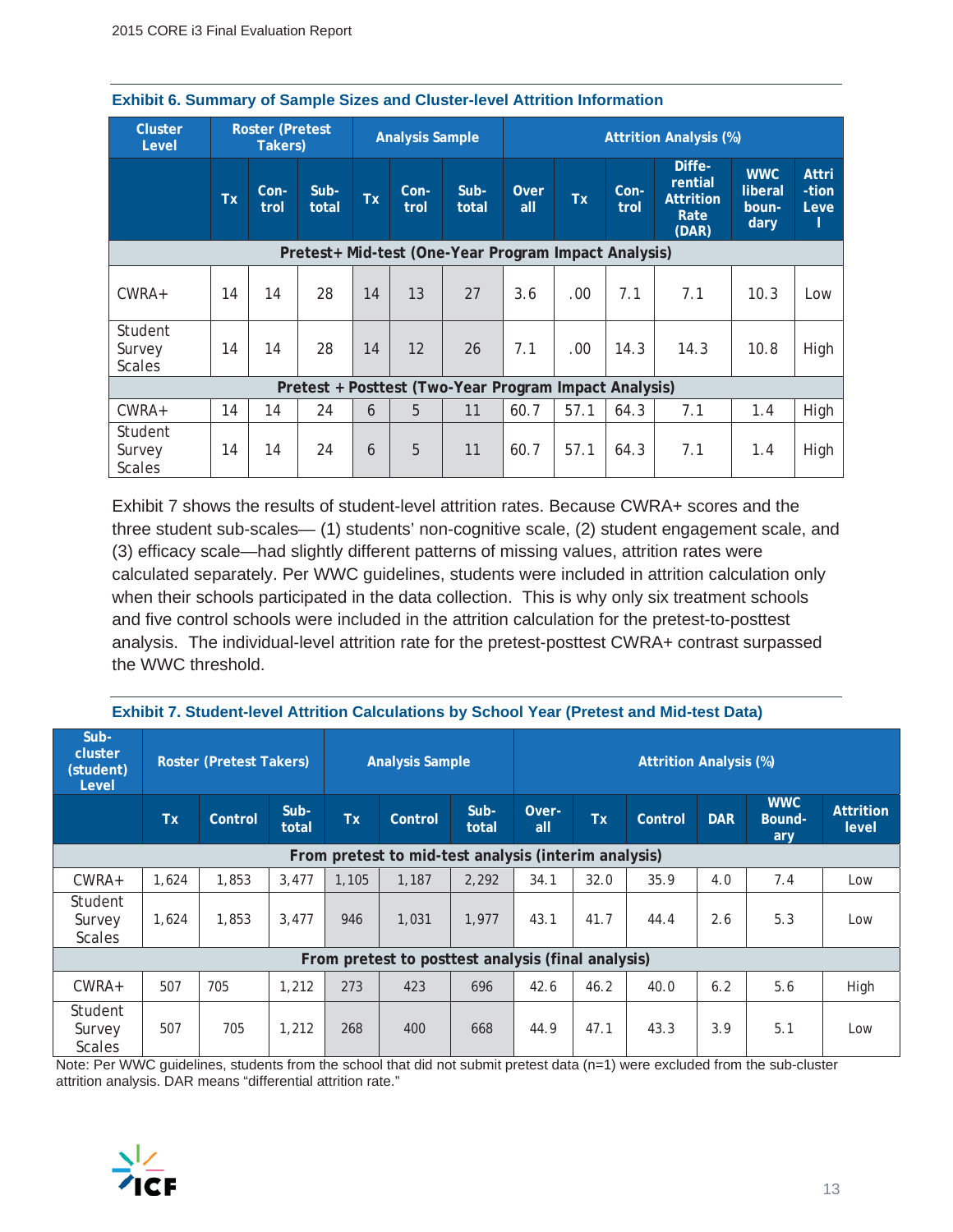**Exhibit 6. Summary of Sample Sizes and Cluster-level Attrition Information**

| Cluster Level | Roster (Pretest Takers) | | | Analysis Sample | | | Attrition Analysis (%) | | | | | |
|---|---|---|---|---|---|---|---|---|---|---|---|---|
| | Tx | Con-trol | Sub-total | Tx | Con-trol | Sub-total | Over all | Tx | Con-trol | Differential Attrition Rate (DAR) | WWC liberal boun-dary | Attri-tion Level |
| **Pretest+ Mid-test (One-Year Program Impact Analysis)** | | | | | | | | | | | | |
| CWRA+ | 14 | 14 | 28 | 14 | 13 | 27 | 3.6 | .00 | 7.1 | 7.1 | 10.3 | Low |
| Student Survey Scales | 14 | 14 | 28 | 14 | 12 | 26 | 7.1 | .00 | 14.3 | 14.3 | 10.8 | High |
| **Pretest + Posttest (Two-Year Program Impact Analysis)** | | | | | | | | | | | | |
| CWRA+ | 14 | 14 | 24 | 6 | 5 | 11 | 60.7 | 57.1 | 64.3 | 7.1 | 1.4 | High |
| Student Survey Scales | 14 | 14 | 24 | 6 | 5 | 11 | 60.7 | 57.1 | 64.3 | 7.1 | 1.4 | High |

Exhibit 7 shows the results of student-level attrition rates. Because CWRA+ scores and the three student sub-scales— (1) students' non-cognitive scale, (2) student engagement scale, and (3) efficacy scale—had slightly different patterns of missing values, attrition rates were calculated separately. Per WWC guidelines, students were included in attrition calculation only when their schools participated in the data collection. This is why only six treatment schools and five control schools were included in the attrition calculation for the pretest-to-posttest analysis. The individual-level attrition rate for the pretest-posttest CWRA+ contrast surpassed the WWC threshold.

**Exhibit 7. Student-level Attrition Calculations by School Year (Pretest and Mid-test Data)**

| Sub-cluster (student) Level | Roster (Pretest Takers) | | | Analysis Sample | | | Attrition Analysis (%) | | | | | |
|---|---|---|---|---|---|---|---|---|---|---|---|---|
| | Tx | Control | Sub-total | Tx | Control | Sub-total | Over-all | Tx | Control | DAR | WWC Bound-ary | Attrition level |
| **From pretest to mid-test analysis (interim analysis)** | | | | | | | | | | | | |
| CWRA+ | 1,624 | 1,853 | 3,477 | 1,105 | 1,187 | 2,292 | 34.1 | 32.0 | 35.9 | 4.0 | 7.4 | Low |
| Student Survey Scales | 1,624 | 1,853 | 3,477 | 946 | 1,031 | 1,977 | 43.1 | 41.7 | 44.4 | 2.6 | 5.3 | Low |
| **From pretest to posttest analysis (final analysis)** | | | | | | | | | | | | |
| CWRA+ | 507 | 705 | 1,212 | 273 | 423 | 696 | 42.6 | 46.2 | 40.0 | 6.2 | 5.6 | High |
| Student Survey Scales | 507 | 705 | 1,212 | 268 | 400 | 668 | 44.9 | 47.1 | 43.3 | 3.9 | 5.1 | Low |

Note: Per WWC guidelines, students from the school that did not submit pretest data (n=1) were excluded from the sub-cluster attrition analysis. DAR means "differential attrition rate."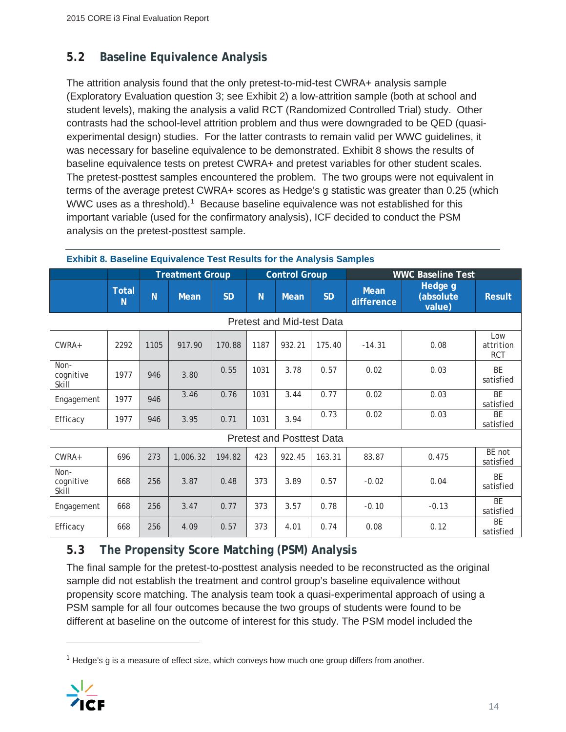## 5.2 Baseline Equivalence Analysis

The attrition analysis found that the only pretest-to-mid-test CWRA+ analysis sample (Exploratory Evaluation question 3; see Exhibit 2) a low-attrition sample (both at school and student levels), making the analysis a valid RCT (Randomized Controlled Trial) study. Other contrasts had the school-level attrition problem and thus were downgraded to be QED (quasi-experimental design) studies. For the latter contrasts to remain valid per WWC guidelines, it was necessary for baseline equivalence to be demonstrated. Exhibit 8 shows the results of baseline equivalence tests on pretest CWRA+ and pretest variables for other student scales. The pretest-posttest samples encountered the problem. The two groups were not equivalent in terms of the average pretest CWRA+ scores as Hedge's g statistic was greater than 0.25 (which WWC uses as a threshold).[1] Because baseline equivalence was not established for this important variable (used for the confirmatory analysis), ICF decided to conduct the PSM analysis on the pretest-posttest sample.

**Exhibit 8. Baseline Equivalence Test Results for the Analysis Samples**

| | | Treatment Group | | | Control Group | | | WWC Baseline Test | | |
|---|---|---|---|---|---|---|---|---|---|---|
| | Total N | N | Mean | SD | N | Mean | SD | Mean difference | Hedge g (absolute value) | Result |
| Pretest and Mid-test Data | | | | | | | | | | |
| CWRA+ | 2292 | 1105 | 917.90 | 170.88 | 1187 | 932.21 | 175.40 | -14.31 | 0.08 | Low attrition RCT |
| Non-cognitive Skill | 1977 | 946 | 3.80 | 0.55 | 1031 | 3.78 | 0.57 | 0.02 | 0.03 | BE satisfied |
| Engagement | 1977 | 946 | 3.46 | 0.76 | 1031 | 3.44 | 0.77 | 0.02 | 0.03 | BE satisfied |
| Efficacy | 1977 | 946 | 3.95 | 0.71 | 1031 | 3.94 | 0.73 | 0.02 | 0.03 | BE satisfied |
| Pretest and Posttest Data | | | | | | | | | | |
| CWRA+ | 696 | 273 | 1,006.32 | 194.82 | 423 | 922.45 | 163.31 | 83.87 | 0.475 | BE not satisfied |
| Non-cognitive Skill | 668 | 256 | 3.87 | 0.48 | 373 | 3.89 | 0.57 | -0.02 | 0.04 | BE satisfied |
| Engagement | 668 | 256 | 3.47 | 0.77 | 373 | 3.57 | 0.78 | -0.10 | -0.13 | BE satisfied |
| Efficacy | 668 | 256 | 4.09 | 0.57 | 373 | 4.01 | 0.74 | 0.08 | 0.12 | BE satisfied |

## 5.3 The Propensity Score Matching (PSM) Analysis

The final sample for the pretest-to-posttest analysis needed to be reconstructed as the original sample did not establish the treatment and control group's baseline equivalence without propensity score matching. The analysis team took a quasi-experimental approach of using a PSM sample for all four outcomes because the two groups of students were found to be different at baseline on the outcome of interest for this study. The PSM model included the

[1] Hedge's g is a measure of effect size, which conveys how much one group differs from another.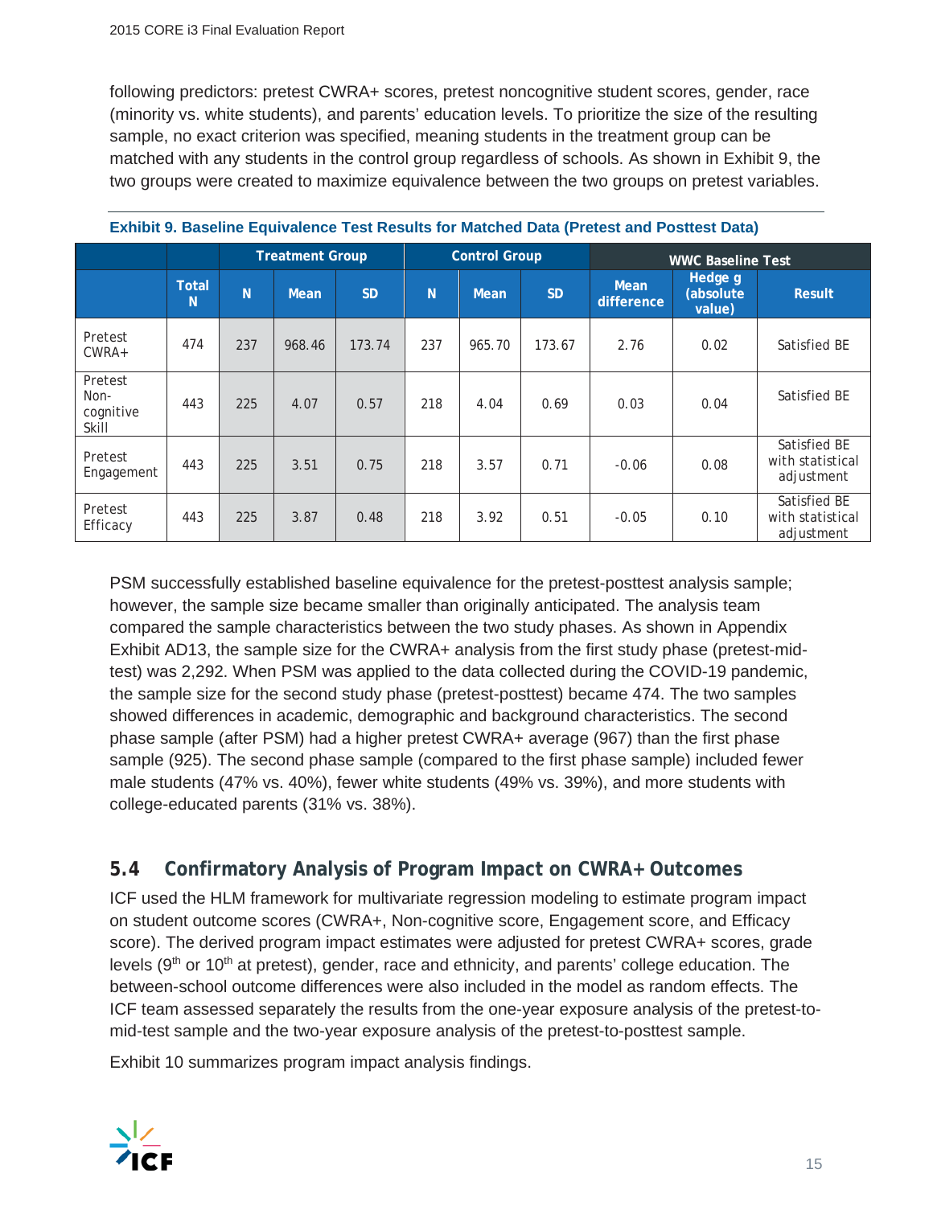following predictors: pretest CWRA+ scores, pretest noncognitive student scores, gender, race (minority vs. white students), and parents' education levels. To prioritize the size of the resulting sample, no exact criterion was specified, meaning students in the treatment group can be matched with any students in the control group regardless of schools. As shown in Exhibit 9, the two groups were created to maximize equivalence between the two groups on pretest variables.

**Exhibit 9. Baseline Equivalence Test Results for Matched Data (Pretest and Posttest Data)**

| | | Treatment Group | | | Control Group | | | WWC Baseline Test | | |
|---|---|---|---|---|---|---|---|---|---|---|
| | Total N | N | Mean | SD | N | Mean | SD | Mean difference | Hedge g (absolute value) | Result |
| Pretest CWRA+ | 474 | 237 | 968.46 | 173.74 | 237 | 965.70 | 173.67 | 2.76 | 0.02 | Satisfied BE |
| Pretest Non-cognitive Skill | 443 | 225 | 4.07 | 0.57 | 218 | 4.04 | 0.69 | 0.03 | 0.04 | Satisfied BE |
| Pretest Engagement | 443 | 225 | 3.51 | 0.75 | 218 | 3.57 | 0.71 | -0.06 | 0.08 | Satisfied BE with statistical adjustment |
| Pretest Efficacy | 443 | 225 | 3.87 | 0.48 | 218 | 3.92 | 0.51 | -0.05 | 0.10 | Satisfied BE with statistical adjustment |

PSM successfully established baseline equivalence for the pretest-posttest analysis sample; however, the sample size became smaller than originally anticipated. The analysis team compared the sample characteristics between the two study phases. As shown in Appendix Exhibit AD13, the sample size for the CWRA+ analysis from the first study phase (pretest-mid-test) was 2,292. When PSM was applied to the data collected during the COVID-19 pandemic, the sample size for the second study phase (pretest-posttest) became 474. The two samples showed differences in academic, demographic and background characteristics. The second phase sample (after PSM) had a higher pretest CWRA+ average (967) than the first phase sample (925). The second phase sample (compared to the first phase sample) included fewer male students (47% vs. 40%), fewer white students (49% vs. 39%), and more students with college-educated parents (31% vs. 38%).

## 5.4 Confirmatory Analysis of Program Impact on CWRA+ Outcomes

ICF used the HLM framework for multivariate regression modeling to estimate program impact on student outcome scores (CWRA+, Non-cognitive score, Engagement score, and Efficacy score). The derived program impact estimates were adjusted for pretest CWRA+ scores, grade levels (9th or 10th at pretest), gender, race and ethnicity, and parents' college education. The between-school outcome differences were also included in the model as random effects. The ICF team assessed separately the results from the one-year exposure analysis of the pretest-to-mid-test sample and the two-year exposure analysis of the pretest-to-posttest sample.

Exhibit 10 summarizes program impact analysis findings.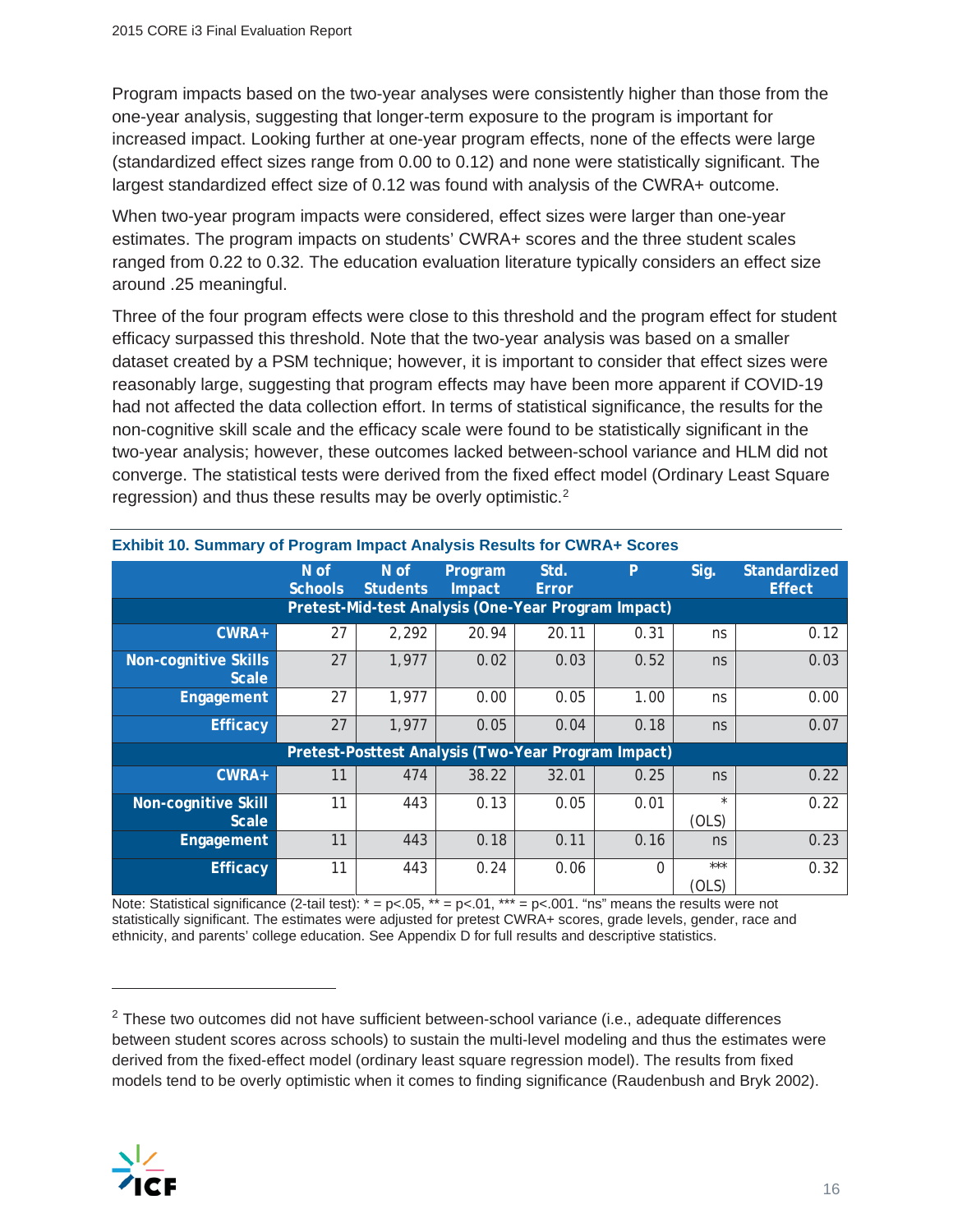Program impacts based on the two-year analyses were consistently higher than those from the one-year analysis, suggesting that longer-term exposure to the program is important for increased impact. Looking further at one-year program effects, none of the effects were large (standardized effect sizes range from 0.00 to 0.12) and none were statistically significant. The largest standardized effect size of 0.12 was found with analysis of the CWRA+ outcome.

When two-year program impacts were considered, effect sizes were larger than one-year estimates. The program impacts on students' CWRA+ scores and the three student scales ranged from 0.22 to 0.32. The education evaluation literature typically considers an effect size around .25 meaningful.

Three of the four program effects were close to this threshold and the program effect for student efficacy surpassed this threshold. Note that the two-year analysis was based on a smaller dataset created by a PSM technique; however, it is important to consider that effect sizes were reasonably large, suggesting that program effects may have been more apparent if COVID-19 had not affected the data collection effort. In terms of statistical significance, the results for the non-cognitive skill scale and the efficacy scale were found to be statistically significant in the two-year analysis; however, these outcomes lacked between-school variance and HLM did not converge. The statistical tests were derived from the fixed effect model (Ordinary Least Square regression) and thus these results may be overly optimistic.[2]

**Exhibit 10. Summary of Program Impact Analysis Results for CWRA+ Scores**

| | N of Schools | N of Students | Program Impact | Std. Error | P | Sig. | Standardized Effect |
|---|---|---|---|---|---|---|---|
| **Pretest-Mid-test Analysis (One-Year Program Impact)** | | | | | | | |
| **CWRA+** | 27 | 2,292 | 20.94 | 20.11 | 0.31 | ns | 0.12 |
| **Non-cognitive Skills Scale** | 27 | 1,977 | 0.02 | 0.03 | 0.52 | ns | 0.03 |
| **Engagement** | 27 | 1,977 | 0.00 | 0.05 | 1.00 | ns | 0.00 |
| **Efficacy** | 27 | 1,977 | 0.05 | 0.04 | 0.18 | ns | 0.07 |
| **Pretest-Posttest Analysis (Two-Year Program Impact)** | | | | | | | |
| **CWRA+** | 11 | 474 | 38.22 | 32.01 | 0.25 | ns | 0.22 |
| **Non-cognitive Skill Scale** | 11 | 443 | 0.13 | 0.05 | 0.01 | * (OLS) | 0.22 |
| **Engagement** | 11 | 443 | 0.18 | 0.11 | 0.16 | ns | 0.23 |
| **Efficacy** | 11 | 443 | 0.24 | 0.06 | 0 | *** (OLS) | 0.32 |

Note: Statistical significance (2-tail test): * = p<.05, ** = p<.01, *** = p<.001. "ns" means the results were not statistically significant. The estimates were adjusted for pretest CWRA+ scores, grade levels, gender, race and ethnicity, and parents' college education. See Appendix D for full results and descriptive statistics.

[2] These two outcomes did not have sufficient between-school variance (i.e., adequate differences between student scores across schools) to sustain the multi-level modeling and thus the estimates were derived from the fixed-effect model (ordinary least square regression model). The results from fixed models tend to be overly optimistic when it comes to finding significance (Raudenbush and Bryk 2002).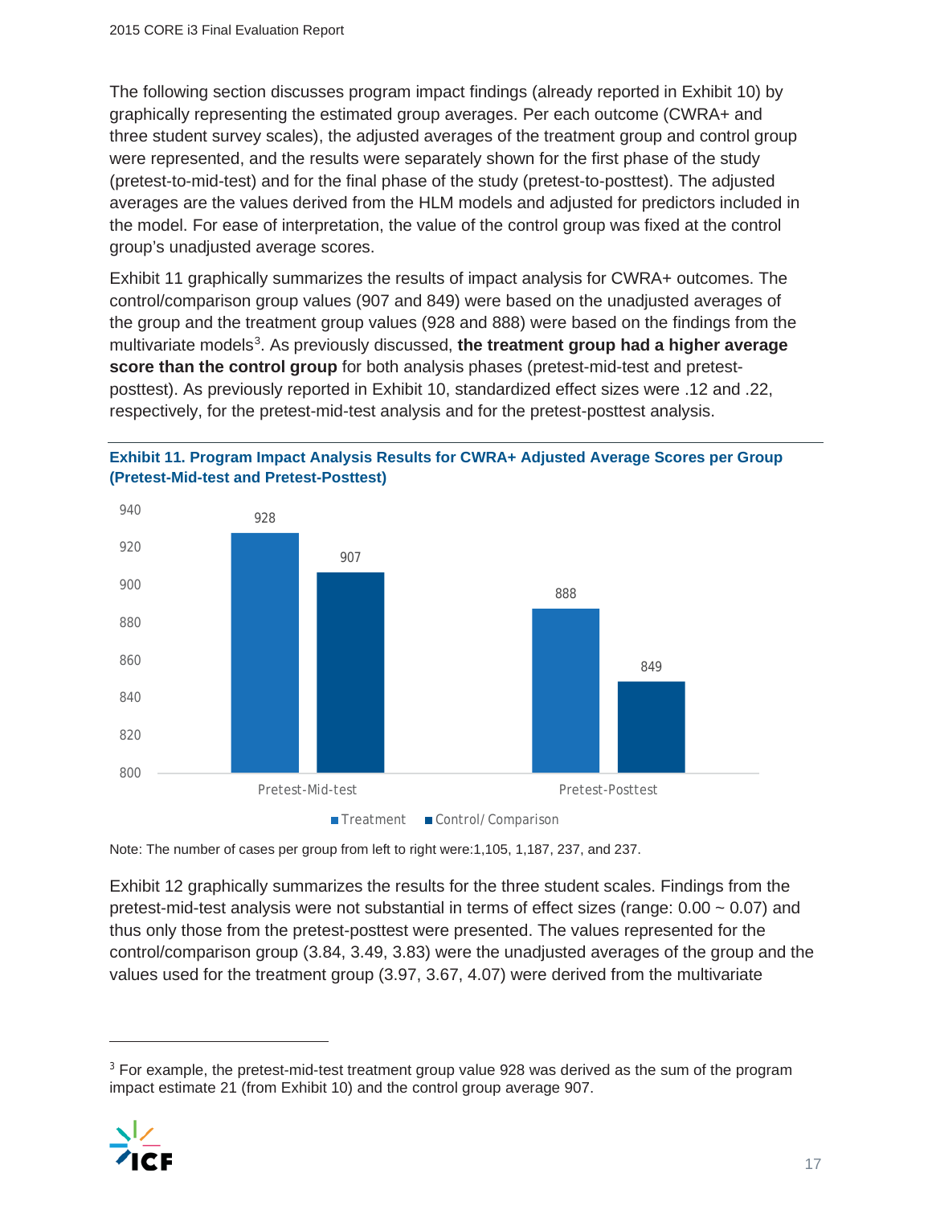The following section discusses program impact findings (already reported in Exhibit 10) by graphically representing the estimated group averages. Per each outcome (CWRA+ and three student survey scales), the adjusted averages of the treatment group and control group were represented, and the results were separately shown for the first phase of the study (pretest-to-mid-test) and for the final phase of the study (pretest-to-posttest). The adjusted averages are the values derived from the HLM models and adjusted for predictors included in the model. For ease of interpretation, the value of the control group was fixed at the control group's unadjusted average scores.

Exhibit 11 graphically summarizes the results of impact analysis for CWRA+ outcomes. The control/comparison group values (907 and 849) were based on the unadjusted averages of the group and the treatment group values (928 and 888) were based on the findings from the multivariate models[3]. As previously discussed, **the treatment group had a higher average score than the control group** for both analysis phases (pretest-mid-test and pretest-posttest). As previously reported in Exhibit 10, standardized effect sizes were .12 and .22, respectively, for the pretest-mid-test analysis and for the pretest-posttest analysis.

**Exhibit 11. Program Impact Analysis Results for CWRA+ Adjusted Average Scores per Group (Pretest-Mid-test and Pretest-Posttest)**

| | Treatment | Control/ Comparison |
|---|---|---|
| Pretest-Mid-test | 928 | 907 |
| Pretest-Posttest | 888 | 849 |

Note: The number of cases per group from left to right were:1,105, 1,187, 237, and 237.

Exhibit 12 graphically summarizes the results for the three student scales. Findings from the pretest-mid-test analysis were not substantial in terms of effect sizes (range: 0.00 ~ 0.07) and thus only those from the pretest-posttest were presented. The values represented for the control/comparison group (3.84, 3.49, 3.83) were the unadjusted averages of the group and the values used for the treatment group (3.97, 3.67, 4.07) were derived from the multivariate

---

[3] For example, the pretest-mid-test treatment group value 928 was derived as the sum of the program impact estimate 21 (from Exhibit 10) and the control group average 907.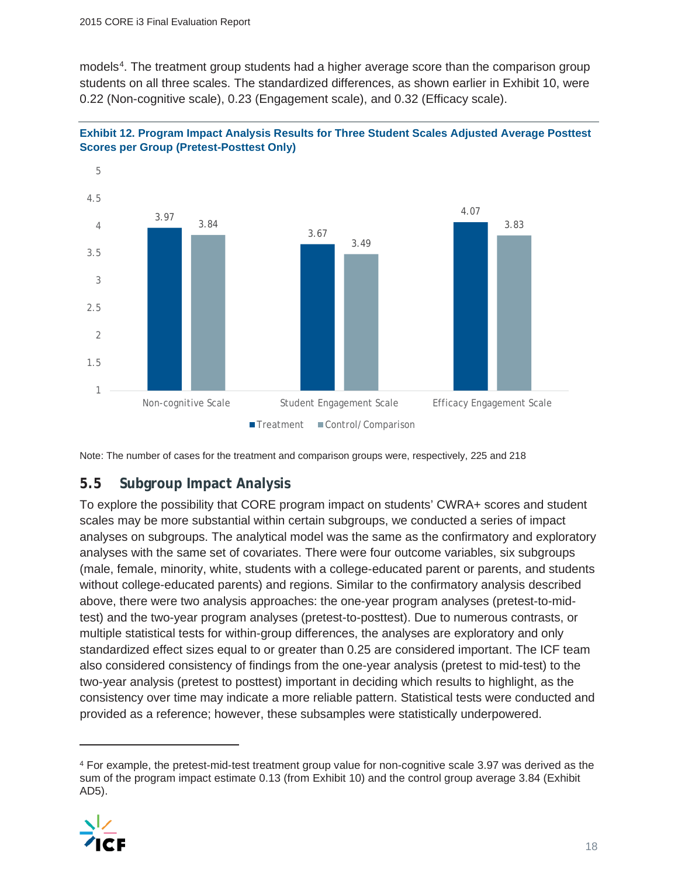models[4]. The treatment group students had a higher average score than the comparison group students on all three scales. The standardized differences, as shown earlier in Exhibit 10, were 0.22 (Non-cognitive scale), 0.23 (Engagement scale), and 0.32 (Efficacy scale).

**Exhibit 12. Program Impact Analysis Results for Three Student Scales Adjusted Average Posttest Scores per Group (Pretest-Posttest Only)**

| Scale | Treatment | Control/ Comparison |
| --- | --- | --- |
| Non-cognitive Scale | 3.97 | 3.84 |
| Student Engagement Scale | 3.67 | 3.49 |
| Efficacy Engagement Scale | 4.07 | 3.83 |

Note: The number of cases for the treatment and comparison groups were, respectively, 225 and 218

## 5.5 Subgroup Impact Analysis

To explore the possibility that CORE program impact on students' CWRA+ scores and student scales may be more substantial within certain subgroups, we conducted a series of impact analyses on subgroups. The analytical model was the same as the confirmatory and exploratory analyses with the same set of covariates. There were four outcome variables, six subgroups (male, female, minority, white, students with a college-educated parent or parents, and students without college-educated parents) and regions. Similar to the confirmatory analysis described above, there were two analysis approaches: the one-year program analyses (pretest-to-mid-test) and the two-year program analyses (pretest-to-posttest). Due to numerous contrasts, or multiple statistical tests for within-group differences, the analyses are exploratory and only standardized effect sizes equal to or greater than 0.25 are considered important. The ICF team also considered consistency of findings from the one-year analysis (pretest to mid-test) to the two-year analysis (pretest to posttest) important in deciding which results to highlight, as the consistency over time may indicate a more reliable pattern. Statistical tests were conducted and provided as a reference; however, these subsamples were statistically underpowered.

[4] For example, the pretest-mid-test treatment group value for non-cognitive scale 3.97 was derived as the sum of the program impact estimate 0.13 (from Exhibit 10) and the control group average 3.84 (Exhibit AD5).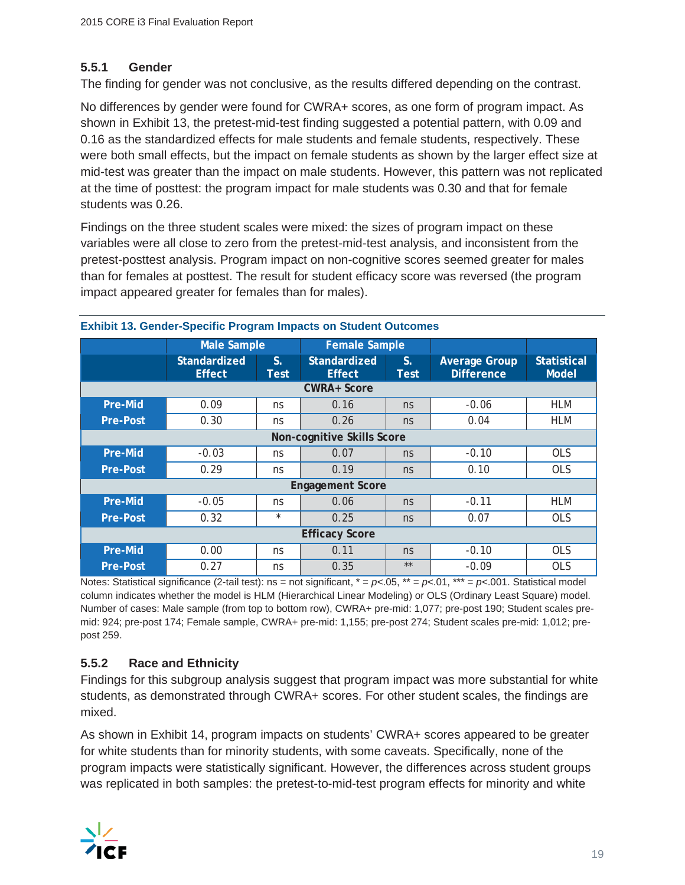### 5.5.1 Gender

The finding for gender was not conclusive, as the results differed depending on the contrast.

No differences by gender were found for CWRA+ scores, as one form of program impact. As shown in Exhibit 13, the pretest-mid-test finding suggested a potential pattern, with 0.09 and 0.16 as the standardized effects for male students and female students, respectively. These were both small effects, but the impact on female students as shown by the larger effect size at mid-test was greater than the impact on male students. However, this pattern was not replicated at the time of posttest: the program impact for male students was 0.30 and that for female students was 0.26.

Findings on the three student scales were mixed: the sizes of program impact on these variables were all close to zero from the pretest-mid-test analysis, and inconsistent from the pretest-posttest analysis. Program impact on non-cognitive scores seemed greater for males than for females at posttest. The result for student efficacy score was reversed (the program impact appeared greater for females than for males).

**Exhibit 13. Gender-Specific Program Impacts on Student Outcomes**

| | Male Sample | | Female Sample | | | |
|---|---|---|---|---|---|---|
| | Standardized Effect | S. Test | Standardized Effect | S. Test | Average Group Difference | Statistical Model |
| **CWRA+ Score** | | | | | | |
| Pre-Mid | 0.09 | ns | 0.16 | ns | -0.06 | HLM |
| Pre-Post | 0.30 | ns | 0.26 | ns | 0.04 | HLM |
| **Non-cognitive Skills Score** | | | | | | |
| Pre-Mid | -0.03 | ns | 0.07 | ns | -0.10 | OLS |
| Pre-Post | 0.29 | ns | 0.19 | ns | 0.10 | OLS |
| **Engagement Score** | | | | | | |
| Pre-Mid | -0.05 | ns | 0.06 | ns | -0.11 | HLM |
| Pre-Post | 0.32 | * | 0.25 | ns | 0.07 | OLS |
| **Efficacy Score** | | | | | | |
| Pre-Mid | 0.00 | ns | 0.11 | ns | -0.10 | OLS |
| Pre-Post | 0.27 | ns | 0.35 | ** | -0.09 | OLS |

Notes: Statistical significance (2-tail test): ns = not significant, * = $p$<.05, ** = $p$<.01, *** = $p$<.001. Statistical model column indicates whether the model is HLM (Hierarchical Linear Modeling) or OLS (Ordinary Least Square) model. Number of cases: Male sample (from top to bottom row), CWRA+ pre-mid: 1,077; pre-post 190; Student scales pre-mid: 924; pre-post 174; Female sample, CWRA+ pre-mid: 1,155; pre-post 274; Student scales pre-mid: 1,012; pre-post 259.

### 5.5.2 Race and Ethnicity

Findings for this subgroup analysis suggest that program impact was more substantial for white students, as demonstrated through CWRA+ scores. For other student scales, the findings are mixed.

As shown in Exhibit 14, program impacts on students' CWRA+ scores appeared to be greater for white students than for minority students, with some caveats. Specifically, none of the program impacts were statistically significant. However, the differences across student groups was replicated in both samples: the pretest-to-mid-test program effects for minority and white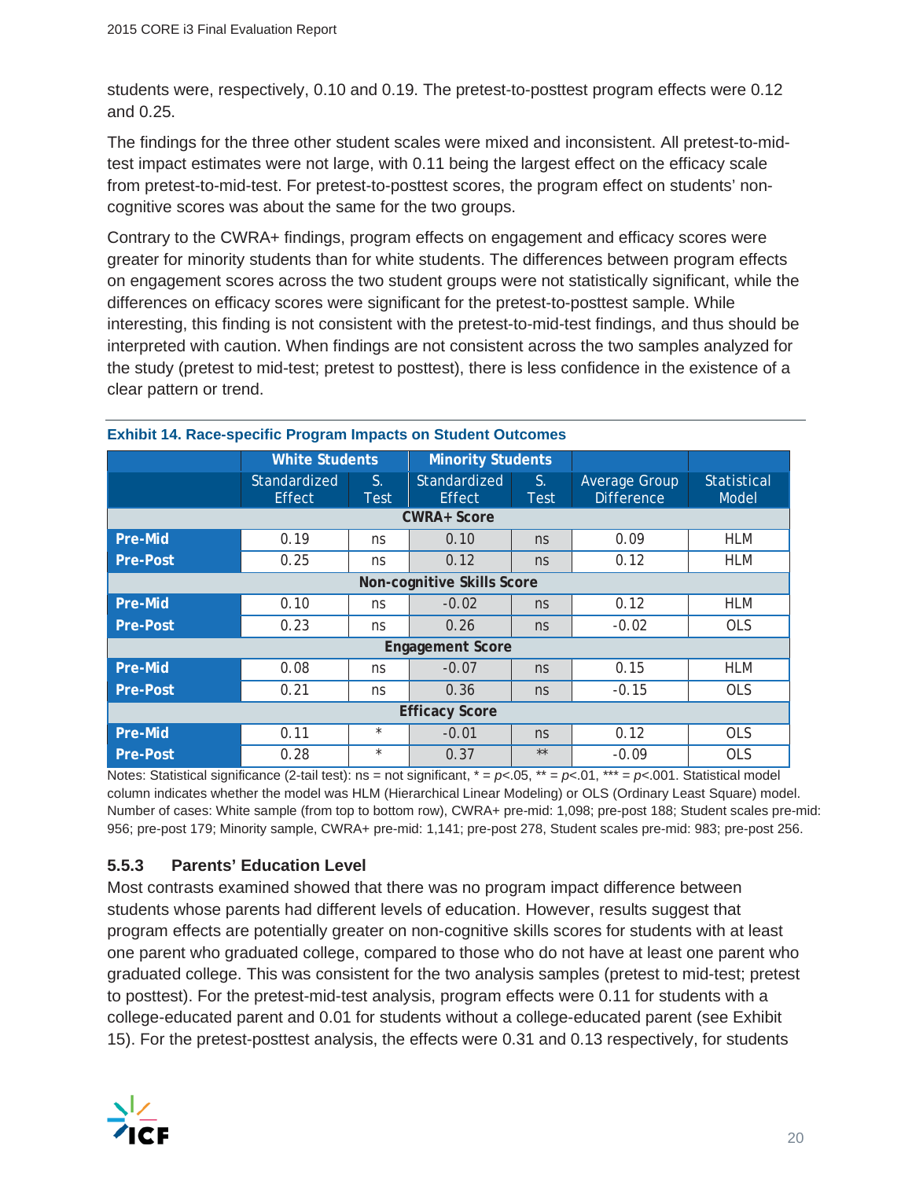students were, respectively, 0.10 and 0.19. The pretest-to-posttest program effects were 0.12 and 0.25.

The findings for the three other student scales were mixed and inconsistent. All pretest-to-mid-test impact estimates were not large, with 0.11 being the largest effect on the efficacy scale from pretest-to-mid-test. For pretest-to-posttest scores, the program effect on students' non-cognitive scores was about the same for the two groups.

Contrary to the CWRA+ findings, program effects on engagement and efficacy scores were greater for minority students than for white students. The differences between program effects on engagement scores across the two student groups were not statistically significant, while the differences on efficacy scores were significant for the pretest-to-posttest sample. While interesting, this finding is not consistent with the pretest-to-mid-test findings, and thus should be interpreted with caution. When findings are not consistent across the two samples analyzed for the study (pretest to mid-test; pretest to posttest), there is less confidence in the existence of a clear pattern or trend.

**Exhibit 14. Race-specific Program Impacts on Student Outcomes**

| | White Students | | Minority Students | | | |
|---|---|---|---|---|---|---|
| | Standardized Effect | S. Test | Standardized Effect | S. Test | Average Group Difference | Statistical Model |
| **CWRA+ Score** | | | | | | |
| **Pre-Mid** | 0.19 | ns | 0.10 | ns | 0.09 | HLM |
| **Pre-Post** | 0.25 | ns | 0.12 | ns | 0.12 | HLM |
| **Non-cognitive Skills Score** | | | | | | |
| **Pre-Mid** | 0.10 | ns | -0.02 | ns | 0.12 | HLM |
| **Pre-Post** | 0.23 | ns | 0.26 | ns | -0.02 | OLS |
| **Engagement Score** | | | | | | |
| **Pre-Mid** | 0.08 | ns | -0.07 | ns | 0.15 | HLM |
| **Pre-Post** | 0.21 | ns | 0.36 | ns | -0.15 | OLS |
| **Efficacy Score** | | | | | | |
| **Pre-Mid** | 0.11 | * | -0.01 | ns | 0.12 | OLS |
| **Pre-Post** | 0.28 | * | 0.37 | ** | -0.09 | OLS |

Notes: Statistical significance (2-tail test): ns = not significant, * = $p$<.05, ** = $p$<.01, *** = $p$<.001. Statistical model column indicates whether the model was HLM (Hierarchical Linear Modeling) or OLS (Ordinary Least Square) model. Number of cases: White sample (from top to bottom row), CWRA+ pre-mid: 1,098; pre-post 188; Student scales pre-mid: 956; pre-post 179; Minority sample, CWRA+ pre-mid: 1,141; pre-post 278, Student scales pre-mid: 983; pre-post 256.

### 5.5.3 Parents' Education Level

Most contrasts examined showed that there was no program impact difference between students whose parents had different levels of education. However, results suggest that program effects are potentially greater on non-cognitive skills scores for students with at least one parent who graduated college, compared to those who do not have at least one parent who graduated college. This was consistent for the two analysis samples (pretest to mid-test; pretest to posttest). For the pretest-mid-test analysis, program effects were 0.11 for students with a college-educated parent and 0.01 for students without a college-educated parent (see Exhibit 15). For the pretest-posttest analysis, the effects were 0.31 and 0.13 respectively, for students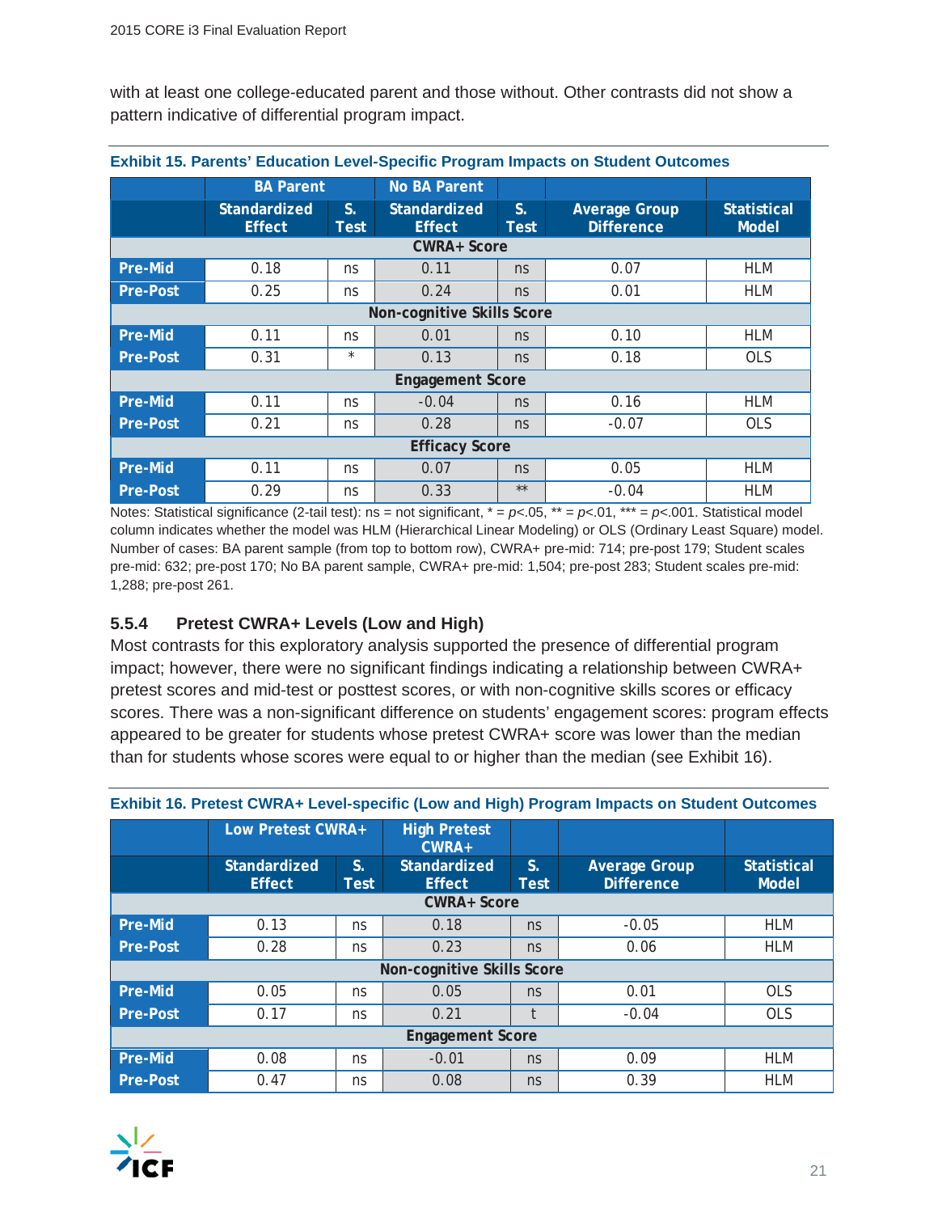with at least one college-educated parent and those without. Other contrasts did not show a pattern indicative of differential program impact.

**Exhibit 15. Parents' Education Level-Specific Program Impacts on Student Outcomes**

| | BA Parent | | No BA Parent | | | |
|---|---|---|---|---|---|---|
| | Standardized Effect | S. Test | Standardized Effect | S. Test | Average Group Difference | Statistical Model |
| **CWRA+ Score** | | | | | | |
| Pre-Mid | 0.18 | ns | 0.11 | ns | 0.07 | HLM |
| Pre-Post | 0.25 | ns | 0.24 | ns | 0.01 | HLM |
| **Non-cognitive Skills Score** | | | | | | |
| Pre-Mid | 0.11 | ns | 0.01 | ns | 0.10 | HLM |
| Pre-Post | 0.31 | * | 0.13 | ns | 0.18 | OLS |
| **Engagement Score** | | | | | | |
| Pre-Mid | 0.11 | ns | -0.04 | ns | 0.16 | HLM |
| Pre-Post | 0.21 | ns | 0.28 | ns | -0.07 | OLS |
| **Efficacy Score** | | | | | | |
| Pre-Mid | 0.11 | ns | 0.07 | ns | 0.05 | HLM |
| Pre-Post | 0.29 | ns | 0.33 | ** | -0.04 | HLM |

Notes: Statistical significance (2-tail test): ns = not significant, * = $p<.05$, ** = $p<.01$, *** = $p<.001$. Statistical model column indicates whether the model was HLM (Hierarchical Linear Modeling) or OLS (Ordinary Least Square) model. Number of cases: BA parent sample (from top to bottom row), CWRA+ pre-mid: 714; pre-post 179; Student scales pre-mid: 632; pre-post 170; No BA parent sample, CWRA+ pre-mid: 1,504; pre-post 283; Student scales pre-mid: 1,288; pre-post 261.

### 5.5.4 Pretest CWRA+ Levels (Low and High)

Most contrasts for this exploratory analysis supported the presence of differential program impact; however, there were no significant findings indicating a relationship between CWRA+ pretest scores and mid-test or posttest scores, or with non-cognitive skills scores or efficacy scores. There was a non-significant difference on students' engagement scores: program effects appeared to be greater for students whose pretest CWRA+ score was lower than the median than for students whose scores were equal to or higher than the median (see Exhibit 16).

**Exhibit 16. Pretest CWRA+ Level-specific (Low and High) Program Impacts on Student Outcomes**

| | Low Pretest CWRA+ | | High Pretest CWRA+ | | | |
|---|---|---|---|---|---|---|
| | Standardized Effect | S. Test | Standardized Effect | S. Test | Average Group Difference | Statistical Model |
| **CWRA+ Score** | | | | | | |
| Pre-Mid | 0.13 | ns | 0.18 | ns | -0.05 | HLM |
| Pre-Post | 0.28 | ns | 0.23 | ns | 0.06 | HLM |
| **Non-cognitive Skills Score** | | | | | | |
| Pre-Mid | 0.05 | ns | 0.05 | ns | 0.01 | OLS |
| Pre-Post | 0.17 | ns | 0.21 | t | -0.04 | OLS |
| **Engagement Score** | | | | | | |
| Pre-Mid | 0.08 | ns | -0.01 | ns | 0.09 | HLM |
| Pre-Post | 0.47 | ns | 0.08 | ns | 0.39 | HLM |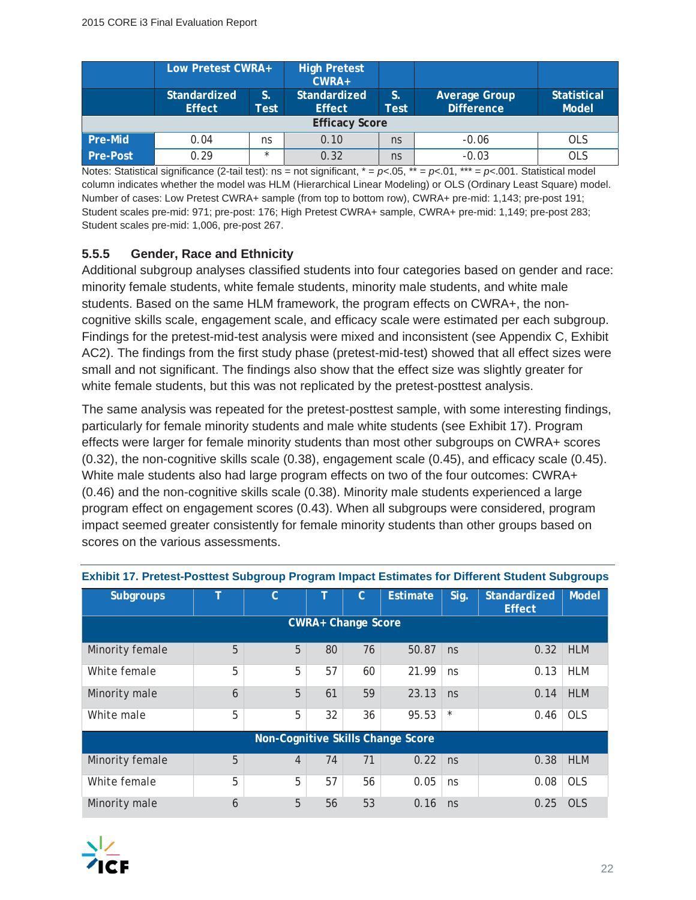| | Low Pretest CWRA+ | | High Pretest CWRA+ | | | |
|---|---|---|---|---|---|---|
| | Standardized Effect | S. Test | Standardized Effect | S. Test | Average Group Difference | Statistical Model |
| **Efficacy Score** | | | | | | |
| **Pre-Mid** | 0.04 | ns | 0.10 | ns | -0.06 | OLS |
| **Pre-Post** | 0.29 | * | 0.32 | ns | -0.03 | OLS |

Notes: Statistical significance (2-tail test): ns = not significant, * = $p$<.05, ** = $p$<.01, *** = $p$<.001. Statistical model column indicates whether the model was HLM (Hierarchical Linear Modeling) or OLS (Ordinary Least Square) model. Number of cases: Low Pretest CWRA+ sample (from top to bottom row), CWRA+ pre-mid: 1,143; pre-post 191; Student scales pre-mid: 971; pre-post: 176; High Pretest CWRA+ sample, CWRA+ pre-mid: 1,149; pre-post 283; Student scales pre-mid: 1,006, pre-post 267.

### 5.5.5 Gender, Race and Ethnicity

Additional subgroup analyses classified students into four categories based on gender and race: minority female students, white female students, minority male students, and white male students. Based on the same HLM framework, the program effects on CWRA+, the non-cognitive skills scale, engagement scale, and efficacy scale were estimated per each subgroup. Findings for the pretest-mid-test analysis were mixed and inconsistent (see Appendix C, Exhibit AC2). The findings from the first study phase (pretest-mid-test) showed that all effect sizes were small and not significant. The findings also show that the effect size was slightly greater for white female students, but this was not replicated by the pretest-posttest analysis.

The same analysis was repeated for the pretest-posttest sample, with some interesting findings, particularly for female minority students and male white students (see Exhibit 17). Program effects were larger for female minority students than most other subgroups on CWRA+ scores (0.32), the non-cognitive skills scale (0.38), engagement scale (0.45), and efficacy scale (0.45). White male students also had large program effects on two of the four outcomes: CWRA+ (0.46) and the non-cognitive skills scale (0.38). Minority male students experienced a large program effect on engagement scores (0.43). When all subgroups were considered, program impact seemed greater consistently for female minority students than other groups based on scores on the various assessments.

**Exhibit 17. Pretest-Posttest Subgroup Program Impact Estimates for Different Student Subgroups**

| Subgroups | T | C | T | C | Estimate | Sig. | Standardized Effect | Model |
|---|---|---|---|---|---|---|---|---|
| **CWRA+ Change Score** | | | | | | | | |
| Minority female | 5 | 5 | 80 | 76 | 50.87 | ns | 0.32 | HLM |
| White female | 5 | 5 | 57 | 60 | 21.99 | ns | 0.13 | HLM |
| Minority male | 6 | 5 | 61 | 59 | 23.13 | ns | 0.14 | HLM |
| White male | 5 | 5 | 32 | 36 | 95.53 | * | 0.46 | OLS |
| **Non-Cognitive Skills Change Score** | | | | | | | | |
| Minority female | 5 | 4 | 74 | 71 | 0.22 | ns | 0.38 | HLM |
| White female | 5 | 5 | 57 | 56 | 0.05 | ns | 0.08 | OLS |
| Minority male | 6 | 5 | 56 | 53 | 0.16 | ns | 0.25 | OLS |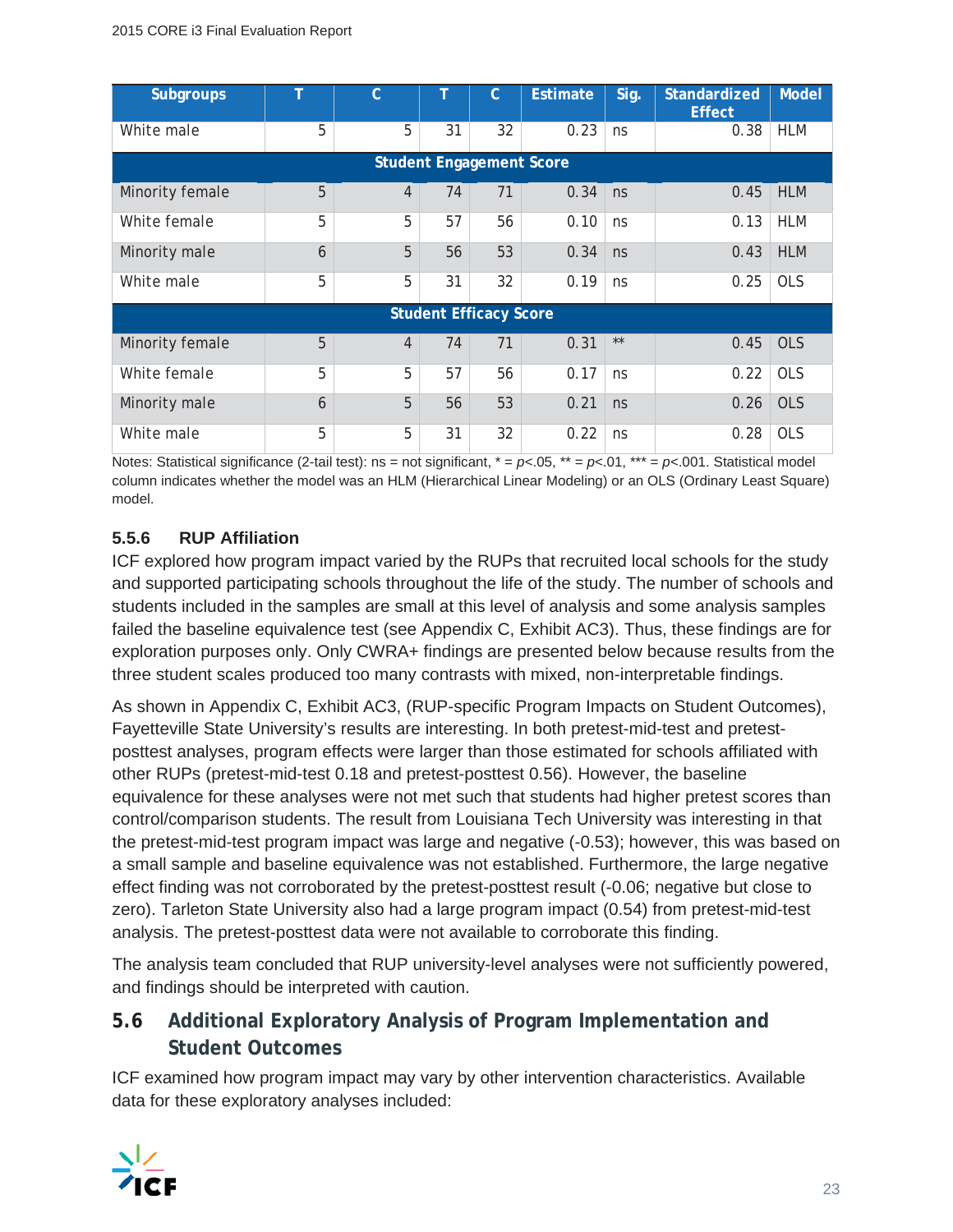| Subgroups | T | C | T | C | Estimate | Sig. | Standardized Effect | Model |
|---|---|---|---|---|---|---|---|---|
| White male | 5 | 5 | 31 | 32 | 0.23 | ns | 0.38 | HLM |
| **Student Engagement Score** | | | | | | | | |
| Minority female | 5 | 4 | 74 | 71 | 0.34 | ns | 0.45 | HLM |
| White female | 5 | 5 | 57 | 56 | 0.10 | ns | 0.13 | HLM |
| Minority male | 6 | 5 | 56 | 53 | 0.34 | ns | 0.43 | HLM |
| White male | 5 | 5 | 31 | 32 | 0.19 | ns | 0.25 | OLS |
| **Student Efficacy Score** | | | | | | | | |
| Minority female | 5 | 4 | 74 | 71 | 0.31 | ** | 0.45 | OLS |
| White female | 5 | 5 | 57 | 56 | 0.17 | ns | 0.22 | OLS |
| Minority male | 6 | 5 | 56 | 53 | 0.21 | ns | 0.26 | OLS |
| White male | 5 | 5 | 31 | 32 | 0.22 | ns | 0.28 | OLS |

Notes: Statistical significance (2-tail test): ns = not significant, * = $p<.05$, ** = $p<.01$, *** = $p<.001$. Statistical model column indicates whether the model was an HLM (Hierarchical Linear Modeling) or an OLS (Ordinary Least Square) model.

### 5.5.6 RUP Affiliation

ICF explored how program impact varied by the RUPs that recruited local schools for the study and supported participating schools throughout the life of the study. The number of schools and students included in the samples are small at this level of analysis and some analysis samples failed the baseline equivalence test (see Appendix C, Exhibit AC3). Thus, these findings are for exploration purposes only. Only CWRA+ findings are presented below because results from the three student scales produced too many contrasts with mixed, non-interpretable findings.

As shown in Appendix C, Exhibit AC3, (RUP-specific Program Impacts on Student Outcomes), Fayetteville State University's results are interesting. In both pretest-mid-test and pretest-posttest analyses, program effects were larger than those estimated for schools affiliated with other RUPs (pretest-mid-test 0.18 and pretest-posttest 0.56). However, the baseline equivalence for these analyses were not met such that students had higher pretest scores than control/comparison students. The result from Louisiana Tech University was interesting in that the pretest-mid-test program impact was large and negative (-0.53); however, this was based on a small sample and baseline equivalence was not established. Furthermore, the large negative effect finding was not corroborated by the pretest-posttest result (-0.06; negative but close to zero). Tarleton State University also had a large program impact (0.54) from pretest-mid-test analysis. The pretest-posttest data were not available to corroborate this finding.

The analysis team concluded that RUP university-level analyses were not sufficiently powered, and findings should be interpreted with caution.

## 5.6 Additional Exploratory Analysis of Program Implementation and Student Outcomes

ICF examined how program impact may vary by other intervention characteristics. Available data for these exploratory analyses included: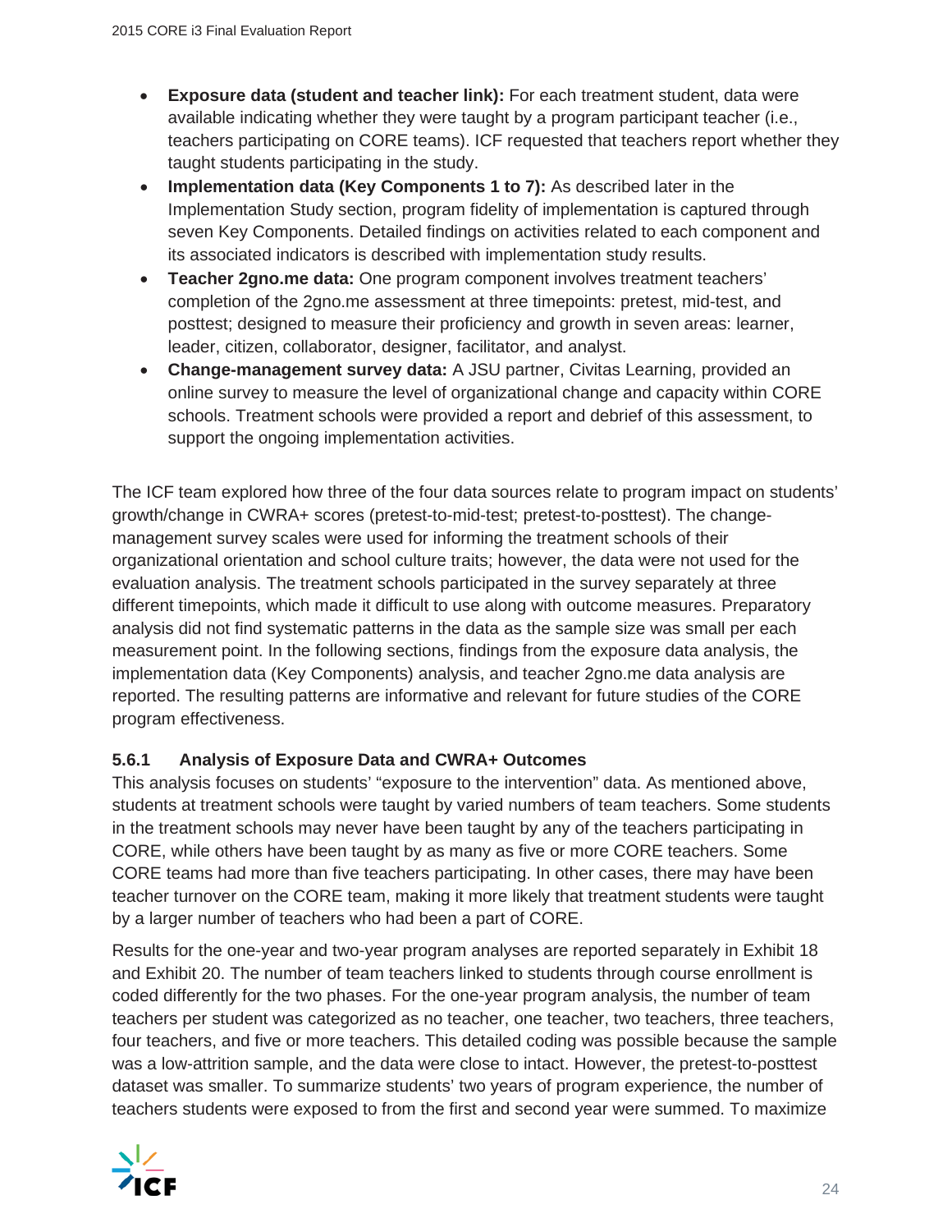- **Exposure data (student and teacher link):** For each treatment student, data were available indicating whether they were taught by a program participant teacher (i.e., teachers participating on CORE teams). ICF requested that teachers report whether they taught students participating in the study.
- **Implementation data (Key Components 1 to 7):** As described later in the Implementation Study section, program fidelity of implementation is captured through seven Key Components. Detailed findings on activities related to each component and its associated indicators is described with implementation study results.
- **Teacher 2gno.me data:** One program component involves treatment teachers' completion of the 2gno.me assessment at three timepoints: pretest, mid-test, and posttest; designed to measure their proficiency and growth in seven areas: learner, leader, citizen, collaborator, designer, facilitator, and analyst.
- **Change-management survey data:** A JSU partner, Civitas Learning, provided an online survey to measure the level of organizational change and capacity within CORE schools. Treatment schools were provided a report and debrief of this assessment, to support the ongoing implementation activities.

The ICF team explored how three of the four data sources relate to program impact on students' growth/change in CWRA+ scores (pretest-to-mid-test; pretest-to-posttest). The change-management survey scales were used for informing the treatment schools of their organizational orientation and school culture traits; however, the data were not used for the evaluation analysis. The treatment schools participated in the survey separately at three different timepoints, which made it difficult to use along with outcome measures. Preparatory analysis did not find systematic patterns in the data as the sample size was small per each measurement point. In the following sections, findings from the exposure data analysis, the implementation data (Key Components) analysis, and teacher 2gno.me data analysis are reported. The resulting patterns are informative and relevant for future studies of the CORE program effectiveness.

### 5.6.1 Analysis of Exposure Data and CWRA+ Outcomes

This analysis focuses on students' "exposure to the intervention" data. As mentioned above, students at treatment schools were taught by varied numbers of team teachers. Some students in the treatment schools may never have been taught by any of the teachers participating in CORE, while others have been taught by as many as five or more CORE teachers. Some CORE teams had more than five teachers participating. In other cases, there may have been teacher turnover on the CORE team, making it more likely that treatment students were taught by a larger number of teachers who had been a part of CORE.

Results for the one-year and two-year program analyses are reported separately in Exhibit 18 and Exhibit 20. The number of team teachers linked to students through course enrollment is coded differently for the two phases. For the one-year program analysis, the number of team teachers per student was categorized as no teacher, one teacher, two teachers, three teachers, four teachers, and five or more teachers. This detailed coding was possible because the sample was a low-attrition sample, and the data were close to intact. However, the pretest-to-posttest dataset was smaller. To summarize students' two years of program experience, the number of teachers students were exposed to from the first and second year were summed. To maximize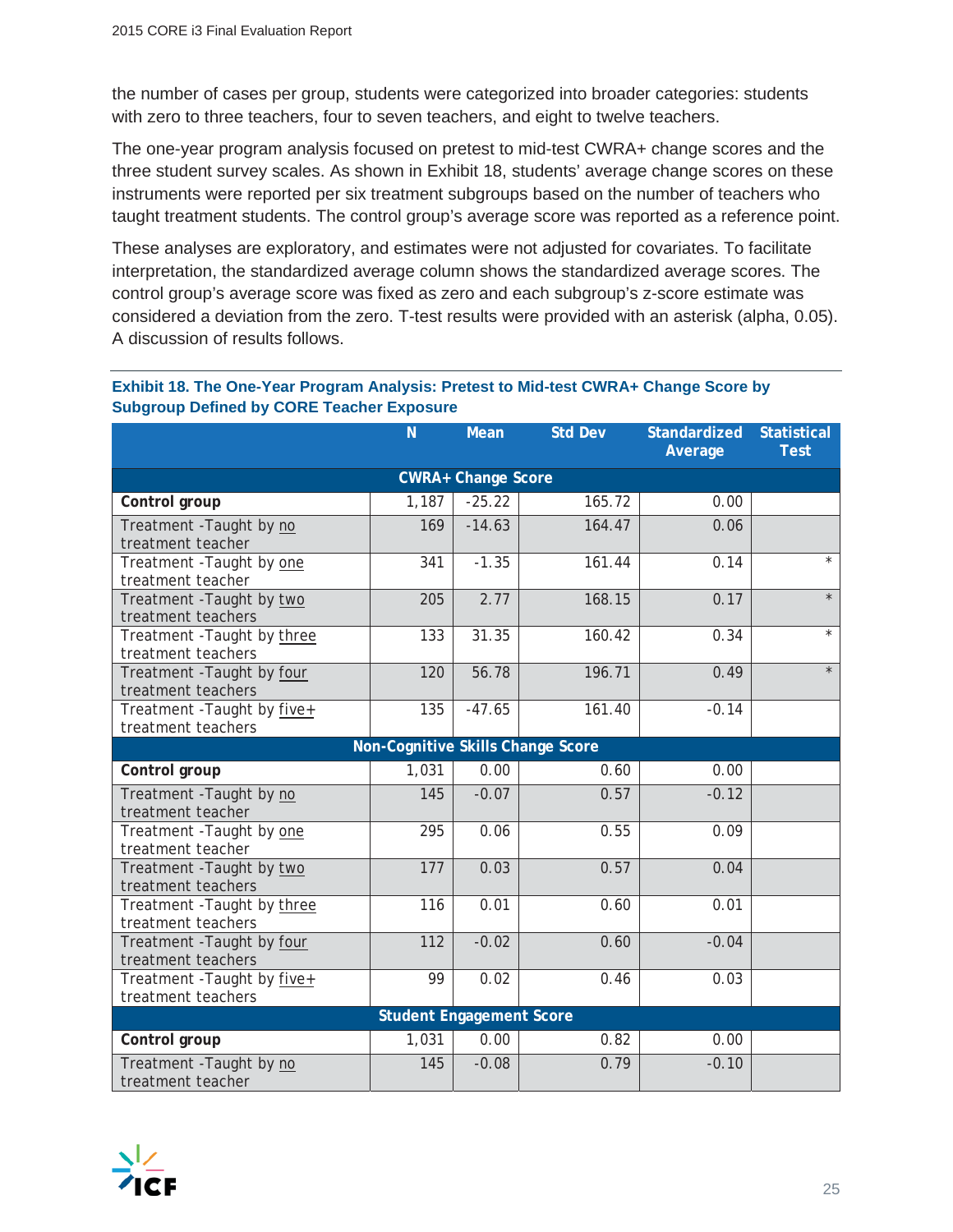the number of cases per group, students were categorized into broader categories: students with zero to three teachers, four to seven teachers, and eight to twelve teachers.

The one-year program analysis focused on pretest to mid-test CWRA+ change scores and the three student survey scales. As shown in Exhibit 18, students' average change scores on these instruments were reported per six treatment subgroups based on the number of teachers who taught treatment students. The control group's average score was reported as a reference point.

These analyses are exploratory, and estimates were not adjusted for covariates. To facilitate interpretation, the standardized average column shows the standardized average scores. The control group's average score was fixed as zero and each subgroup's z-score estimate was considered a deviation from the zero. T-test results were provided with an asterisk (alpha, 0.05). A discussion of results follows.

**Exhibit 18. The One-Year Program Analysis: Pretest to Mid-test CWRA+ Change Score by Subgroup Defined by CORE Teacher Exposure**

| | N | Mean | Std Dev | Standardized Average | Statistical Test |
|---|---|---|---|---|---|
| **CWRA+ Change Score** | | | | | |
| **Control group** | 1,187 | -25.22 | 165.72 | 0.00 | |
| Treatment -Taught by no treatment teacher | 169 | -14.63 | 164.47 | 0.06 | |
| Treatment -Taught by one treatment teacher | 341 | -1.35 | 161.44 | 0.14 | * |
| Treatment -Taught by two treatment teachers | 205 | 2.77 | 168.15 | 0.17 | * |
| Treatment -Taught by three treatment teachers | 133 | 31.35 | 160.42 | 0.34 | * |
| Treatment -Taught by four treatment teachers | 120 | 56.78 | 196.71 | 0.49 | * |
| Treatment -Taught by five+ treatment teachers | 135 | -47.65 | 161.40 | -0.14 | |
| **Non-Cognitive Skills Change Score** | | | | | |
| **Control group** | 1,031 | 0.00 | 0.60 | 0.00 | |
| Treatment -Taught by no treatment teacher | 145 | -0.07 | 0.57 | -0.12 | |
| Treatment -Taught by one treatment teacher | 295 | 0.06 | 0.55 | 0.09 | |
| Treatment -Taught by two treatment teachers | 177 | 0.03 | 0.57 | 0.04 | |
| Treatment -Taught by three treatment teachers | 116 | 0.01 | 0.60 | 0.01 | |
| Treatment -Taught by four treatment teachers | 112 | -0.02 | 0.60 | -0.04 | |
| Treatment -Taught by five+ treatment teachers | 99 | 0.02 | 0.46 | 0.03 | |
| **Student Engagement Score** | | | | | |
| **Control group** | 1,031 | 0.00 | 0.82 | 0.00 | |
| Treatment -Taught by no treatment teacher | 145 | -0.08 | 0.79 | -0.10 | |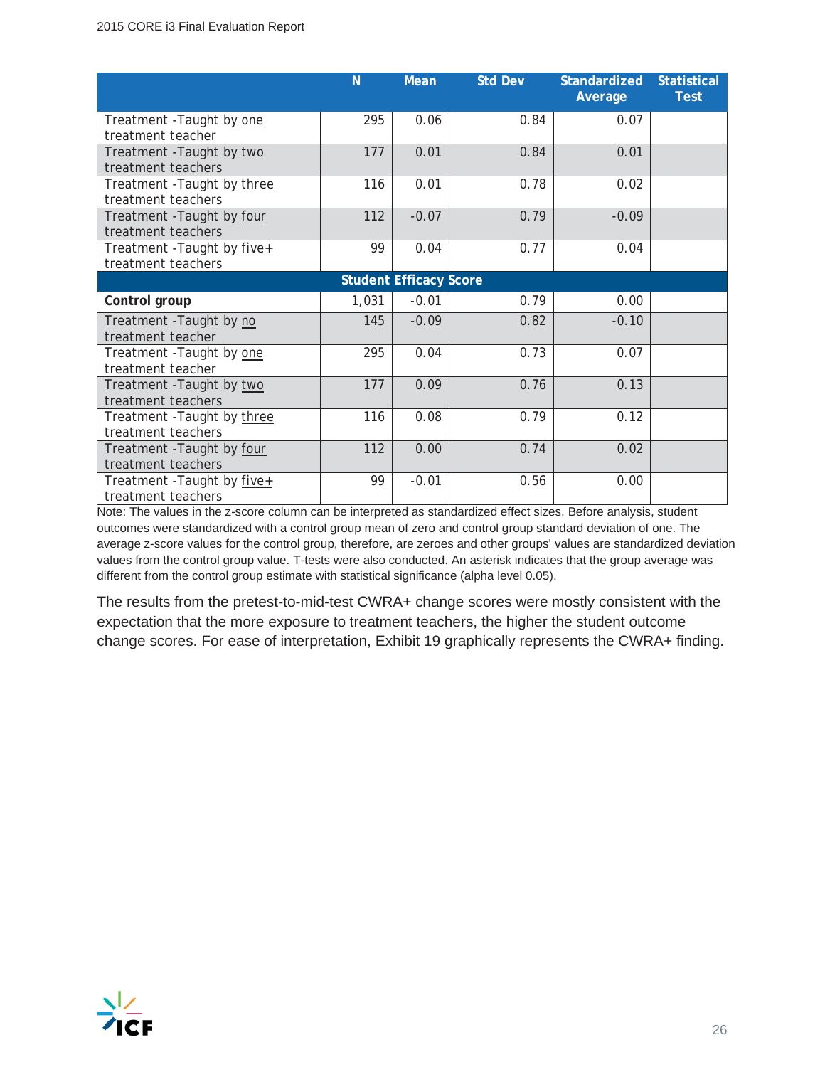| | N | Mean | Std Dev | Standardized Average | Statistical Test |
|---|---|---|---|---|---|
| Treatment -Taught by one treatment teacher | 295 | 0.06 | 0.84 | 0.07 | |
| Treatment -Taught by two treatment teachers | 177 | 0.01 | 0.84 | 0.01 | |
| Treatment -Taught by three treatment teachers | 116 | 0.01 | 0.78 | 0.02 | |
| Treatment -Taught by four treatment teachers | 112 | -0.07 | 0.79 | -0.09 | |
| Treatment -Taught by five+ treatment teachers | 99 | 0.04 | 0.77 | 0.04 | |
| **Student Efficacy Score** | | | | | |
| **Control group** | 1,031 | -0.01 | 0.79 | 0.00 | |
| Treatment -Taught by no treatment teacher | 145 | -0.09 | 0.82 | -0.10 | |
| Treatment -Taught by one treatment teacher | 295 | 0.04 | 0.73 | 0.07 | |
| Treatment -Taught by two treatment teachers | 177 | 0.09 | 0.76 | 0.13 | |
| Treatment -Taught by three treatment teachers | 116 | 0.08 | 0.79 | 0.12 | |
| Treatment -Taught by four treatment teachers | 112 | 0.00 | 0.74 | 0.02 | |
| Treatment -Taught by five+ treatment teachers | 99 | -0.01 | 0.56 | 0.00 | |

Note: The values in the z-score column can be interpreted as standardized effect sizes. Before analysis, student outcomes were standardized with a control group mean of zero and control group standard deviation of one. The average z-score values for the control group, therefore, are zeroes and other groups' values are standardized deviation values from the control group value. T-tests were also conducted. An asterisk indicates that the group average was different from the control group estimate with statistical significance (alpha level 0.05).

The results from the pretest-to-mid-test CWRA+ change scores were mostly consistent with the expectation that the more exposure to treatment teachers, the higher the student outcome change scores. For ease of interpretation, Exhibit 19 graphically represents the CWRA+ finding.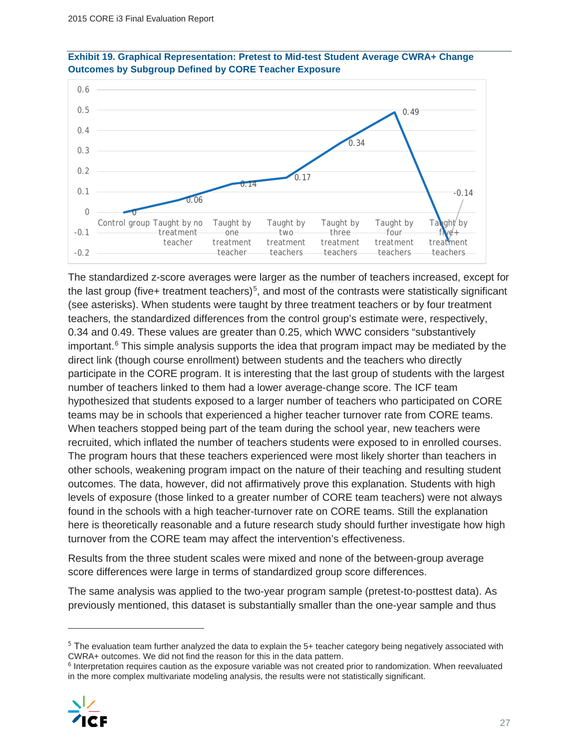**Exhibit 19. Graphical Representation: Pretest to Mid-test Student Average CWRA+ Change Outcomes by Subgroup Defined by CORE Teacher Exposure**

| Group | Value |
| --- | --- |
| Control group | 0 |
| Taught by no treatment teacher | 0.06 |
| Taught by one treatment teacher | 0.14 |
| Taught by two treatment teachers | 0.17 |
| Taught by three treatment teachers | 0.34 |
| Taught by four treatment teachers | 0.49 |
| Taught by five+ treatment teachers | -0.14 |

The standardized z-score averages were larger as the number of teachers increased, except for the last group (five+ treatment teachers)[5], and most of the contrasts were statistically significant (see asterisks). When students were taught by three treatment teachers or by four treatment teachers, the standardized differences from the control group's estimate were, respectively, 0.34 and 0.49. These values are greater than 0.25, which WWC considers "substantively important.[6] This simple analysis supports the idea that program impact may be mediated by the direct link (though course enrollment) between students and the teachers who directly participate in the CORE program. It is interesting that the last group of students with the largest number of teachers linked to them had a lower average-change score. The ICF team hypothesized that students exposed to a larger number of teachers who participated on CORE teams may be in schools that experienced a higher teacher turnover rate from CORE teams. When teachers stopped being part of the team during the school year, new teachers were recruited, which inflated the number of teachers students were exposed to in enrolled courses. The program hours that these teachers experienced were most likely shorter than teachers in other schools, weakening program impact on the nature of their teaching and resulting student outcomes. The data, however, did not affirmatively prove this explanation. Students with high levels of exposure (those linked to a greater number of CORE team teachers) were not always found in the schools with a high teacher-turnover rate on CORE teams. Still the explanation here is theoretically reasonable and a future research study should further investigate how high turnover from the CORE team may affect the intervention's effectiveness.

Results from the three student scales were mixed and none of the between-group average score differences were large in terms of standardized group score differences.

The same analysis was applied to the two-year program sample (pretest-to-posttest data). As previously mentioned, this dataset is substantially smaller than the one-year sample and thus

---

[5] The evaluation team further analyzed the data to explain the 5+ teacher category being negatively associated with CWRA+ outcomes. We did not find the reason for this in the data pattern.

[6] Interpretation requires caution as the exposure variable was not created prior to randomization. When reevaluated in the more complex multivariate modeling analysis, the results were not statistically significant.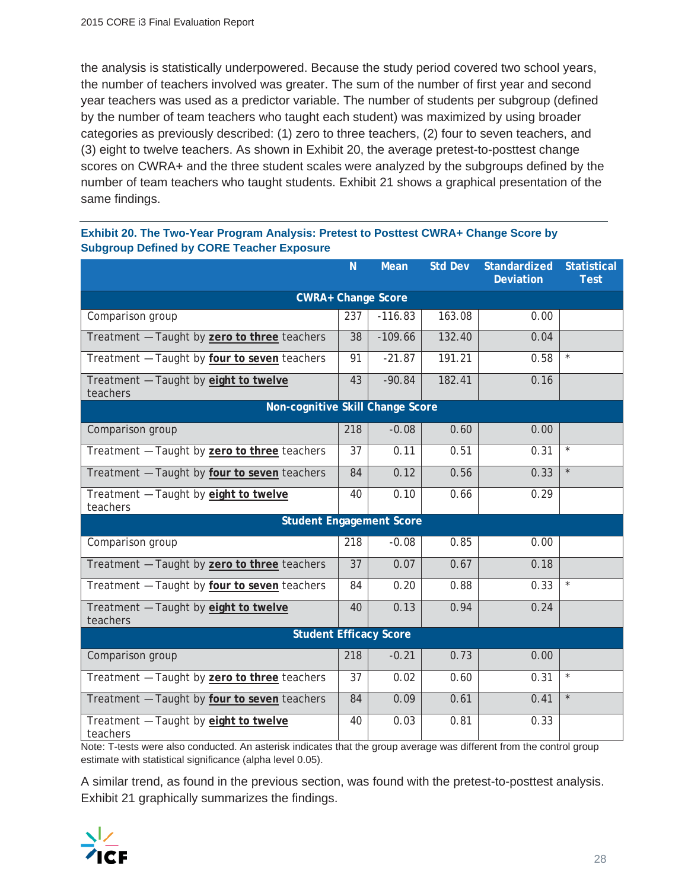the analysis is statistically underpowered. Because the study period covered two school years, the number of teachers involved was greater. The sum of the number of first year and second year teachers was used as a predictor variable. The number of students per subgroup (defined by the number of team teachers who taught each student) was maximized by using broader categories as previously described: (1) zero to three teachers, (2) four to seven teachers, and (3) eight to twelve teachers. As shown in Exhibit 20, the average pretest-to-posttest change scores on CWRA+ and the three student scales were analyzed by the subgroups defined by the number of team teachers who taught students. Exhibit 21 shows a graphical presentation of the same findings.

**Exhibit 20. The Two-Year Program Analysis: Pretest to Posttest CWRA+ Change Score by Subgroup Defined by CORE Teacher Exposure**

| | N | Mean | Std Dev | Standardized Deviation | Statistical Test |
|---|---|---|---|---|---|
| **CWRA+ Change Score** | | | | | |
| Comparison group | 237 | -116.83 | 163.08 | 0.00 | |
| Treatment — Taught by **zero to three** teachers | 38 | -109.66 | 132.40 | 0.04 | |
| Treatment — Taught by **four to seven** teachers | 91 | -21.87 | 191.21 | 0.58 | * |
| Treatment — Taught by **eight to twelve** teachers | 43 | -90.84 | 182.41 | 0.16 | |
| **Non-cognitive Skill Change Score** | | | | | |
| Comparison group | 218 | -0.08 | 0.60 | 0.00 | |
| Treatment — Taught by **zero to three** teachers | 37 | 0.11 | 0.51 | 0.31 | * |
| Treatment — Taught by **four to seven** teachers | 84 | 0.12 | 0.56 | 0.33 | * |
| Treatment — Taught by **eight to twelve** teachers | 40 | 0.10 | 0.66 | 0.29 | |
| **Student Engagement Score** | | | | | |
| Comparison group | 218 | -0.08 | 0.85 | 0.00 | |
| Treatment — Taught by **zero to three** teachers | 37 | 0.07 | 0.67 | 0.18 | |
| Treatment — Taught by **four to seven** teachers | 84 | 0.20 | 0.88 | 0.33 | * |
| Treatment — Taught by **eight to twelve** teachers | 40 | 0.13 | 0.94 | 0.24 | |
| **Student Efficacy Score** | | | | | |
| Comparison group | 218 | -0.21 | 0.73 | 0.00 | |
| Treatment — Taught by **zero to three** teachers | 37 | 0.02 | 0.60 | 0.31 | * |
| Treatment — Taught by **four to seven** teachers | 84 | 0.09 | 0.61 | 0.41 | * |
| Treatment — Taught by **eight to twelve** teachers | 40 | 0.03 | 0.81 | 0.33 | |

Note: T-tests were also conducted. An asterisk indicates that the group average was different from the control group estimate with statistical significance (alpha level 0.05).

A similar trend, as found in the previous section, was found with the pretest-to-posttest analysis. Exhibit 21 graphically summarizes the findings.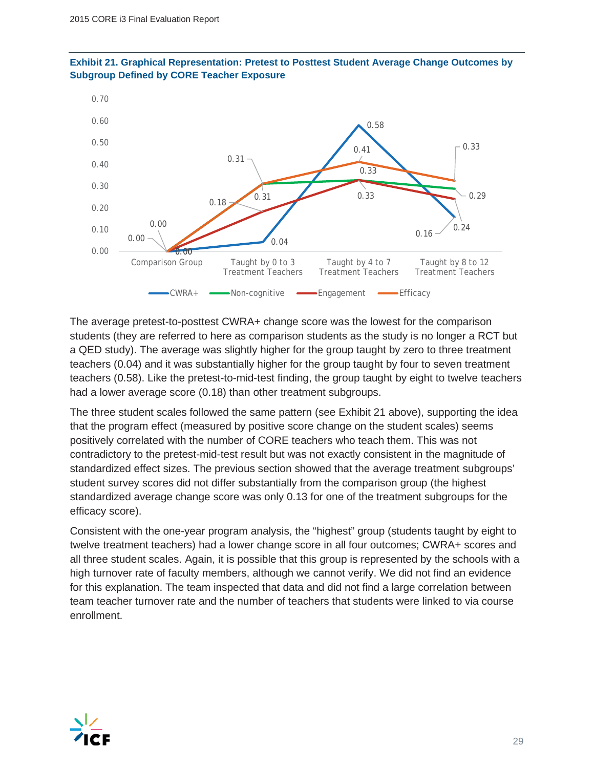**Exhibit 21. Graphical Representation: Pretest to Posttest Student Average Change Outcomes by Subgroup Defined by CORE Teacher Exposure**

The average pretest-to-posttest CWRA+ change score was the lowest for the comparison students (they are referred to here as comparison students as the study is no longer a RCT but a QED study). The average was slightly higher for the group taught by zero to three treatment teachers (0.04) and it was substantially higher for the group taught by four to seven treatment teachers (0.58). Like the pretest-to-mid-test finding, the group taught by eight to twelve teachers had a lower average score (0.18) than other treatment subgroups.

The three student scales followed the same pattern (see Exhibit 21 above), supporting the idea that the program effect (measured by positive score change on the student scales) seems positively correlated with the number of CORE teachers who teach them. This was not contradictory to the pretest-mid-test result but was not exactly consistent in the magnitude of standardized effect sizes. The previous section showed that the average treatment subgroups' student survey scores did not differ substantially from the comparison group (the highest standardized average change score was only 0.13 for one of the treatment subgroups for the efficacy score).

Consistent with the one-year program analysis, the "highest" group (students taught by eight to twelve treatment teachers) had a lower change score in all four outcomes; CWRA+ scores and all three student scales. Again, it is possible that this group is represented by the schools with a high turnover rate of faculty members, although we cannot verify. We did not find an evidence for this explanation. The team inspected that data and did not find a large correlation between team teacher turnover rate and the number of teachers that students were linked to via course enrollment.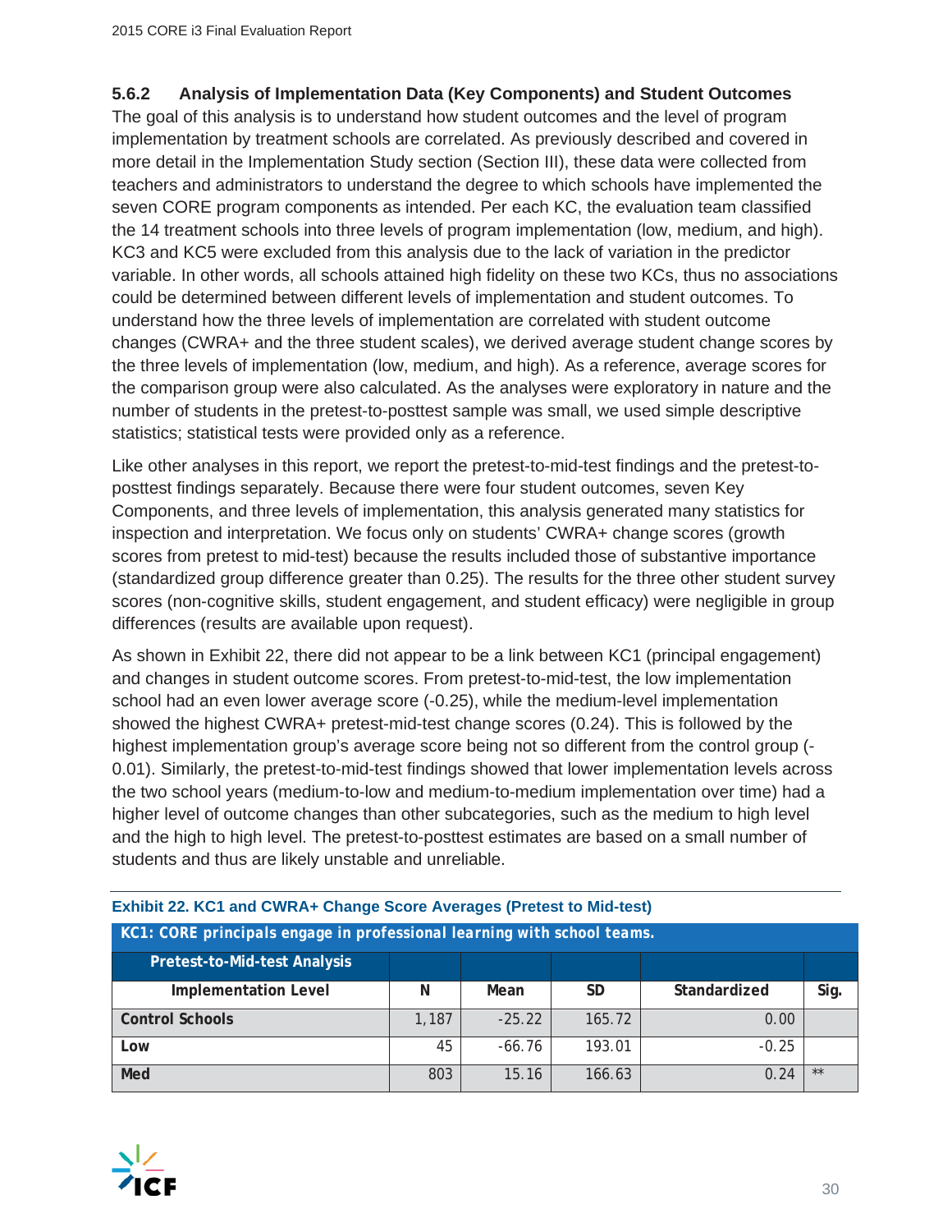### 5.6.2 Analysis of Implementation Data (Key Components) and Student Outcomes

The goal of this analysis is to understand how student outcomes and the level of program implementation by treatment schools are correlated. As previously described and covered in more detail in the Implementation Study section (Section III), these data were collected from teachers and administrators to understand the degree to which schools have implemented the seven CORE program components as intended. Per each KC, the evaluation team classified the 14 treatment schools into three levels of program implementation (low, medium, and high). KC3 and KC5 were excluded from this analysis due to the lack of variation in the predictor variable. In other words, all schools attained high fidelity on these two KCs, thus no associations could be determined between different levels of implementation and student outcomes. To understand how the three levels of implementation are correlated with student outcome changes (CWRA+ and the three student scales), we derived average student change scores by the three levels of implementation (low, medium, and high). As a reference, average scores for the comparison group were also calculated. As the analyses were exploratory in nature and the number of students in the pretest-to-posttest sample was small, we used simple descriptive statistics; statistical tests were provided only as a reference.

Like other analyses in this report, we report the pretest-to-mid-test findings and the pretest-to-posttest findings separately. Because there were four student outcomes, seven Key Components, and three levels of implementation, this analysis generated many statistics for inspection and interpretation. We focus only on students' CWRA+ change scores (growth scores from pretest to mid-test) because the results included those of substantive importance (standardized group difference greater than 0.25). The results for the three other student survey scores (non-cognitive skills, student engagement, and student efficacy) were negligible in group differences (results are available upon request).

As shown in Exhibit 22, there did not appear to be a link between KC1 (principal engagement) and changes in student outcome scores. From pretest-to-mid-test, the low implementation school had an even lower average score (-0.25), while the medium-level implementation showed the highest CWRA+ pretest-mid-test change scores (0.24). This is followed by the highest implementation group's average score being not so different from the control group (-0.01). Similarly, the pretest-to-mid-test findings showed that lower implementation levels across the two school years (medium-to-low and medium-to-medium implementation over time) had a higher level of outcome changes than other subcategories, such as the medium to high level and the high to high level. The pretest-to-posttest estimates are based on a small number of students and thus are likely unstable and unreliable.

**Exhibit 22. KC1 and CWRA+ Change Score Averages (Pretest to Mid-test)**

| *KC1: CORE principals engage in professional learning with school teams.* | | | | | |
|---|---|---|---|---|---|
| **Pretest-to-Mid-test Analysis** | | | | | |
| **Implementation Level** | **N** | **Mean** | **SD** | **Standardized** | **Sig.** |
| **Control Schools** | 1,187 | -25.22 | 165.72 | 0.00 | |
| **Low** | 45 | -66.76 | 193.01 | -0.25 | |
| **Med** | 803 | 15.16 | 166.63 | 0.24 | ** |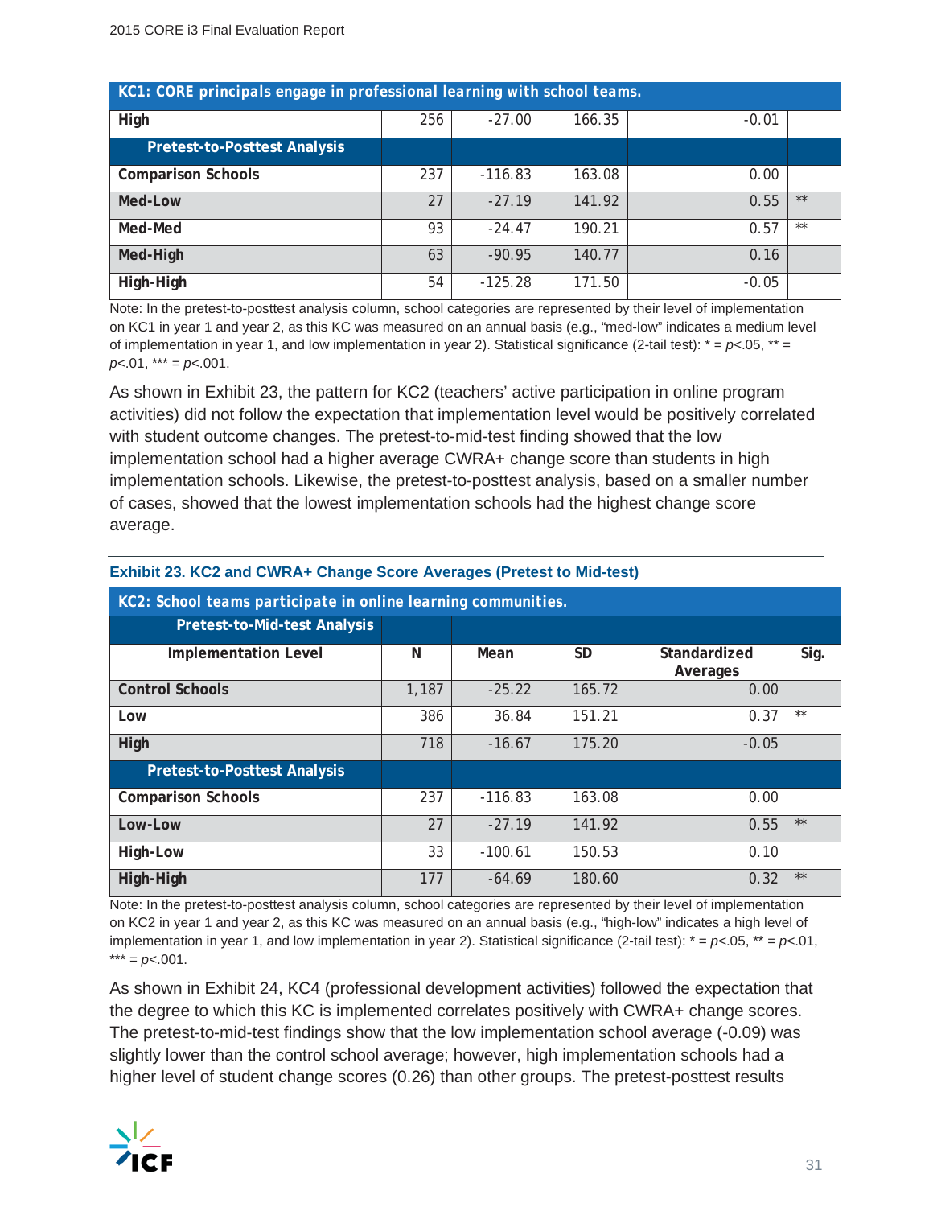| KC1: CORE principals engage in professional learning with school teams. | | | | | |
|---|---|---|---|---|---|
| High | 256 | -27.00 | 166.35 | -0.01 | |
| Pretest-to-Posttest Analysis | | | | | |
| Comparison Schools | 237 | -116.83 | 163.08 | 0.00 | |
| Med-Low | 27 | -27.19 | 141.92 | 0.55 | ** |
| Med-Med | 93 | -24.47 | 190.21 | 0.57 | ** |
| Med-High | 63 | -90.95 | 140.77 | 0.16 | |
| High-High | 54 | -125.28 | 171.50 | -0.05 | |

Note: In the pretest-to-posttest analysis column, school categories are represented by their level of implementation on KC1 in year 1 and year 2, as this KC was measured on an annual basis (e.g., "med-low" indicates a medium level of implementation in year 1, and low implementation in year 2). Statistical significance (2-tail test): * = $p<.05$, ** = $p<.01$, *** = $p<.001$.

As shown in Exhibit 23, the pattern for KC2 (teachers' active participation in online program activities) did not follow the expectation that implementation level would be positively correlated with student outcome changes. The pretest-to-mid-test finding showed that the low implementation school had a higher average CWRA+ change score than students in high implementation schools. Likewise, the pretest-to-posttest analysis, based on a smaller number of cases, showed that the lowest implementation schools had the highest change score average.

**Exhibit 23. KC2 and CWRA+ Change Score Averages (Pretest to Mid-test)**

| KC2: School teams participate in online learning communities. | | | | | |
|---|---|---|---|---|---|
| Pretest-to-Mid-test Analysis | | | | | |
| Implementation Level | N | Mean | SD | Standardized Averages | Sig. |
| Control Schools | 1,187 | -25.22 | 165.72 | 0.00 | |
| Low | 386 | 36.84 | 151.21 | 0.37 | ** |
| High | 718 | -16.67 | 175.20 | -0.05 | |
| Pretest-to-Posttest Analysis | | | | | |
| Comparison Schools | 237 | -116.83 | 163.08 | 0.00 | |
| Low-Low | 27 | -27.19 | 141.92 | 0.55 | ** |
| High-Low | 33 | -100.61 | 150.53 | 0.10 | |
| High-High | 177 | -64.69 | 180.60 | 0.32 | ** |

Note: In the pretest-to-posttest analysis column, school categories are represented by their level of implementation on KC2 in year 1 and year 2, as this KC was measured on an annual basis (e.g., "high-low" indicates a high level of implementation in year 1, and low implementation in year 2). Statistical significance (2-tail test): * = $p<.05$, ** = $p<.01$, *** = $p<.001$.

As shown in Exhibit 24, KC4 (professional development activities) followed the expectation that the degree to which this KC is implemented correlates positively with CWRA+ change scores. The pretest-to-mid-test findings show that the low implementation school average (-0.09) was slightly lower than the control school average; however, high implementation schools had a higher level of student change scores (0.26) than other groups. The pretest-posttest results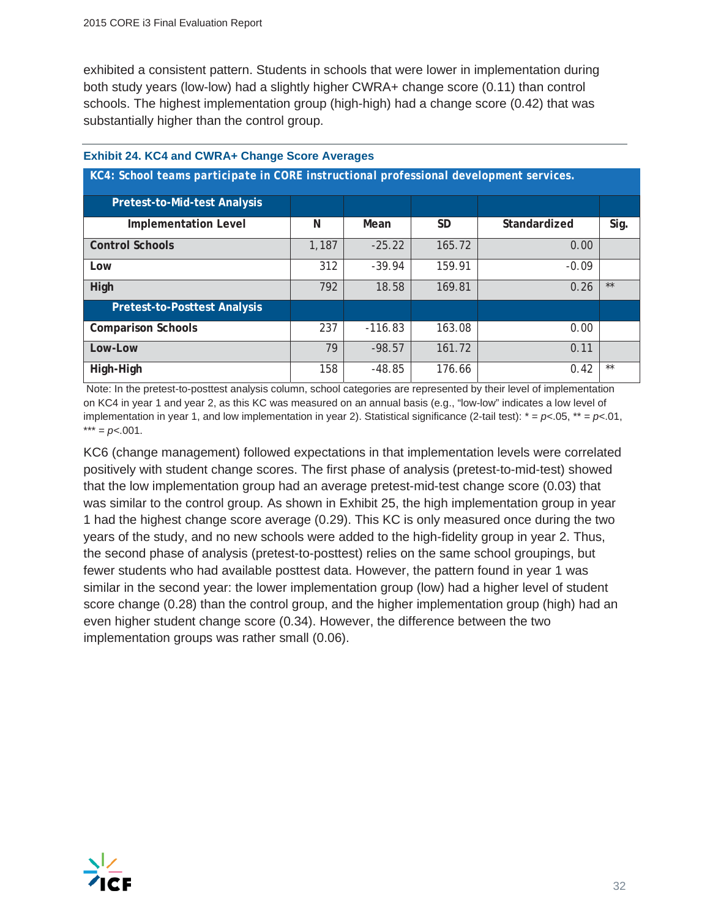exhibited a consistent pattern. Students in schools that were lower in implementation during both study years (low-low) had a slightly higher CWRA+ change score (0.11) than control schools. The highest implementation group (high-high) had a change score (0.42) that was substantially higher than the control group.

**Exhibit 24. KC4 and CWRA+ Change Score Averages**

| KC4: School teams participate in CORE instructional professional development services. | | | | | |
|---|---|---|---|---|---|
| **Pretest-to-Mid-test Analysis** | | | | | |
| **Implementation Level** | **N** | **Mean** | **SD** | **Standardized** | **Sig.** |
| **Control Schools** | 1,187 | -25.22 | 165.72 | 0.00 | |
| **Low** | 312 | -39.94 | 159.91 | -0.09 | |
| **High** | 792 | 18.58 | 169.81 | 0.26 | ** |
| **Pretest-to-Posttest Analysis** | | | | | |
| **Comparison Schools** | 237 | -116.83 | 163.08 | 0.00 | |
| **Low-Low** | 79 | -98.57 | 161.72 | 0.11 | |
| **High-High** | 158 | -48.85 | 176.66 | 0.42 | ** |

Note: In the pretest-to-posttest analysis column, school categories are represented by their level of implementation on KC4 in year 1 and year 2, as this KC was measured on an annual basis (e.g., "low-low" indicates a low level of implementation in year 1, and low implementation in year 2). Statistical significance (2-tail test): * = $p<.05$, ** = $p<.01$, *** = $p<.001$.

KC6 (change management) followed expectations in that implementation levels were correlated positively with student change scores. The first phase of analysis (pretest-to-mid-test) showed that the low implementation group had an average pretest-mid-test change score (0.03) that was similar to the control group. As shown in Exhibit 25, the high implementation group in year 1 had the highest change score average (0.29). This KC is only measured once during the two years of the study, and no new schools were added to the high-fidelity group in year 2. Thus, the second phase of analysis (pretest-to-posttest) relies on the same school groupings, but fewer students who had available posttest data. However, the pattern found in year 1 was similar in the second year: the lower implementation group (low) had a higher level of student score change (0.28) than the control group, and the higher implementation group (high) had an even higher student change score (0.34). However, the difference between the two implementation groups was rather small (0.06).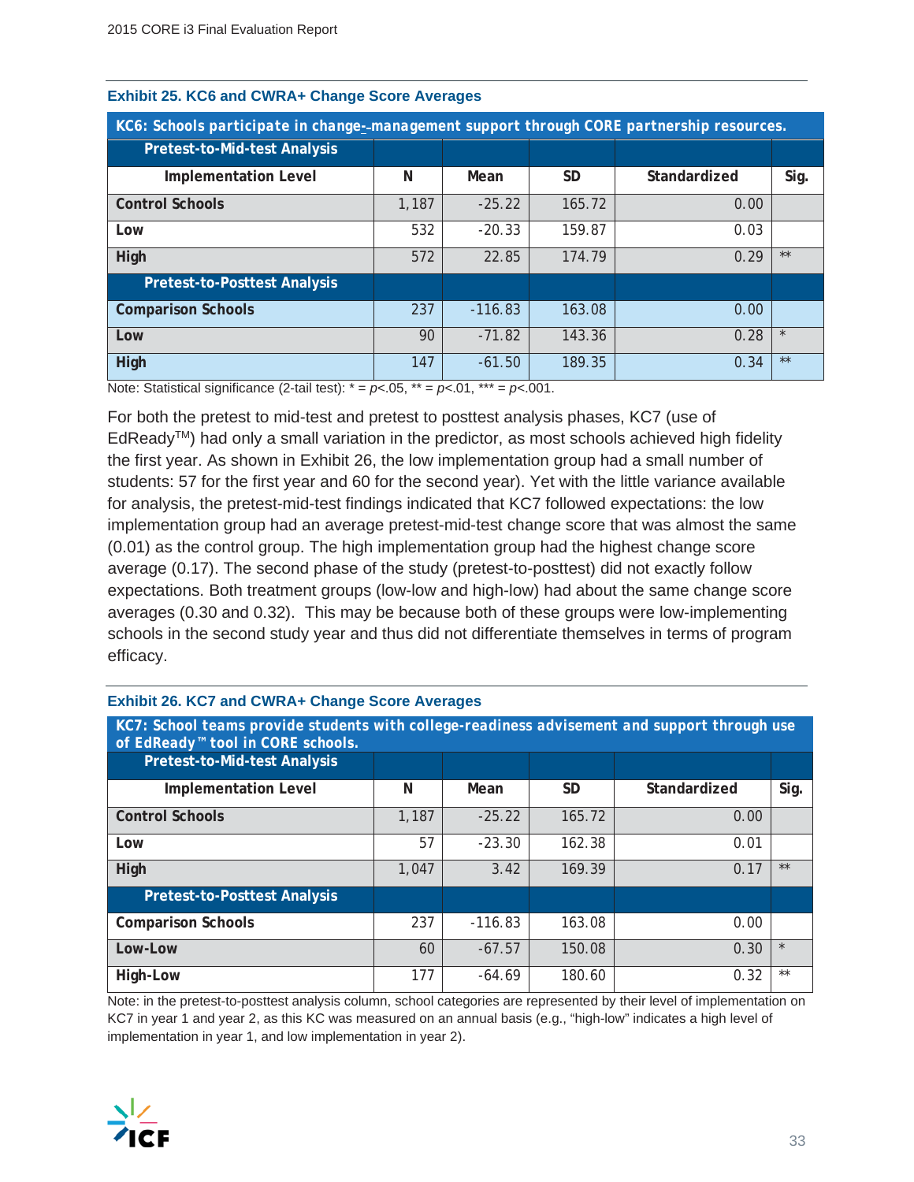**Exhibit 25. KC6 and CWRA+ Change Score Averages**

| KC6: Schools participate in change-management support through CORE partnership resources. | | | | | |
|---|---|---|---|---|---|
| **Pretest-to-Mid-test Analysis** | | | | | |
| **Implementation Level** | **N** | **Mean** | **SD** | **Standardized** | **Sig.** |
| **Control Schools** | 1,187 | -25.22 | 165.72 | 0.00 | |
| **Low** | 532 | -20.33 | 159.87 | 0.03 | |
| **High** | 572 | 22.85 | 174.79 | 0.29 | ** |
| **Pretest-to-Posttest Analysis** | | | | | |
| **Comparison Schools** | 237 | -116.83 | 163.08 | 0.00 | |
| **Low** | 90 | -71.82 | 143.36 | 0.28 | * |
| **High** | 147 | -61.50 | 189.35 | 0.34 | ** |

Note: Statistical significance (2-tail test): * = $p<.05$, ** = $p<.01$, *** = $p<.001$.

For both the pretest to mid-test and pretest to posttest analysis phases, KC7 (use of EdReady™) had only a small variation in the predictor, as most schools achieved high fidelity the first year. As shown in Exhibit 26, the low implementation group had a small number of students: 57 for the first year and 60 for the second year). Yet with the little variance available for analysis, the pretest-mid-test findings indicated that KC7 followed expectations: the low implementation group had an average pretest-mid-test change score that was almost the same (0.01) as the control group. The high implementation group had the highest change score average (0.17). The second phase of the study (pretest-to-posttest) did not exactly follow expectations. Both treatment groups (low-low and high-low) had about the same change score averages (0.30 and 0.32). This may be because both of these groups were low-implementing schools in the second study year and thus did not differentiate themselves in terms of program efficacy.

**Exhibit 26. KC7 and CWRA+ Change Score Averages**

| KC7: School teams provide students with college-readiness advisement and support through use of EdReady™ tool in CORE schools. | | | | | |
|---|---|---|---|---|---|
| **Pretest-to-Mid-test Analysis** | | | | | |
| **Implementation Level** | **N** | **Mean** | **SD** | **Standardized** | **Sig.** |
| **Control Schools** | 1,187 | -25.22 | 165.72 | 0.00 | |
| **Low** | 57 | -23.30 | 162.38 | 0.01 | |
| **High** | 1,047 | 3.42 | 169.39 | 0.17 | ** |
| **Pretest-to-Posttest Analysis** | | | | | |
| **Comparison Schools** | 237 | -116.83 | 163.08 | 0.00 | |
| **Low-Low** | 60 | -67.57 | 150.08 | 0.30 | * |
| **High-Low** | 177 | -64.69 | 180.60 | 0.32 | ** |

Note: in the pretest-to-posttest analysis column, school categories are represented by their level of implementation on KC7 in year 1 and year 2, as this KC was measured on an annual basis (e.g., "high-low" indicates a high level of implementation in year 1, and low implementation in year 2).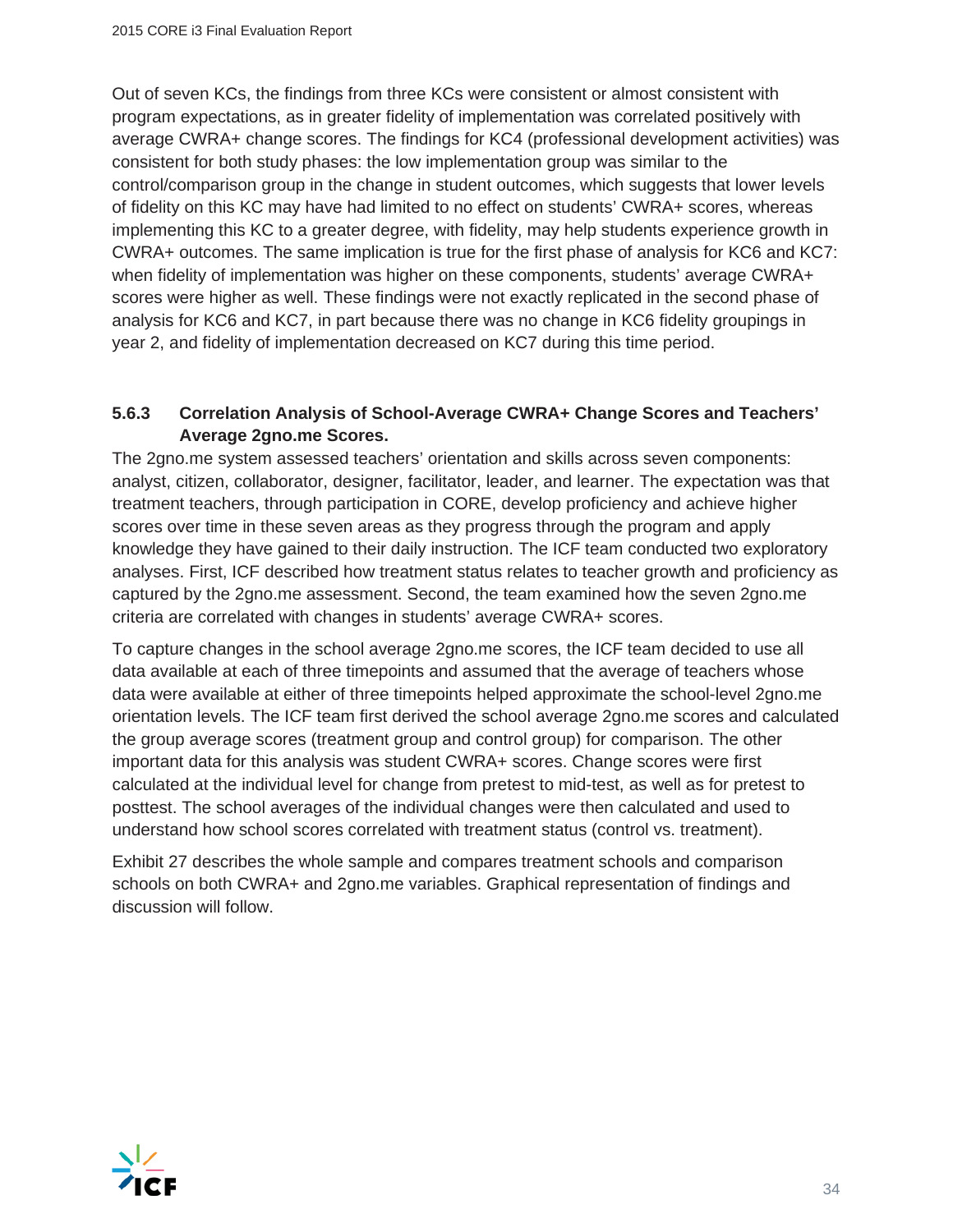Out of seven KCs, the findings from three KCs were consistent or almost consistent with program expectations, as in greater fidelity of implementation was correlated positively with average CWRA+ change scores. The findings for KC4 (professional development activities) was consistent for both study phases: the low implementation group was similar to the control/comparison group in the change in student outcomes, which suggests that lower levels of fidelity on this KC may have had limited to no effect on students' CWRA+ scores, whereas implementing this KC to a greater degree, with fidelity, may help students experience growth in CWRA+ outcomes. The same implication is true for the first phase of analysis for KC6 and KC7: when fidelity of implementation was higher on these components, students' average CWRA+ scores were higher as well. These findings were not exactly replicated in the second phase of analysis for KC6 and KC7, in part because there was no change in KC6 fidelity groupings in year 2, and fidelity of implementation decreased on KC7 during this time period.

### 5.6.3 Correlation Analysis of School-Average CWRA+ Change Scores and Teachers' Average 2gno.me Scores.

The 2gno.me system assessed teachers' orientation and skills across seven components: analyst, citizen, collaborator, designer, facilitator, leader, and learner. The expectation was that treatment teachers, through participation in CORE, develop proficiency and achieve higher scores over time in these seven areas as they progress through the program and apply knowledge they have gained to their daily instruction. The ICF team conducted two exploratory analyses. First, ICF described how treatment status relates to teacher growth and proficiency as captured by the 2gno.me assessment. Second, the team examined how the seven 2gno.me criteria are correlated with changes in students' average CWRA+ scores.

To capture changes in the school average 2gno.me scores, the ICF team decided to use all data available at each of three timepoints and assumed that the average of teachers whose data were available at either of three timepoints helped approximate the school-level 2gno.me orientation levels. The ICF team first derived the school average 2gno.me scores and calculated the group average scores (treatment group and control group) for comparison. The other important data for this analysis was student CWRA+ scores. Change scores were first calculated at the individual level for change from pretest to mid-test, as well as for pretest to posttest. The school averages of the individual changes were then calculated and used to understand how school scores correlated with treatment status (control vs. treatment).

Exhibit 27 describes the whole sample and compares treatment schools and comparison schools on both CWRA+ and 2gno.me variables. Graphical representation of findings and discussion will follow.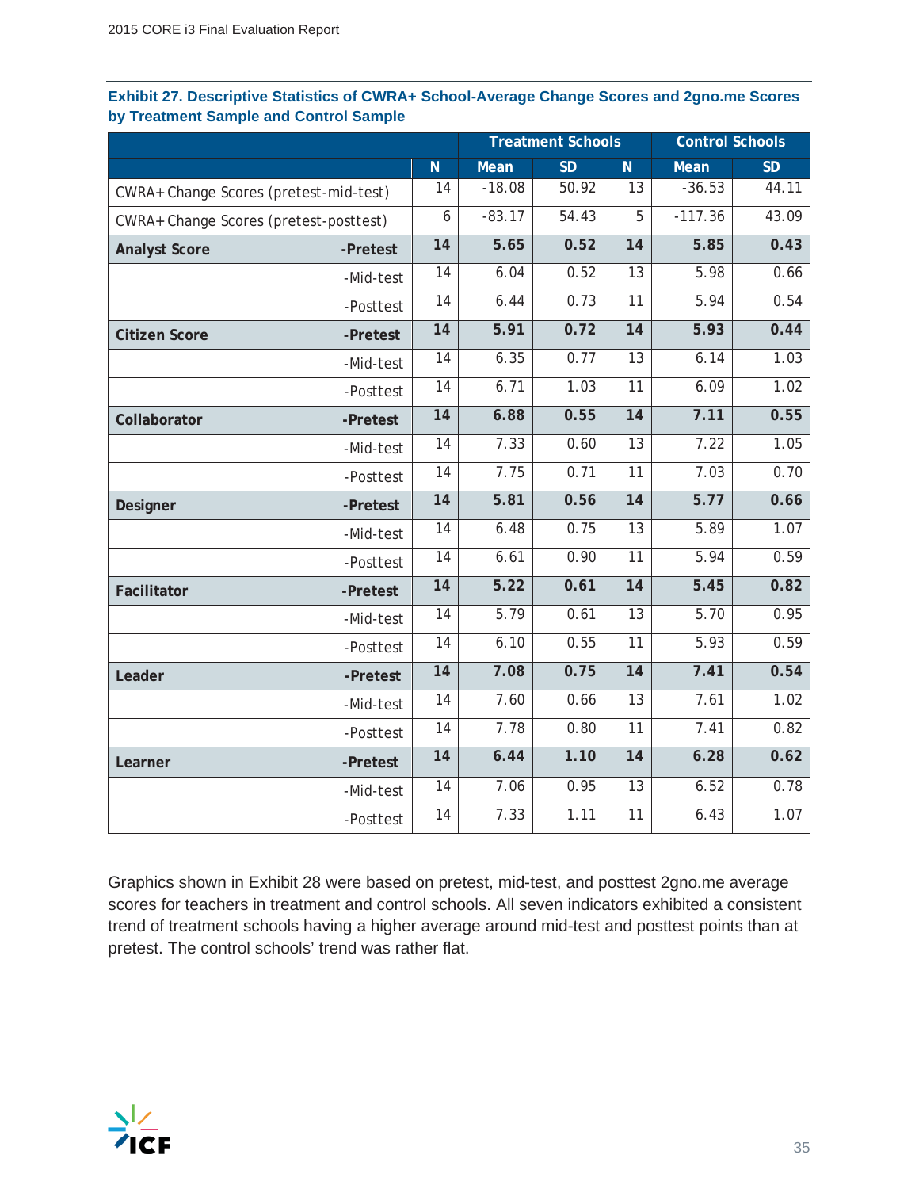**Exhibit 27. Descriptive Statistics of CWRA+ School-Average Change Scores and 2gno.me Scores by Treatment Sample and Control Sample**

| | | Treatment Schools | | | Control Schools | | |
|---|---|---|---|---|---|---|---|
| | | N | Mean | SD | N | Mean | SD |
| CWRA+ Change Scores (pretest-mid-test) | | 14 | -18.08 | 50.92 | 13 | -36.53 | 44.11 |
| CWRA+ Change Scores (pretest-posttest) | | 6 | -83.17 | 54.43 | 5 | -117.36 | 43.09 |
| **Analyst Score** | **-Pretest** | **14** | **5.65** | **0.52** | **14** | **5.85** | **0.43** |
| | -Mid-test | 14 | 6.04 | 0.52 | 13 | 5.98 | 0.66 |
| | -Posttest | 14 | 6.44 | 0.73 | 11 | 5.94 | 0.54 |
| **Citizen Score** | **-Pretest** | **14** | **5.91** | **0.72** | **14** | **5.93** | **0.44** |
| | -Mid-test | 14 | 6.35 | 0.77 | 13 | 6.14 | 1.03 |
| | -Posttest | 14 | 6.71 | 1.03 | 11 | 6.09 | 1.02 |
| **Collaborator** | **-Pretest** | **14** | **6.88** | **0.55** | **14** | **7.11** | **0.55** |
| | -Mid-test | 14 | 7.33 | 0.60 | 13 | 7.22 | 1.05 |
| | -Posttest | 14 | 7.75 | 0.71 | 11 | 7.03 | 0.70 |
| **Designer** | **-Pretest** | **14** | **5.81** | **0.56** | **14** | **5.77** | **0.66** |
| | -Mid-test | 14 | 6.48 | 0.75 | 13 | 5.89 | 1.07 |
| | -Posttest | 14 | 6.61 | 0.90 | 11 | 5.94 | 0.59 |
| **Facilitator** | **-Pretest** | **14** | **5.22** | **0.61** | **14** | **5.45** | **0.82** |
| | -Mid-test | 14 | 5.79 | 0.61 | 13 | 5.70 | 0.95 |
| | -Posttest | 14 | 6.10 | 0.55 | 11 | 5.93 | 0.59 |
| **Leader** | **-Pretest** | **14** | **7.08** | **0.75** | **14** | **7.41** | **0.54** |
| | -Mid-test | 14 | 7.60 | 0.66 | 13 | 7.61 | 1.02 |
| | -Posttest | 14 | 7.78 | 0.80 | 11 | 7.41 | 0.82 |
| **Learner** | **-Pretest** | **14** | **6.44** | **1.10** | **14** | **6.28** | **0.62** |
| | -Mid-test | 14 | 7.06 | 0.95 | 13 | 6.52 | 0.78 |
| | -Posttest | 14 | 7.33 | 1.11 | 11 | 6.43 | 1.07 |

Graphics shown in Exhibit 28 were based on pretest, mid-test, and posttest 2gno.me average scores for teachers in treatment and control schools. All seven indicators exhibited a consistent trend of treatment schools having a higher average around mid-test and posttest points than at pretest. The control schools' trend was rather flat.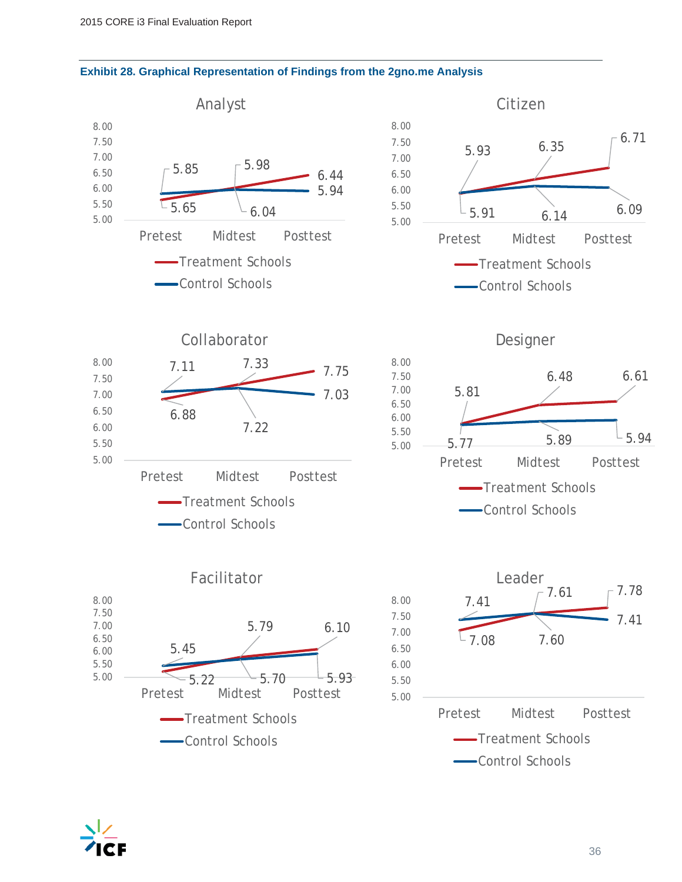**Exhibit 28. Graphical Representation of Findings from the 2gno.me Analysis**

### Analyst

| | Pretest | Midtest | Posttest |
|---|---|---|---|
| Treatment Schools | 5.65 | 6.04 | 6.44 |
| Control Schools | 5.85 | 5.98 | 5.94 |

### Citizen

| | Pretest | Midtest | Posttest |
|---|---|---|---|
| Treatment Schools | 5.91 | 6.35 | 6.71 |
| Control Schools | 5.93 | 6.14 | 6.09 |

### Collaborator

| | Pretest | Midtest | Posttest |
|---|---|---|---|
| Treatment Schools | 6.88 | 7.33 | 7.75 |
| Control Schools | 7.11 | 7.22 | 7.03 |

### Designer

| | Pretest | Midtest | Posttest |
|---|---|---|---|
| Treatment Schools | 5.77 | 6.48 | 6.61 |
| Control Schools | 5.81 | 5.89 | 5.94 |

### Facilitator

| | Pretest | Midtest | Posttest |
|---|---|---|---|
| Treatment Schools | 5.22 | 5.79 | 6.10 |
| Control Schools | 5.45 | 5.70 | 5.93 |

### Leader

| | Pretest | Midtest | Posttest |
|---|---|---|---|
| Treatment Schools | 7.08 | 7.61 | 7.78 |
| Control Schools | 7.41 | 7.60 | 7.41 |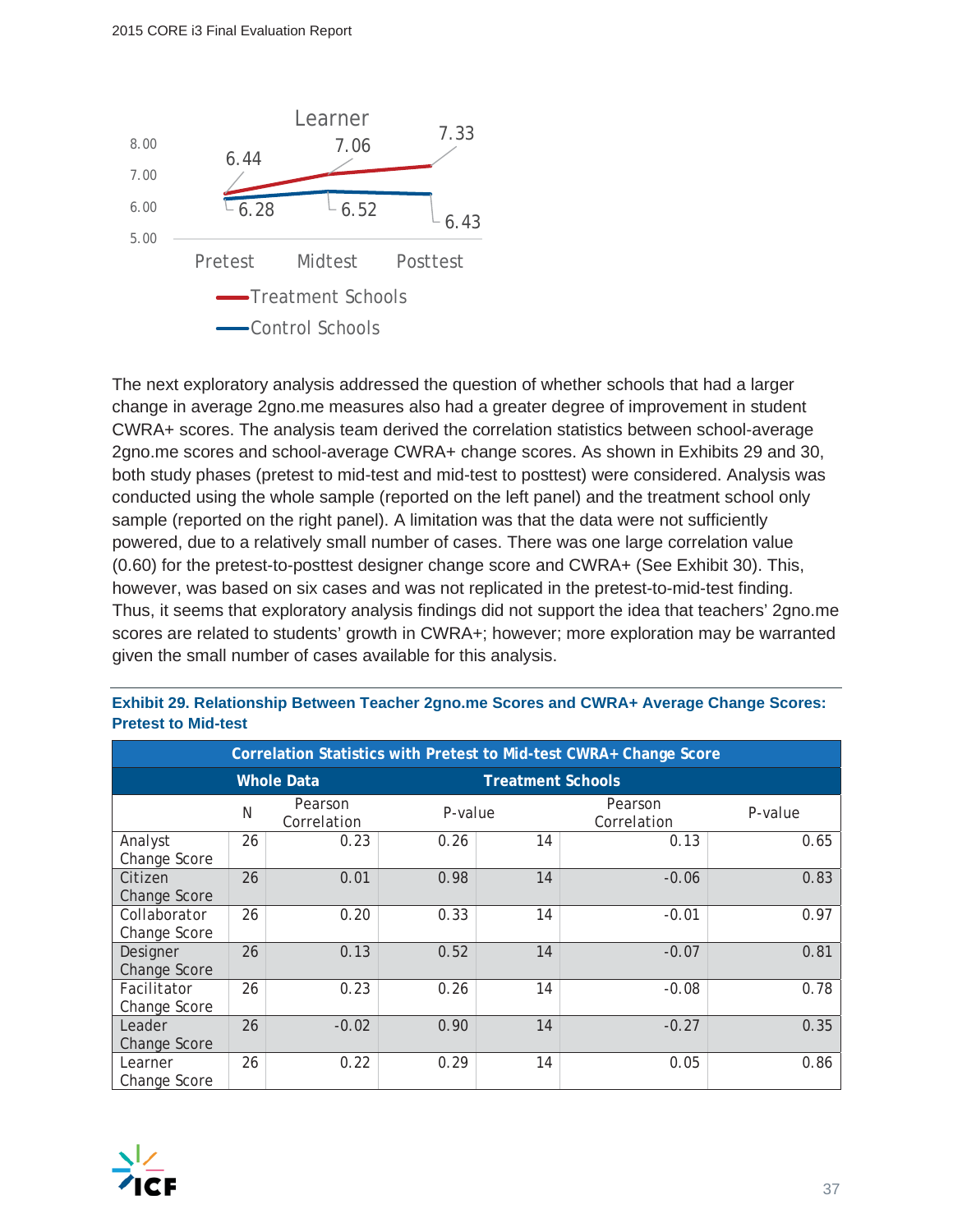Learner

| | Pretest | Midtest | Posttest |
|---|---|---|---|
| Treatment Schools | 6.44 | 7.06 | 7.33 |
| Control Schools | 6.28 | 6.52 | 6.43 |

The next exploratory analysis addressed the question of whether schools that had a larger change in average 2gno.me measures also had a greater degree of improvement in student CWRA+ scores. The analysis team derived the correlation statistics between school-average 2gno.me scores and school-average CWRA+ change scores. As shown in Exhibits 29 and 30, both study phases (pretest to mid-test and mid-test to posttest) were considered. Analysis was conducted using the whole sample (reported on the left panel) and the treatment school only sample (reported on the right panel). A limitation was that the data were not sufficiently powered, due to a relatively small number of cases. There was one large correlation value (0.60) for the pretest-to-posttest designer change score and CWRA+ (See Exhibit 30). This, however, was based on six cases and was not replicated in the pretest-to-mid-test finding. Thus, it seems that exploratory analysis findings did not support the idea that teachers' 2gno.me scores are related to students' growth in CWRA+; however; more exploration may be warranted given the small number of cases available for this analysis.

**Exhibit 29. Relationship Between Teacher 2gno.me Scores and CWRA+ Average Change Scores: Pretest to Mid-test**

| Correlation Statistics with Pretest to Mid-test CWRA+ Change Score | | | | | | |
|---|---|---|---|---|---|---|
| | Whole Data | | | Treatment Schools | | |
| | N | Pearson Correlation | P-value | | Pearson Correlation | P-value |
| Analyst Change Score | 26 | 0.23 | 0.26 | 14 | 0.13 | 0.65 |
| Citizen Change Score | 26 | 0.01 | 0.98 | 14 | -0.06 | 0.83 |
| Collaborator Change Score | 26 | 0.20 | 0.33 | 14 | -0.01 | 0.97 |
| Designer Change Score | 26 | 0.13 | 0.52 | 14 | -0.07 | 0.81 |
| Facilitator Change Score | 26 | 0.23 | 0.26 | 14 | -0.08 | 0.78 |
| Leader Change Score | 26 | -0.02 | 0.90 | 14 | -0.27 | 0.35 |
| Learner Change Score | 26 | 0.22 | 0.29 | 14 | 0.05 | 0.86 |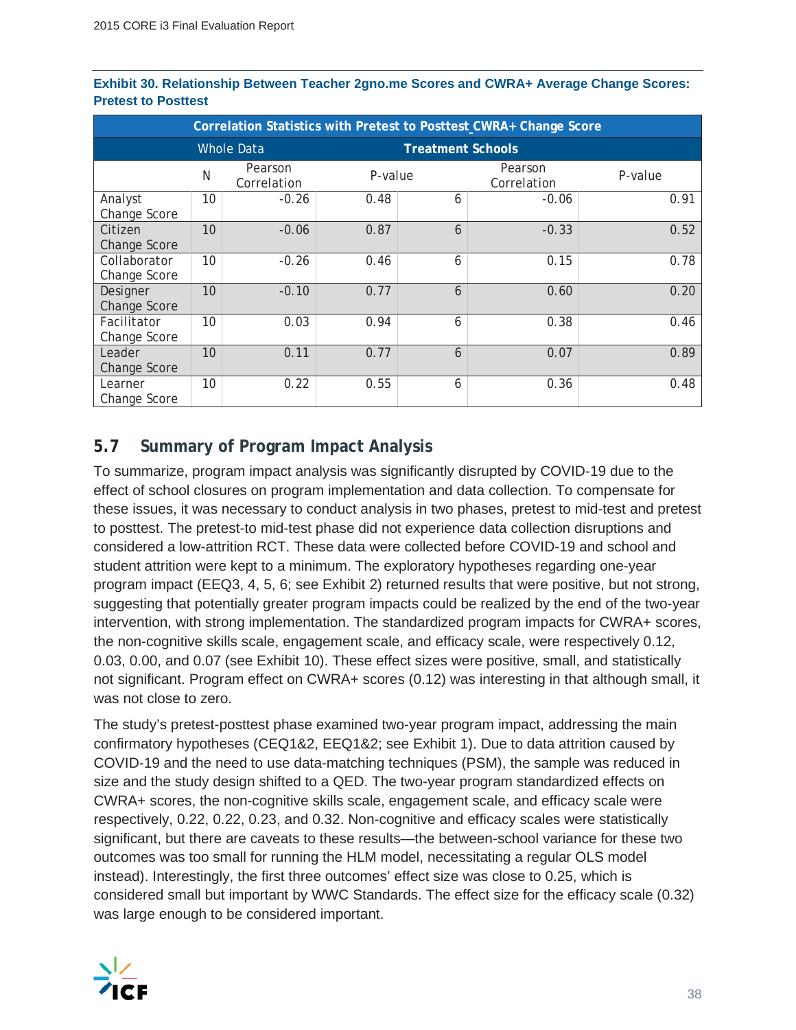**Exhibit 30. Relationship Between Teacher 2gno.me Scores and CWRA+ Average Change Scores: Pretest to Posttest**

| Correlation Statistics with Pretest to Posttest_CWRA+ Change Score | | | | | | |
|---|---|---|---|---|---|---|
| | Whole Data | | | Treatment Schools | | |
| | N | Pearson Correlation | P-value | N | Pearson Correlation | P-value |
| Analyst Change Score | 10 | -0.26 | 0.48 | 6 | -0.06 | 0.91 |
| Citizen Change Score | 10 | -0.06 | 0.87 | 6 | -0.33 | 0.52 |
| Collaborator Change Score | 10 | -0.26 | 0.46 | 6 | 0.15 | 0.78 |
| Designer Change Score | 10 | -0.10 | 0.77 | 6 | 0.60 | 0.20 |
| Facilitator Change Score | 10 | 0.03 | 0.94 | 6 | 0.38 | 0.46 |
| Leader Change Score | 10 | 0.11 | 0.77 | 6 | 0.07 | 0.89 |
| Learner Change Score | 10 | 0.22 | 0.55 | 6 | 0.36 | 0.48 |

## 5.7 Summary of Program Impact Analysis

To summarize, program impact analysis was significantly disrupted by COVID-19 due to the effect of school closures on program implementation and data collection. To compensate for these issues, it was necessary to conduct analysis in two phases, pretest to mid-test and pretest to posttest. The pretest-to mid-test phase did not experience data collection disruptions and considered a low-attrition RCT. These data were collected before COVID-19 and school and student attrition were kept to a minimum. The exploratory hypotheses regarding one-year program impact (EEQ3, 4, 5, 6; see Exhibit 2) returned results that were positive, but not strong, suggesting that potentially greater program impacts could be realized by the end of the two-year intervention, with strong implementation. The standardized program impacts for CWRA+ scores, the non-cognitive skills scale, engagement scale, and efficacy scale, were respectively 0.12, 0.03, 0.00, and 0.07 (see Exhibit 10). These effect sizes were positive, small, and statistically not significant. Program effect on CWRA+ scores (0.12) was interesting in that although small, it was not close to zero.

The study's pretest-posttest phase examined two-year program impact, addressing the main confirmatory hypotheses (CEQ1&2, EEQ1&2; see Exhibit 1). Due to data attrition caused by COVID-19 and the need to use data-matching techniques (PSM), the sample was reduced in size and the study design shifted to a QED. The two-year program standardized effects on CWRA+ scores, the non-cognitive skills scale, engagement scale, and efficacy scale were respectively, 0.22, 0.22, 0.23, and 0.32. Non-cognitive and efficacy scales were statistically significant, but there are caveats to these results—the between-school variance for these two outcomes was too small for running the HLM model, necessitating a regular OLS model instead). Interestingly, the first three outcomes' effect size was close to 0.25, which is considered small but important by WWC Standards. The effect size for the efficacy scale (0.32) was large enough to be considered important.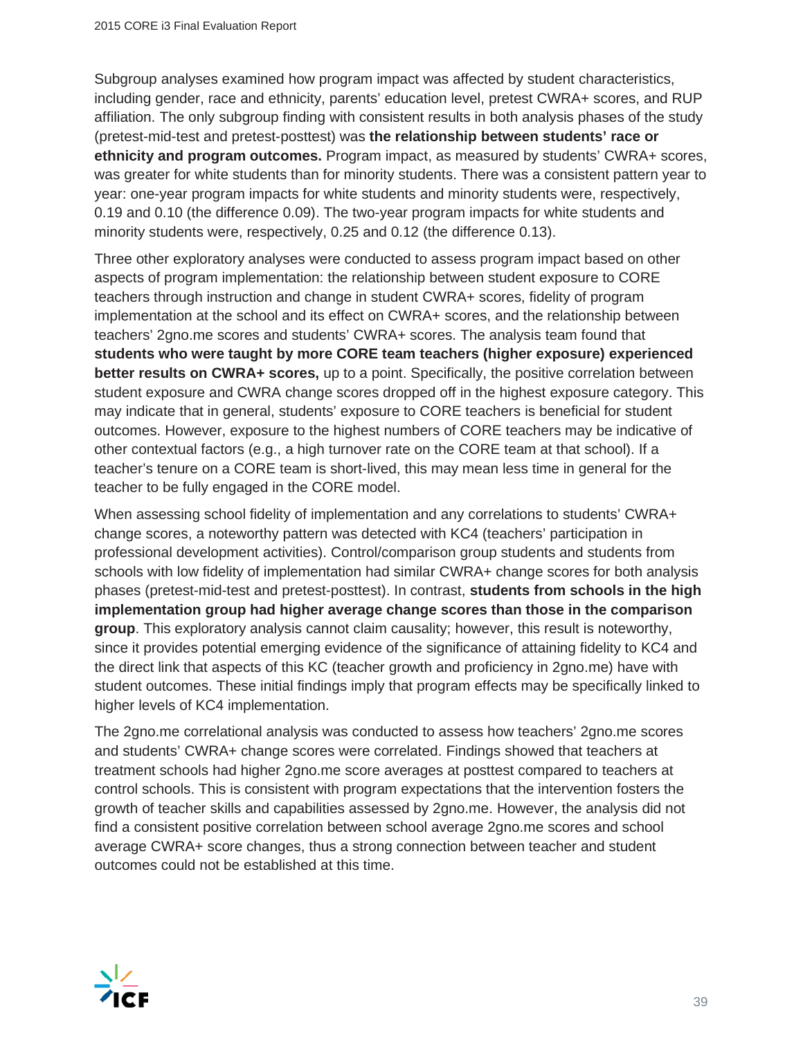Subgroup analyses examined how program impact was affected by student characteristics, including gender, race and ethnicity, parents' education level, pretest CWRA+ scores, and RUP affiliation. The only subgroup finding with consistent results in both analysis phases of the study (pretest-mid-test and pretest-posttest) was **the relationship between students' race or ethnicity and program outcomes.** Program impact, as measured by students' CWRA+ scores, was greater for white students than for minority students. There was a consistent pattern year to year: one-year program impacts for white students and minority students were, respectively, 0.19 and 0.10 (the difference 0.09). The two-year program impacts for white students and minority students were, respectively, 0.25 and 0.12 (the difference 0.13).

Three other exploratory analyses were conducted to assess program impact based on other aspects of program implementation: the relationship between student exposure to CORE teachers through instruction and change in student CWRA+ scores, fidelity of program implementation at the school and its effect on CWRA+ scores, and the relationship between teachers' 2gno.me scores and students' CWRA+ scores. The analysis team found that **students who were taught by more CORE team teachers (higher exposure) experienced better results on CWRA+ scores,** up to a point. Specifically, the positive correlation between student exposure and CWRA change scores dropped off in the highest exposure category. This may indicate that in general, students' exposure to CORE teachers is beneficial for student outcomes. However, exposure to the highest numbers of CORE teachers may be indicative of other contextual factors (e.g., a high turnover rate on the CORE team at that school). If a teacher's tenure on a CORE team is short-lived, this may mean less time in general for the teacher to be fully engaged in the CORE model.

When assessing school fidelity of implementation and any correlations to students' CWRA+ change scores, a noteworthy pattern was detected with KC4 (teachers' participation in professional development activities). Control/comparison group students and students from schools with low fidelity of implementation had similar CWRA+ change scores for both analysis phases (pretest-mid-test and pretest-posttest). In contrast, **students from schools in the high implementation group had higher average change scores than those in the comparison group**. This exploratory analysis cannot claim causality; however, this result is noteworthy, since it provides potential emerging evidence of the significance of attaining fidelity to KC4 and the direct link that aspects of this KC (teacher growth and proficiency in 2gno.me) have with student outcomes. These initial findings imply that program effects may be specifically linked to higher levels of KC4 implementation.

The 2gno.me correlational analysis was conducted to assess how teachers' 2gno.me scores and students' CWRA+ change scores were correlated. Findings showed that teachers at treatment schools had higher 2gno.me score averages at posttest compared to teachers at control schools. This is consistent with program expectations that the intervention fosters the growth of teacher skills and capabilities assessed by 2gno.me. However, the analysis did not find a consistent positive correlation between school average 2gno.me scores and school average CWRA+ score changes, thus a strong connection between teacher and student outcomes could not be established at this time.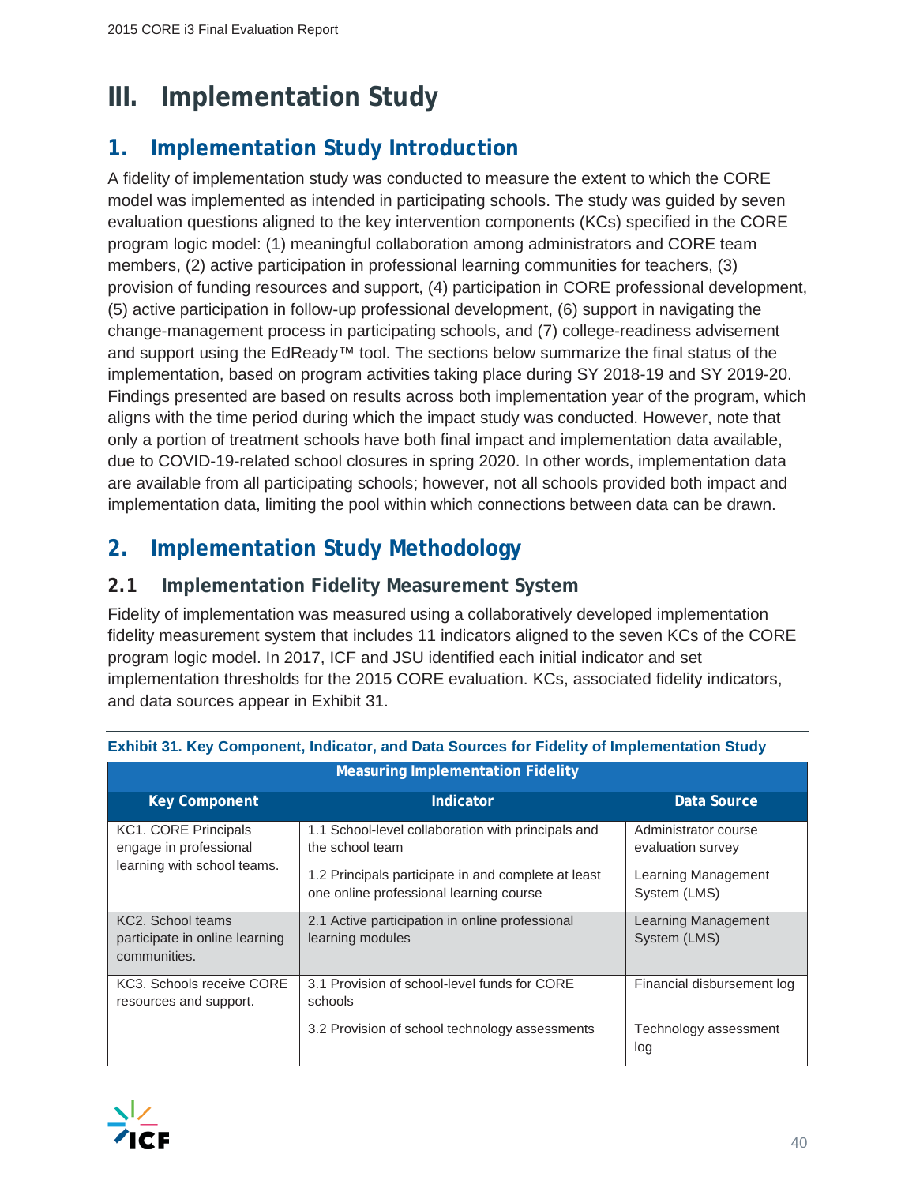# III. Implementation Study

## 1. Implementation Study Introduction

A fidelity of implementation study was conducted to measure the extent to which the CORE model was implemented as intended in participating schools. The study was guided by seven evaluation questions aligned to the key intervention components (KCs) specified in the CORE program logic model: (1) meaningful collaboration among administrators and CORE team members, (2) active participation in professional learning communities for teachers, (3) provision of funding resources and support, (4) participation in CORE professional development, (5) active participation in follow-up professional development, (6) support in navigating the change-management process in participating schools, and (7) college-readiness advisement and support using the EdReady™ tool. The sections below summarize the final status of the implementation, based on program activities taking place during SY 2018-19 and SY 2019-20. Findings presented are based on results across both implementation year of the program, which aligns with the time period during which the impact study was conducted. However, note that only a portion of treatment schools have both final impact and implementation data available, due to COVID-19-related school closures in spring 2020. In other words, implementation data are available from all participating schools; however, not all schools provided both impact and implementation data, limiting the pool within which connections between data can be drawn.

## 2. Implementation Study Methodology

### 2.1 Implementation Fidelity Measurement System

Fidelity of implementation was measured using a collaboratively developed implementation fidelity measurement system that includes 11 indicators aligned to the seven KCs of the CORE program logic model. In 2017, ICF and JSU identified each initial indicator and set implementation thresholds for the 2015 CORE evaluation. KCs, associated fidelity indicators, and data sources appear in Exhibit 31.

**Exhibit 31. Key Component, Indicator, and Data Sources for Fidelity of Implementation Study**

| Measuring Implementation Fidelity | | |
|---|---|---|
| **Key Component** | **Indicator** | **Data Source** |
| KC1. CORE Principals engage in professional learning with school teams. | 1.1 School-level collaboration with principals and the school team | Administrator course evaluation survey |
| | 1.2 Principals participate in and complete at least one online professional learning course | Learning Management System (LMS) |
| KC2. School teams participate in online learning communities. | 2.1 Active participation in online professional learning modules | Learning Management System (LMS) |
| KC3. Schools receive CORE resources and support. | 3.1 Provision of school-level funds for CORE schools | Financial disbursement log |
| | 3.2 Provision of school technology assessments | Technology assessment log |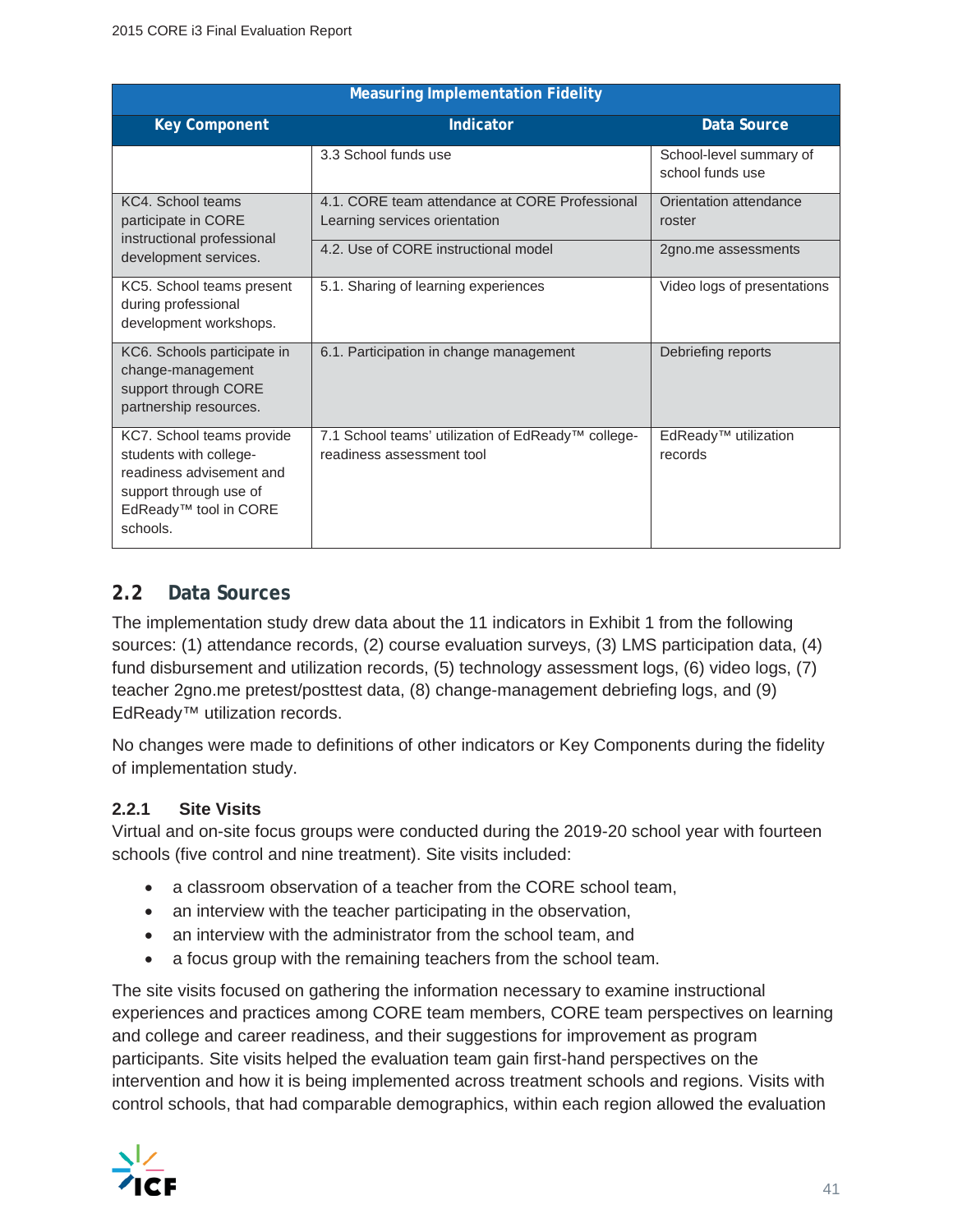| Measuring Implementation Fidelity | | |
|---|---|---|
| **Key Component** | **Indicator** | **Data Source** |
| | 3.3 School funds use | School-level summary of school funds use |
| KC4. School teams participate in CORE instructional professional development services. | 4.1. CORE team attendance at CORE Professional Learning services orientation | Orientation attendance roster |
| | 4.2. Use of CORE instructional model | 2gno.me assessments |
| KC5. School teams present during professional development workshops. | 5.1. Sharing of learning experiences | Video logs of presentations |
| KC6. Schools participate in change-management support through CORE partnership resources. | 6.1. Participation in change management | Debriefing reports |
| KC7. School teams provide students with college-readiness advisement and support through use of EdReady™ tool in CORE schools. | 7.1 School teams' utilization of EdReady™ college-readiness assessment tool | EdReady™ utilization records |

## 2.2 Data Sources

The implementation study drew data about the 11 indicators in Exhibit 1 from the following sources: (1) attendance records, (2) course evaluation surveys, (3) LMS participation data, (4) fund disbursement and utilization records, (5) technology assessment logs, (6) video logs, (7) teacher 2gno.me pretest/posttest data, (8) change-management debriefing logs, and (9) EdReady™ utilization records.

No changes were made to definitions of other indicators or Key Components during the fidelity of implementation study.

### 2.2.1 Site Visits

Virtual and on-site focus groups were conducted during the 2019-20 school year with fourteen schools (five control and nine treatment). Site visits included:

- a classroom observation of a teacher from the CORE school team,
- an interview with the teacher participating in the observation,
- an interview with the administrator from the school team, and
- a focus group with the remaining teachers from the school team.

The site visits focused on gathering the information necessary to examine instructional experiences and practices among CORE team members, CORE team perspectives on learning and college and career readiness, and their suggestions for improvement as program participants. Site visits helped the evaluation team gain first-hand perspectives on the intervention and how it is being implemented across treatment schools and regions. Visits with control schools, that had comparable demographics, within each region allowed the evaluation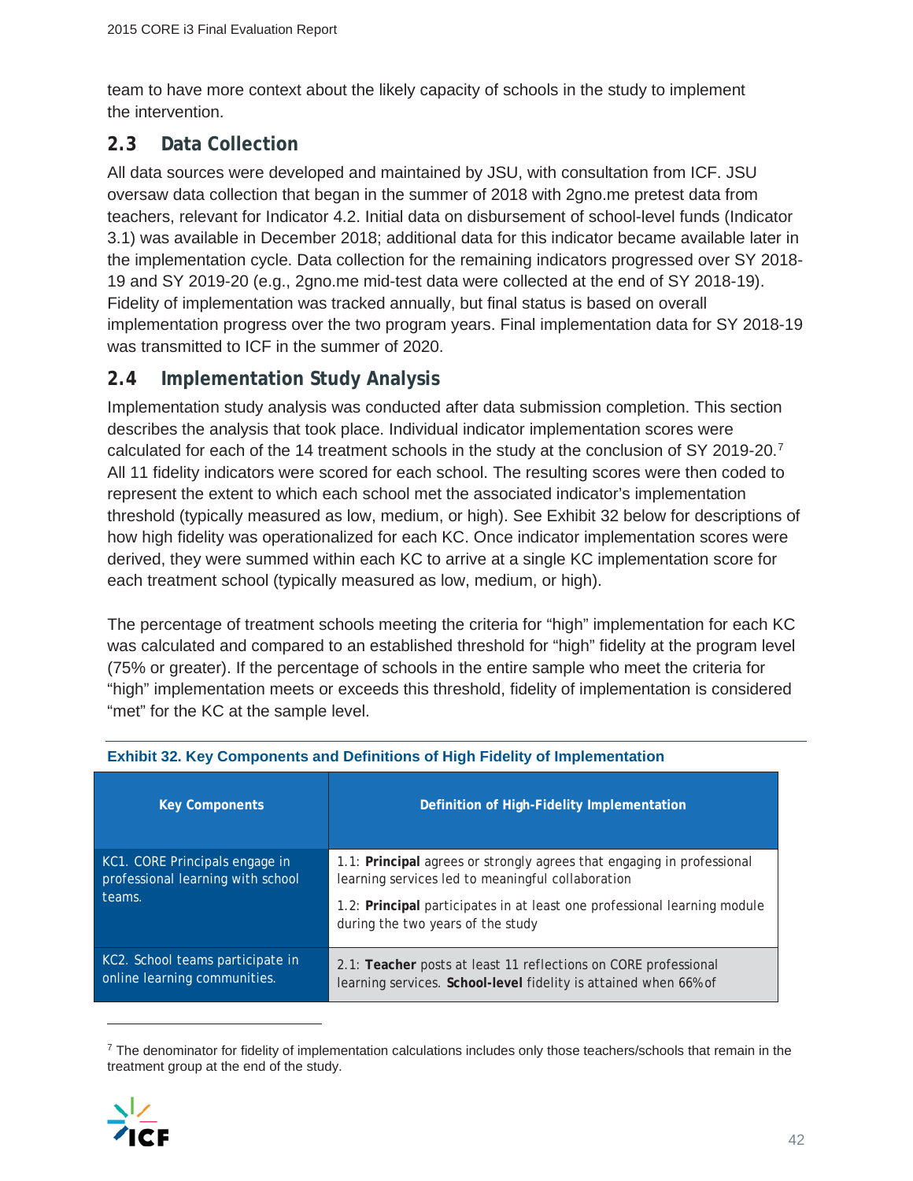team to have more context about the likely capacity of schools in the study to implement the intervention.

## 2.3 Data Collection

All data sources were developed and maintained by JSU, with consultation from ICF. JSU oversaw data collection that began in the summer of 2018 with 2gno.me pretest data from teachers, relevant for Indicator 4.2. Initial data on disbursement of school-level funds (Indicator 3.1) was available in December 2018; additional data for this indicator became available later in the implementation cycle. Data collection for the remaining indicators progressed over SY 2018-19 and SY 2019-20 (e.g., 2gno.me mid-test data were collected at the end of SY 2018-19). Fidelity of implementation was tracked annually, but final status is based on overall implementation progress over the two program years. Final implementation data for SY 2018-19 was transmitted to ICF in the summer of 2020.

## 2.4 Implementation Study Analysis

Implementation study analysis was conducted after data submission completion. This section describes the analysis that took place. Individual indicator implementation scores were calculated for each of the 14 treatment schools in the study at the conclusion of SY 2019-20.[7] All 11 fidelity indicators were scored for each school. The resulting scores were then coded to represent the extent to which each school met the associated indicator's implementation threshold (typically measured as low, medium, or high). See Exhibit 32 below for descriptions of how high fidelity was operationalized for each KC. Once indicator implementation scores were derived, they were summed within each KC to arrive at a single KC implementation score for each treatment school (typically measured as low, medium, or high).

The percentage of treatment schools meeting the criteria for "high" implementation for each KC was calculated and compared to an established threshold for "high" fidelity at the program level (75% or greater). If the percentage of schools in the entire sample who meet the criteria for "high" implementation meets or exceeds this threshold, fidelity of implementation is considered "met" for the KC at the sample level.

**Exhibit 32. Key Components and Definitions of High Fidelity of Implementation**

| Key Components | Definition of High-Fidelity Implementation |
|---|---|
| KC1. CORE Principals engage in professional learning with school teams. | 1.1: **Principal** agrees or strongly agrees that engaging in professional learning services led to meaningful collaboration<br><br>1.2: **Principal** participates in at least one professional learning module during the two years of the study |
| KC2. School teams participate in online learning communities. | 2.1: **Teacher** posts at least 11 reflections on CORE professional learning services. **School-level** fidelity is attained when 66% of |

[7] The denominator for fidelity of implementation calculations includes only those teachers/schools that remain in the treatment group at the end of the study.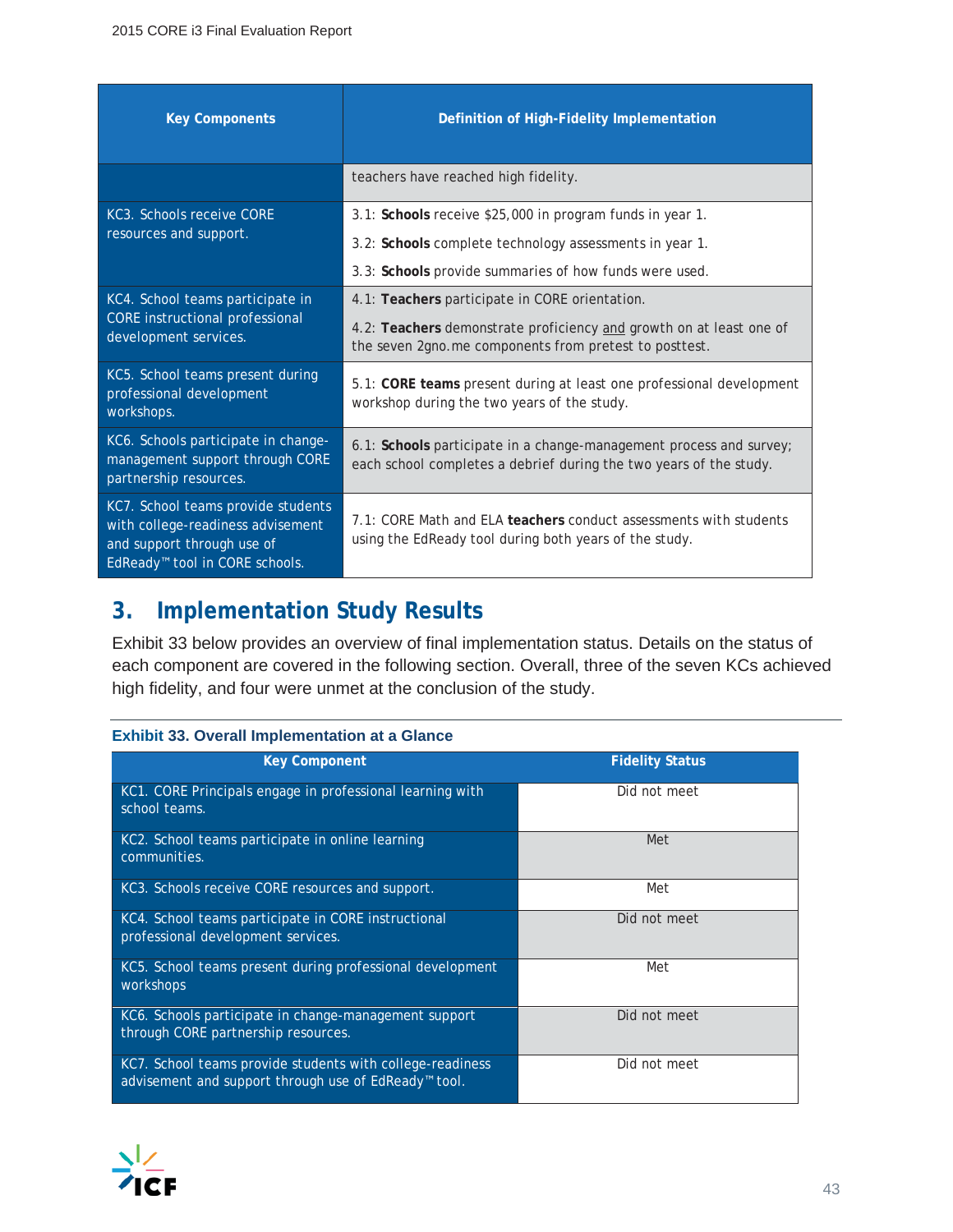| Key Components | Definition of High-Fidelity Implementation |
|---|---|
| | teachers have reached high fidelity. |
| KC3. Schools receive CORE resources and support. | 3.1: **Schools** receive $25,000 in program funds in year 1.<br>3.2: **Schools** complete technology assessments in year 1.<br>3.3: **Schools** provide summaries of how funds were used. |
| KC4. School teams participate in CORE instructional professional development services. | 4.1: **Teachers** participate in CORE orientation.<br>4.2: **Teachers** demonstrate proficiency and growth on at least one of the seven 2gno.me components from pretest to posttest. |
| KC5. School teams present during professional development workshops. | 5.1: **CORE teams** present during at least one professional development workshop during the two years of the study. |
| KC6. Schools participate in change-management support through CORE partnership resources. | 6.1: **Schools** participate in a change-management process and survey; each school completes a debrief during the two years of the study. |
| KC7. School teams provide students with college-readiness advisement and support through use of EdReady™ tool in CORE schools. | 7.1: CORE Math and ELA **teachers** conduct assessments with students using the EdReady tool during both years of the study. |

## 3. Implementation Study Results

Exhibit 33 below provides an overview of final implementation status. Details on the status of each component are covered in the following section. Overall, three of the seven KCs achieved high fidelity, and four were unmet at the conclusion of the study.

**Exhibit 33. Overall Implementation at a Glance**

| Key Component | Fidelity Status |
|---|---|
| KC1. CORE Principals engage in professional learning with school teams. | Did not meet |
| KC2. School teams participate in online learning communities. | Met |
| KC3. Schools receive CORE resources and support. | Met |
| KC4. School teams participate in CORE instructional professional development services. | Did not meet |
| KC5. School teams present during professional development workshops | Met |
| KC6. Schools participate in change-management support through CORE partnership resources. | Did not meet |
| KC7. School teams provide students with college-readiness advisement and support through use of EdReady™ tool. | Did not meet |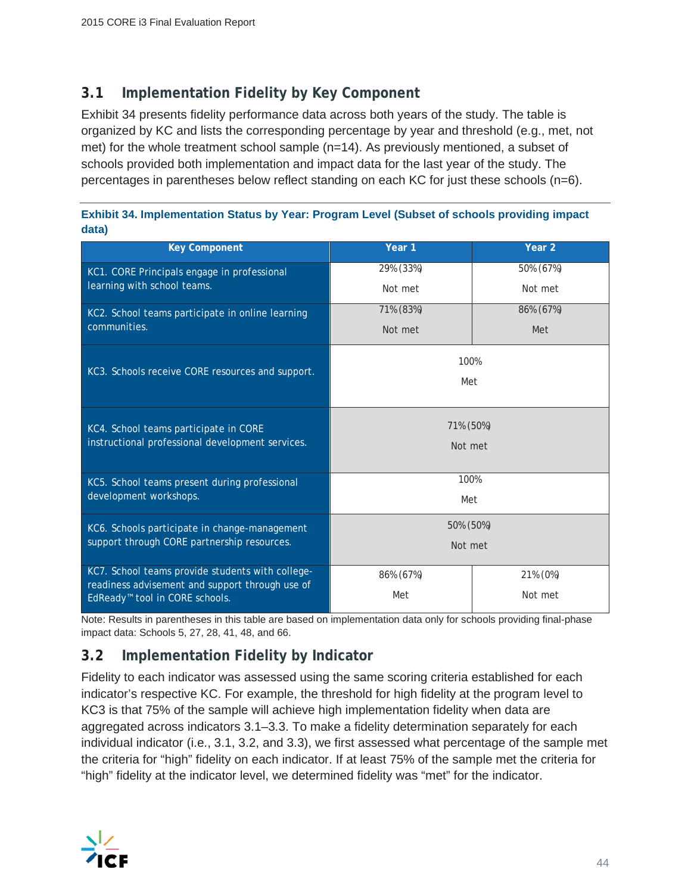## 3.1 Implementation Fidelity by Key Component

Exhibit 34 presents fidelity performance data across both years of the study. The table is organized by KC and lists the corresponding percentage by year and threshold (e.g., met, not met) for the whole treatment school sample (n=14). As previously mentioned, a subset of schools provided both implementation and impact data for the last year of the study. The percentages in parentheses below reflect standing on each KC for just these schools (n=6).

**Exhibit 34. Implementation Status by Year: Program Level (Subset of schools providing impact data)**

| Key Component | Year 1 | Year 2 |
|---|---|---|
| KC1. CORE Principals engage in professional learning with school teams. | 29% (33%) Not met | 50% (67%) Not met |
| KC2. School teams participate in online learning communities. | 71% (83%) Not met | 86% (67%) Met |
| KC3. Schools receive CORE resources and support. | 100% Met | |
| KC4. School teams participate in CORE instructional professional development services. | 71% (50%) Not met | |
| KC5. School teams present during professional development workshops. | 100% Met | |
| KC6. Schools participate in change-management support through CORE partnership resources. | 50% (50%) Not met | |
| KC7. School teams provide students with college-readiness advisement and support through use of EdReady™ tool in CORE schools. | 86% (67%) Met | 21% (0%) Not met |

Note: Results in parentheses in this table are based on implementation data only for schools providing final-phase impact data: Schools 5, 27, 28, 41, 48, and 66.

## 3.2 Implementation Fidelity by Indicator

Fidelity to each indicator was assessed using the same scoring criteria established for each indicator's respective KC. For example, the threshold for high fidelity at the program level to KC3 is that 75% of the sample will achieve high implementation fidelity when data are aggregated across indicators 3.1–3.3. To make a fidelity determination separately for each individual indicator (i.e., 3.1, 3.2, and 3.3), we first assessed what percentage of the sample met the criteria for "high" fidelity on each indicator. If at least 75% of the sample met the criteria for "high" fidelity at the indicator level, we determined fidelity was "met" for the indicator.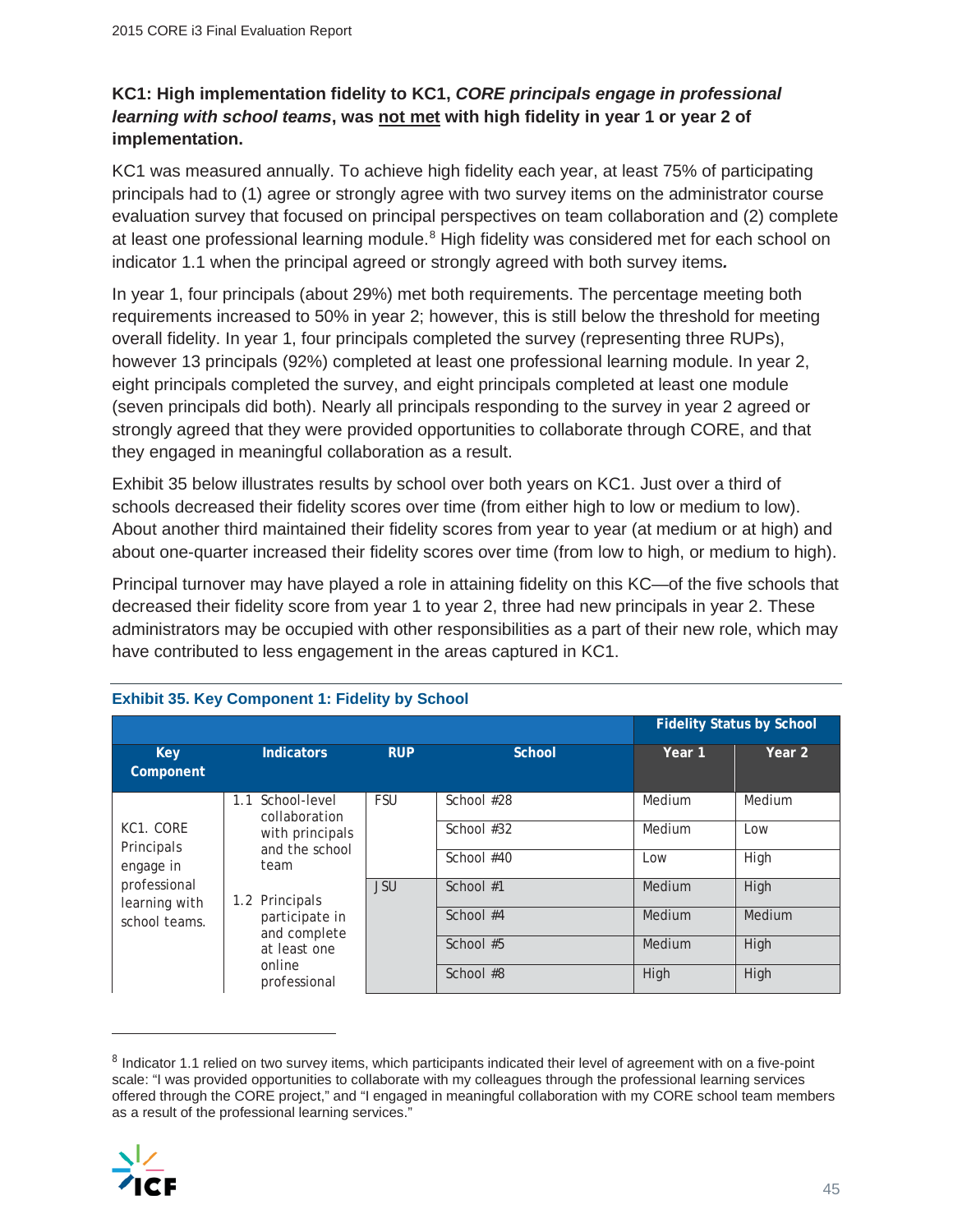**KC1: High implementation fidelity to KC1, *CORE principals engage in professional learning with school teams*, was not met with high fidelity in year 1 or year 2 of implementation.**

KC1 was measured annually. To achieve high fidelity each year, at least 75% of participating principals had to (1) agree or strongly agree with two survey items on the administrator course evaluation survey that focused on principal perspectives on team collaboration and (2) complete at least one professional learning module.[8] High fidelity was considered met for each school on indicator 1.1 when the principal agreed or strongly agreed with both survey items**.**

In year 1, four principals (about 29%) met both requirements. The percentage meeting both requirements increased to 50% in year 2; however, this is still below the threshold for meeting overall fidelity. In year 1, four principals completed the survey (representing three RUPs), however 13 principals (92%) completed at least one professional learning module. In year 2, eight principals completed the survey, and eight principals completed at least one module (seven principals did both). Nearly all principals responding to the survey in year 2 agreed or strongly agreed that they were provided opportunities to collaborate through CORE, and that they engaged in meaningful collaboration as a result.

Exhibit 35 below illustrates results by school over both years on KC1. Just over a third of schools decreased their fidelity scores over time (from either high to low or medium to low). About another third maintained their fidelity scores from year to year (at medium or at high) and about one-quarter increased their fidelity scores over time (from low to high, or medium to high).

Principal turnover may have played a role in attaining fidelity on this KC—of the five schools that decreased their fidelity score from year 1 to year 2, three had new principals in year 2. These administrators may be occupied with other responsibilities as a part of their new role, which may have contributed to less engagement in the areas captured in KC1.

**Exhibit 35. Key Component 1: Fidelity by School**

| | | | | Fidelity Status by School | |
|---|---|---|---|---|---|
| **Key Component** | **Indicators** | **RUP** | **School** | **Year 1** | **Year 2** |
| KC1. CORE Principals engage in professional learning with school teams. | 1.1 School-level collaboration with principals and the school team<br>1.2 Principals participate in and complete at least one online professional | FSU | School #28 | Medium | Medium |
| | | | School #32 | Medium | Low |
| | | | School #40 | Low | High |
| | | JSU | School #1 | Medium | High |
| | | | School #4 | Medium | Medium |
| | | | School #5 | Medium | High |
| | | | School #8 | High | High |

[8] Indicator 1.1 relied on two survey items, which participants indicated their level of agreement with on a five-point scale: "I was provided opportunities to collaborate with my colleagues through the professional learning services offered through the CORE project," and "I engaged in meaningful collaboration with my CORE school team members as a result of the professional learning services."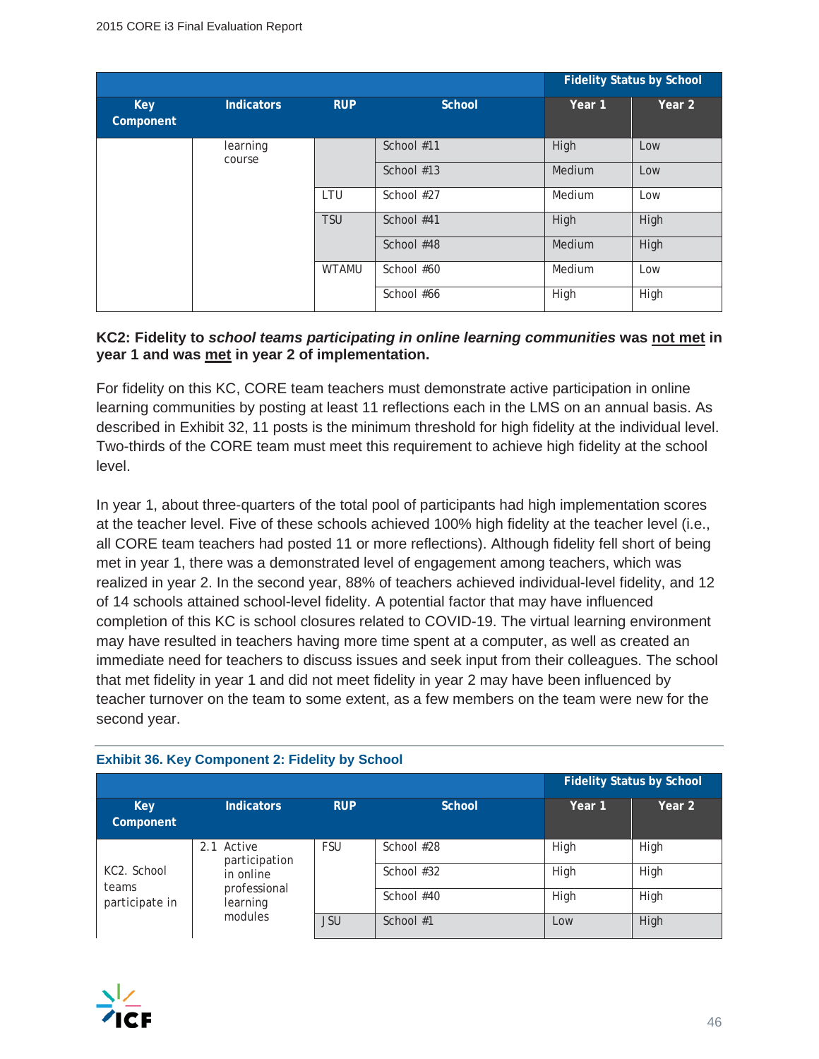| Key Component | Indicators | RUP | School | Fidelity Status by School | |
|---|---|---|---|---|---|
| | | | | Year 1 | Year 2 |
| | learning course | | School #11 | High | Low |
| | | | School #13 | Medium | Low |
| | | LTU | School #27 | Medium | Low |
| | | TSU | School #41 | High | High |
| | | | School #48 | Medium | High |
| | | WTAMU | School #60 | Medium | Low |
| | | | School #66 | High | High |

**KC2: Fidelity to *school teams participating in online learning communities* was <u>not met</u> in year 1 and was <u>met</u> in year 2 of implementation.**

For fidelity on this KC, CORE team teachers must demonstrate active participation in online learning communities by posting at least 11 reflections each in the LMS on an annual basis. As described in Exhibit 32, 11 posts is the minimum threshold for high fidelity at the individual level. Two-thirds of the CORE team must meet this requirement to achieve high fidelity at the school level.

In year 1, about three-quarters of the total pool of participants had high implementation scores at the teacher level. Five of these schools achieved 100% high fidelity at the teacher level (i.e., all CORE team teachers had posted 11 or more reflections). Although fidelity fell short of being met in year 1, there was a demonstrated level of engagement among teachers, which was realized in year 2. In the second year, 88% of teachers achieved individual-level fidelity, and 12 of 14 schools attained school-level fidelity. A potential factor that may have influenced completion of this KC is school closures related to COVID-19. The virtual learning environment may have resulted in teachers having more time spent at a computer, as well as created an immediate need for teachers to discuss issues and seek input from their colleagues. The school that met fidelity in year 1 and did not meet fidelity in year 2 may have been influenced by teacher turnover on the team to some extent, as a few members on the team were new for the second year.

**Exhibit 36. Key Component 2: Fidelity by School**

| Key Component | Indicators | RUP | School | Fidelity Status by School | |
|---|---|---|---|---|---|
| | | | | Year 1 | Year 2 |
| KC2. School teams participate in | 2.1 Active participation in online professional learning modules | FSU | School #28 | High | High |
| | | | School #32 | High | High |
| | | | School #40 | High | High |
| | | JSU | School #1 | Low | High |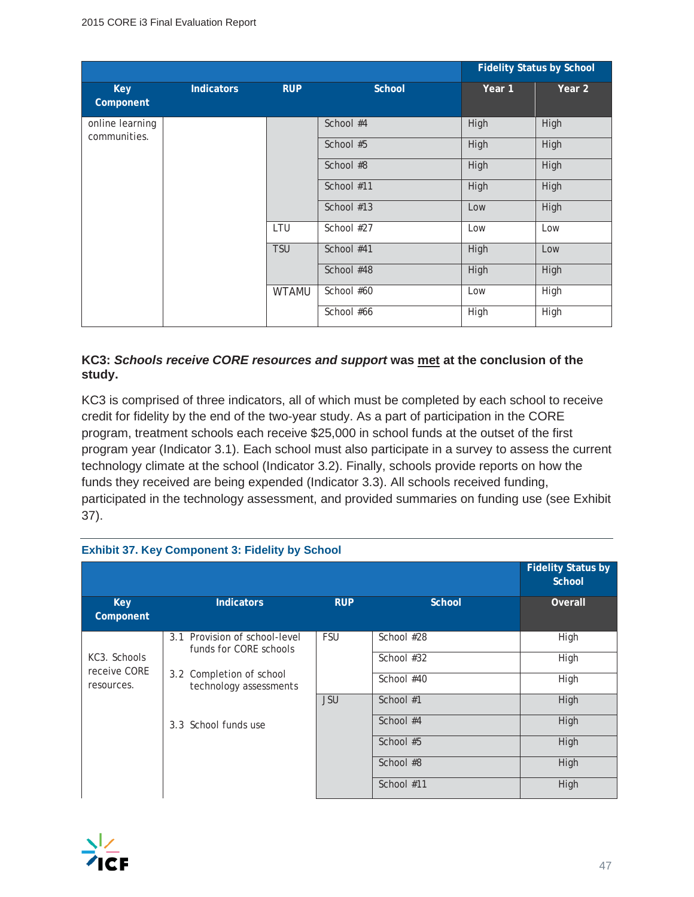| Key Component | Indicators | RUP | School | Fidelity Status by School | |
|---|---|---|---|---|---|
| | | | | Year 1 | Year 2 |
| online learning communities. | | | School #4 | High | High |
| | | | School #5 | High | High |
| | | | School #8 | High | High |
| | | | School #11 | High | High |
| | | | School #13 | Low | High |
| | | LTU | School #27 | Low | Low |
| | | TSU | School #41 | High | Low |
| | | | School #48 | High | High |
| | | WTAMU | School #60 | Low | High |
| | | | School #66 | High | High |

**KC3: *Schools receive CORE resources and support* was met at the conclusion of the study.**

KC3 is comprised of three indicators, all of which must be completed by each school to receive credit for fidelity by the end of the two-year study. As a part of participation in the CORE program, treatment schools each receive $25,000 in school funds at the outset of the first program year (Indicator 3.1). Each school must also participate in a survey to assess the current technology climate at the school (Indicator 3.2). Finally, schools provide reports on how the funds they received are being expended (Indicator 3.3). All schools received funding, participated in the technology assessment, and provided summaries on funding use (see Exhibit 37).

**Exhibit 37. Key Component 3: Fidelity by School**

| Key Component | Indicators | RUP | School | Fidelity Status by School |
|---|---|---|---|---|
| | | | | Overall |
| KC3. Schools receive CORE resources. | 3.1 Provision of school-level funds for CORE schools<br>3.2 Completion of school technology assessments<br>3.3 School funds use | FSU | School #28 | High |
| | | | School #32 | High |
| | | | School #40 | High |
| | | JSU | School #1 | High |
| | | | School #4 | High |
| | | | School #5 | High |
| | | | School #8 | High |
| | | | School #11 | High |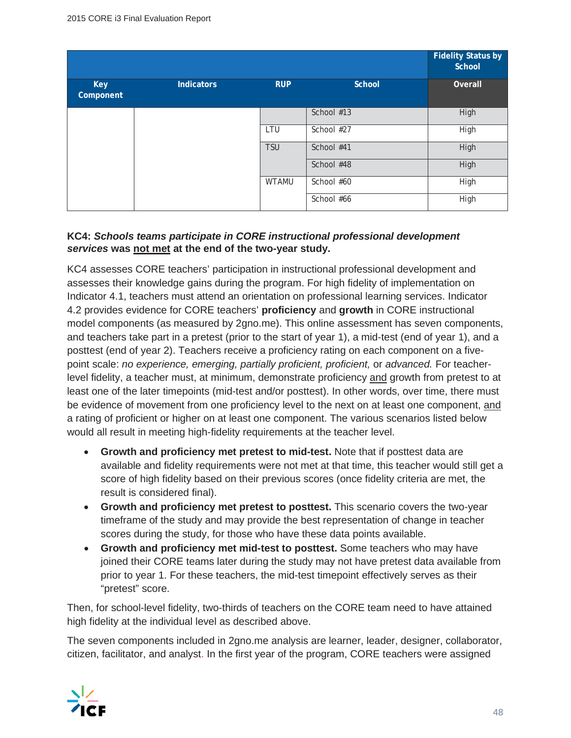| | | | | Fidelity Status by School |
|---|---|---|---|---|
| Key Component | Indicators | RUP | School | Overall |
| | | | School #13 | High |
| | | LTU | School #27 | High |
| | | TSU | School #41 | High |
| | | | School #48 | High |
| | | WTAMU | School #60 | High |
| | | | School #66 | High |

**KC4: *Schools teams participate in CORE instructional professional development services* was <u>not met</u> at the end of the two-year study.**

KC4 assesses CORE teachers' participation in instructional professional development and assesses their knowledge gains during the program. For high fidelity of implementation on Indicator 4.1, teachers must attend an orientation on professional learning services. Indicator 4.2 provides evidence for CORE teachers' **proficiency** and **growth** in CORE instructional model components (as measured by 2gno.me). This online assessment has seven components, and teachers take part in a pretest (prior to the start of year 1), a mid-test (end of year 1), and a posttest (end of year 2). Teachers receive a proficiency rating on each component on a five-point scale: *no experience, emerging, partially proficient, proficient,* or *advanced.* For teacher-level fidelity, a teacher must, at minimum, demonstrate proficiency <u>and</u> growth from pretest to at least one of the later timepoints (mid-test and/or posttest). In other words, over time, there must be evidence of movement from one proficiency level to the next on at least one component, <u>and</u> a rating of proficient or higher on at least one component. The various scenarios listed below would all result in meeting high-fidelity requirements at the teacher level.

- **Growth and proficiency met pretest to mid-test.** Note that if posttest data are available and fidelity requirements were not met at that time, this teacher would still get a score of high fidelity based on their previous scores (once fidelity criteria are met, the result is considered final).
- **Growth and proficiency met pretest to posttest.** This scenario covers the two-year timeframe of the study and may provide the best representation of change in teacher scores during the study, for those who have these data points available.
- **Growth and proficiency met mid-test to posttest.** Some teachers who may have joined their CORE teams later during the study may not have pretest data available from prior to year 1. For these teachers, the mid-test timepoint effectively serves as their "pretest" score.

Then, for school-level fidelity, two-thirds of teachers on the CORE team need to have attained high fidelity at the individual level as described above.

The seven components included in 2gno.me analysis are learner, leader, designer, collaborator, citizen, facilitator, and analyst. In the first year of the program, CORE teachers were assigned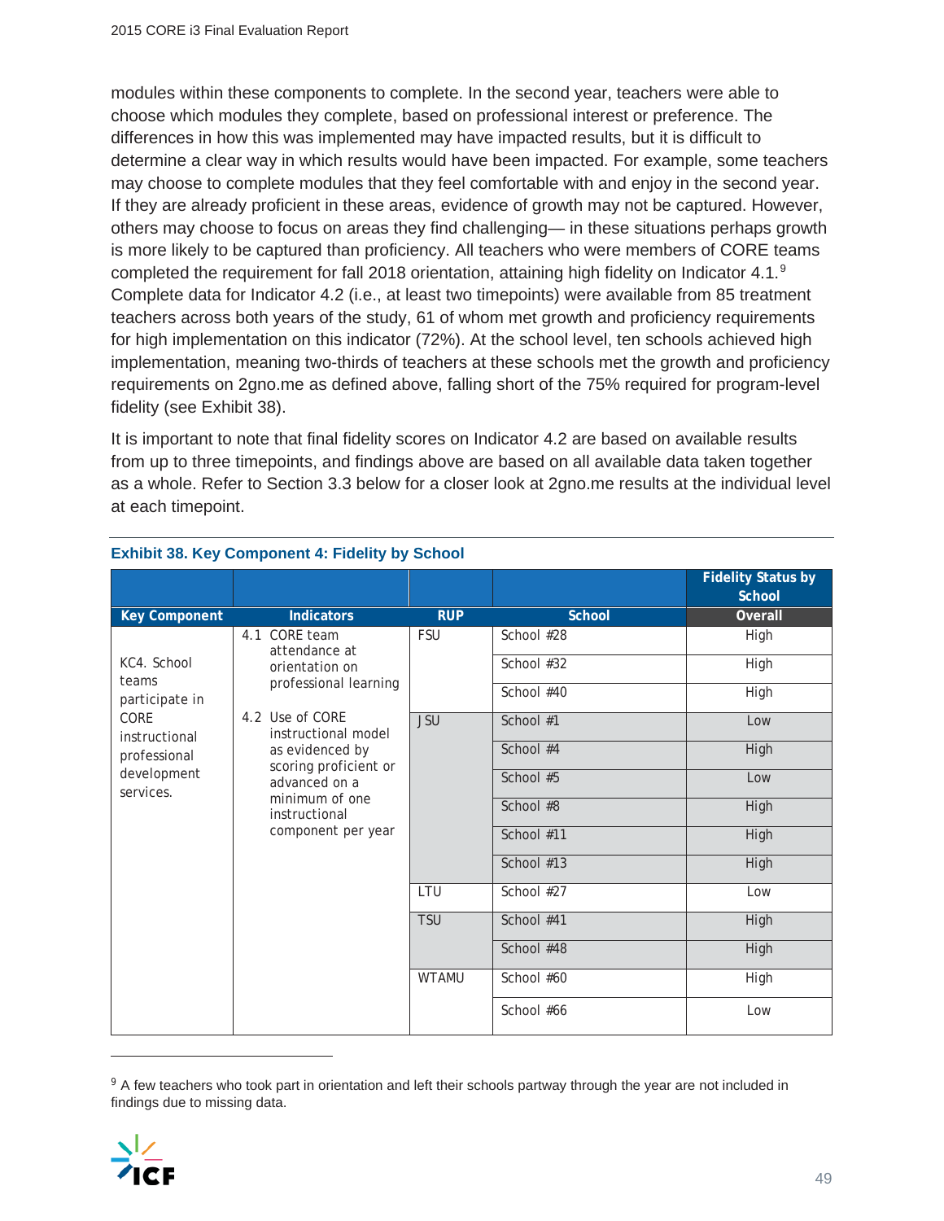modules within these components to complete. In the second year, teachers were able to choose which modules they complete, based on professional interest or preference. The differences in how this was implemented may have impacted results, but it is difficult to determine a clear way in which results would have been impacted. For example, some teachers may choose to complete modules that they feel comfortable with and enjoy in the second year. If they are already proficient in these areas, evidence of growth may not be captured. However, others may choose to focus on areas they find challenging— in these situations perhaps growth is more likely to be captured than proficiency. All teachers who were members of CORE teams completed the requirement for fall 2018 orientation, attaining high fidelity on Indicator 4.1.[9] Complete data for Indicator 4.2 (i.e., at least two timepoints) were available from 85 treatment teachers across both years of the study, 61 of whom met growth and proficiency requirements for high implementation on this indicator (72%). At the school level, ten schools achieved high implementation, meaning two-thirds of teachers at these schools met the growth and proficiency requirements on 2gno.me as defined above, falling short of the 75% required for program-level fidelity (see Exhibit 38).

It is important to note that final fidelity scores on Indicator 4.2 are based on available results from up to three timepoints, and findings above are based on all available data taken together as a whole. Refer to Section 3.3 below for a closer look at 2gno.me results at the individual level at each timepoint.

**Exhibit 38. Key Component 4: Fidelity by School**

| | | | | Fidelity Status by School |
|---|---|---|---|---|
| **Key Component** | **Indicators** | **RUP** | **School** | **Overall** |
| KC4. School teams participate in CORE instructional professional development services. | 4.1 CORE team attendance at orientation on professional learning<br>4.2 Use of CORE instructional model as evidenced by scoring proficient or advanced on a minimum of one instructional component per year | FSU | School #28 | High |
| | | | School #32 | High |
| | | | School #40 | High |
| | | JSU | School #1 | Low |
| | | | School #4 | High |
| | | | School #5 | Low |
| | | | School #8 | High |
| | | | School #11 | High |
| | | | School #13 | High |
| | | LTU | School #27 | Low |
| | | TSU | School #41 | High |
| | | | School #48 | High |
| | | WTAMU | School #60 | High |
| | | | School #66 | Low |

[9] A few teachers who took part in orientation and left their schools partway through the year are not included in findings due to missing data.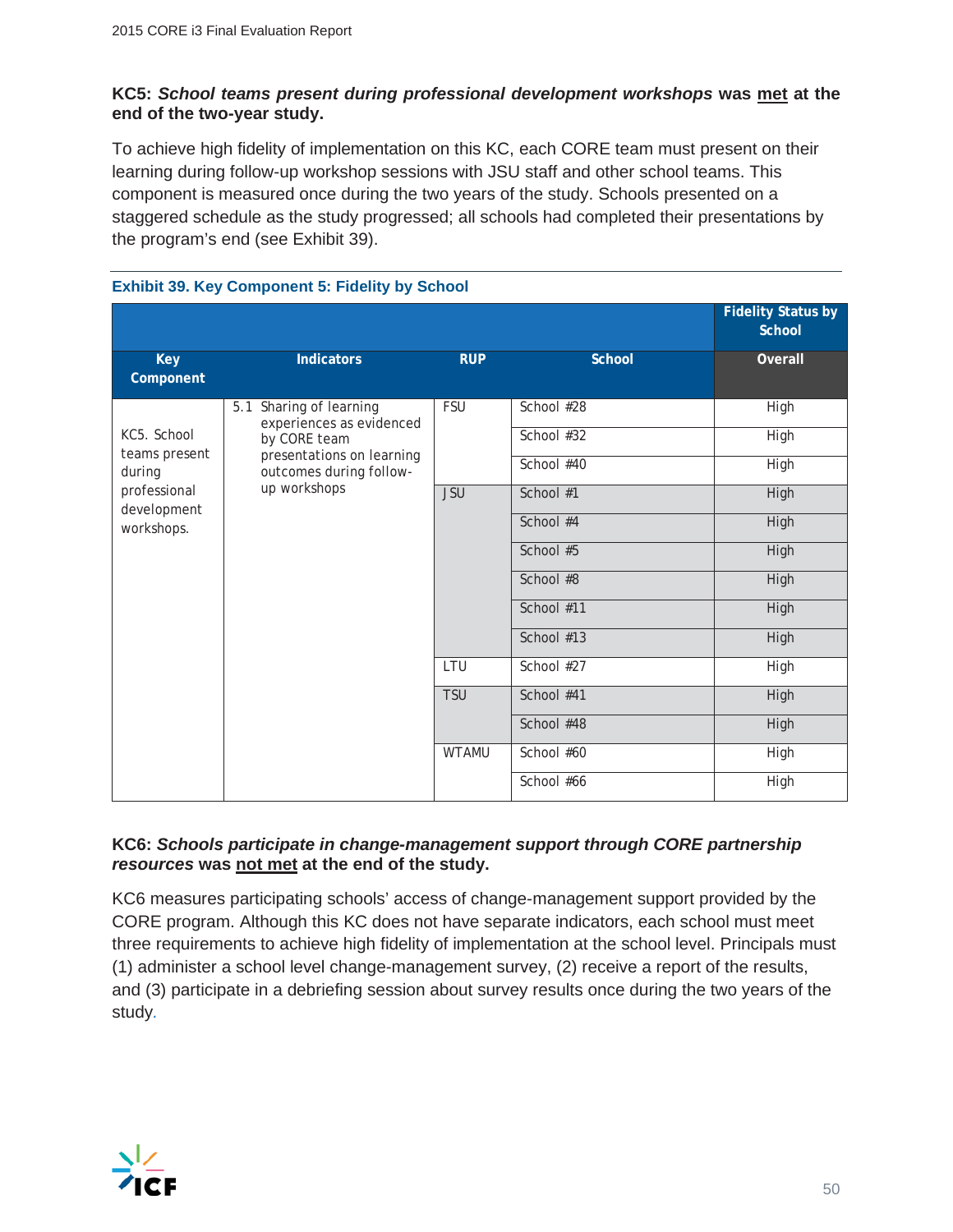**KC5: *School teams present during professional development workshops* was <u>met</u> at the end of the two-year study.**

To achieve high fidelity of implementation on this KC, each CORE team must present on their learning during follow-up workshop sessions with JSU staff and other school teams. This component is measured once during the two years of the study. Schools presented on a staggered schedule as the study progressed; all schools had completed their presentations by the program's end (see Exhibit 39).

**Exhibit 39. Key Component 5: Fidelity by School**

| | | | | Fidelity Status by School |
|---|---|---|---|---|
| **Key Component** | **Indicators** | **RUP** | **School** | **Overall** |
| KC5. School teams present during professional development workshops. | 5.1 Sharing of learning experiences as evidenced by CORE team presentations on learning outcomes during follow-up workshops | FSU | School #28 | High |
| | | | School #32 | High |
| | | | School #40 | High |
| | | JSU | School #1 | High |
| | | | School #4 | High |
| | | | School #5 | High |
| | | | School #8 | High |
| | | | School #11 | High |
| | | | School #13 | High |
| | | LTU | School #27 | High |
| | | TSU | School #41 | High |
| | | | School #48 | High |
| | | WTAMU | School #60 | High |
| | | | School #66 | High |

**KC6: *Schools participate in change-management support through CORE partnership resources* was <u>not met</u> at the end of the study.**

KC6 measures participating schools' access of change-management support provided by the CORE program. Although this KC does not have separate indicators, each school must meet three requirements to achieve high fidelity of implementation at the school level. Principals must (1) administer a school level change-management survey, (2) receive a report of the results, and (3) participate in a debriefing session about survey results once during the two years of the study.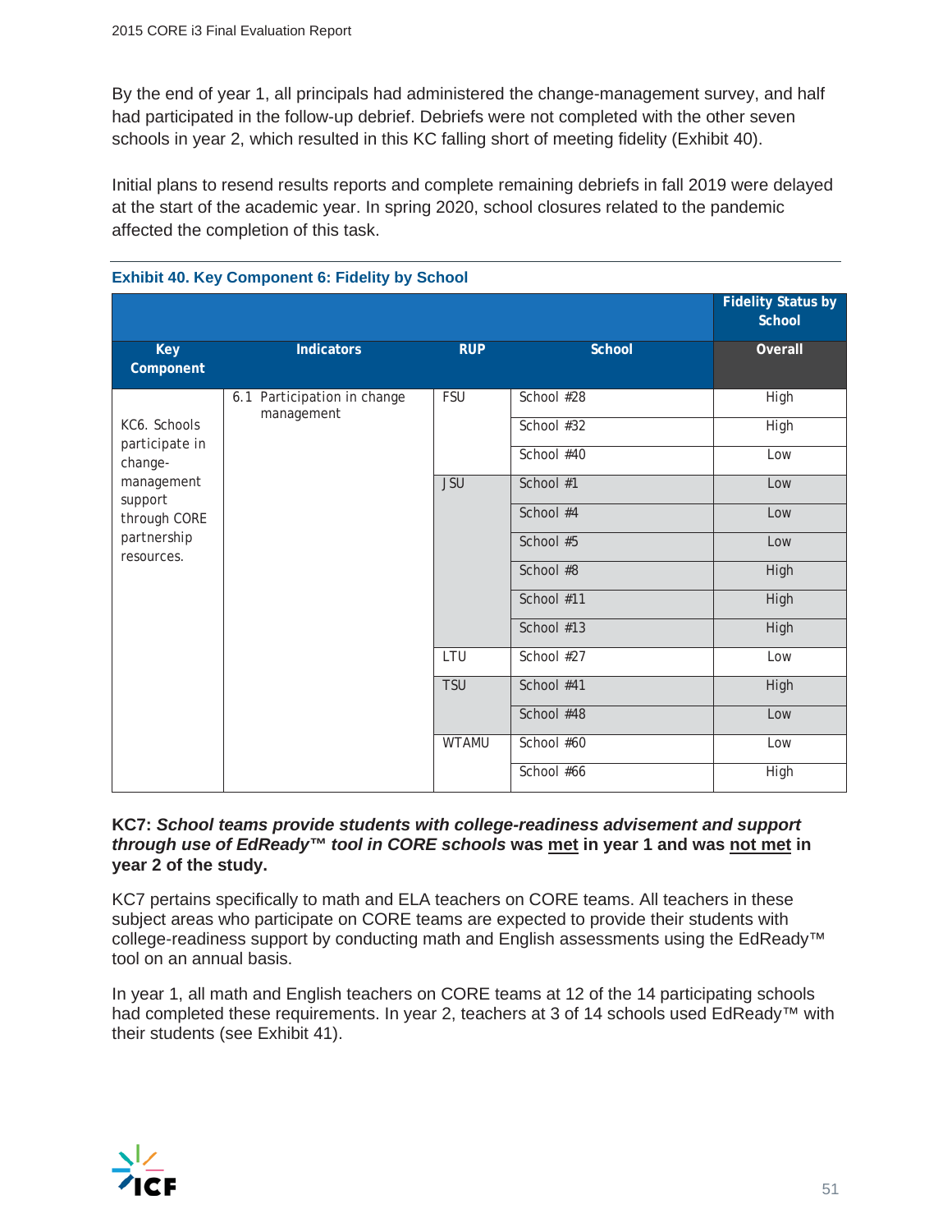By the end of year 1, all principals had administered the change-management survey, and half had participated in the follow-up debrief. Debriefs were not completed with the other seven schools in year 2, which resulted in this KC falling short of meeting fidelity (Exhibit 40).

Initial plans to resend results reports and complete remaining debriefs in fall 2019 were delayed at the start of the academic year. In spring 2020, school closures related to the pandemic affected the completion of this task.

**Exhibit 40. Key Component 6: Fidelity by School**

| | | | | Fidelity Status by School |
|---|---|---|---|---|
| **Key Component** | **Indicators** | **RUP** | **School** | **Overall** |
| KC6. Schools participate in change-management support through CORE partnership resources. | 6.1 Participation in change management | FSU | School #28 | High |
| | | | School #32 | High |
| | | | School #40 | Low |
| | | JSU | School #1 | Low |
| | | | School #4 | Low |
| | | | School #5 | Low |
| | | | School #8 | High |
| | | | School #11 | High |
| | | | School #13 | High |
| | | LTU | School #27 | Low |
| | | TSU | School #41 | High |
| | | | School #48 | Low |
| | | WTAMU | School #60 | Low |
| | | | School #66 | High |

**KC7: *School teams provide students with college-readiness advisement and support through use of EdReady™ tool in CORE schools* was <u>met</u> in year 1 and was <u>not met</u> in year 2 of the study.**

KC7 pertains specifically to math and ELA teachers on CORE teams. All teachers in these subject areas who participate on CORE teams are expected to provide their students with college-readiness support by conducting math and English assessments using the EdReady™ tool on an annual basis.

In year 1, all math and English teachers on CORE teams at 12 of the 14 participating schools had completed these requirements. In year 2, teachers at 3 of 14 schools used EdReady™ with their students (see Exhibit 41).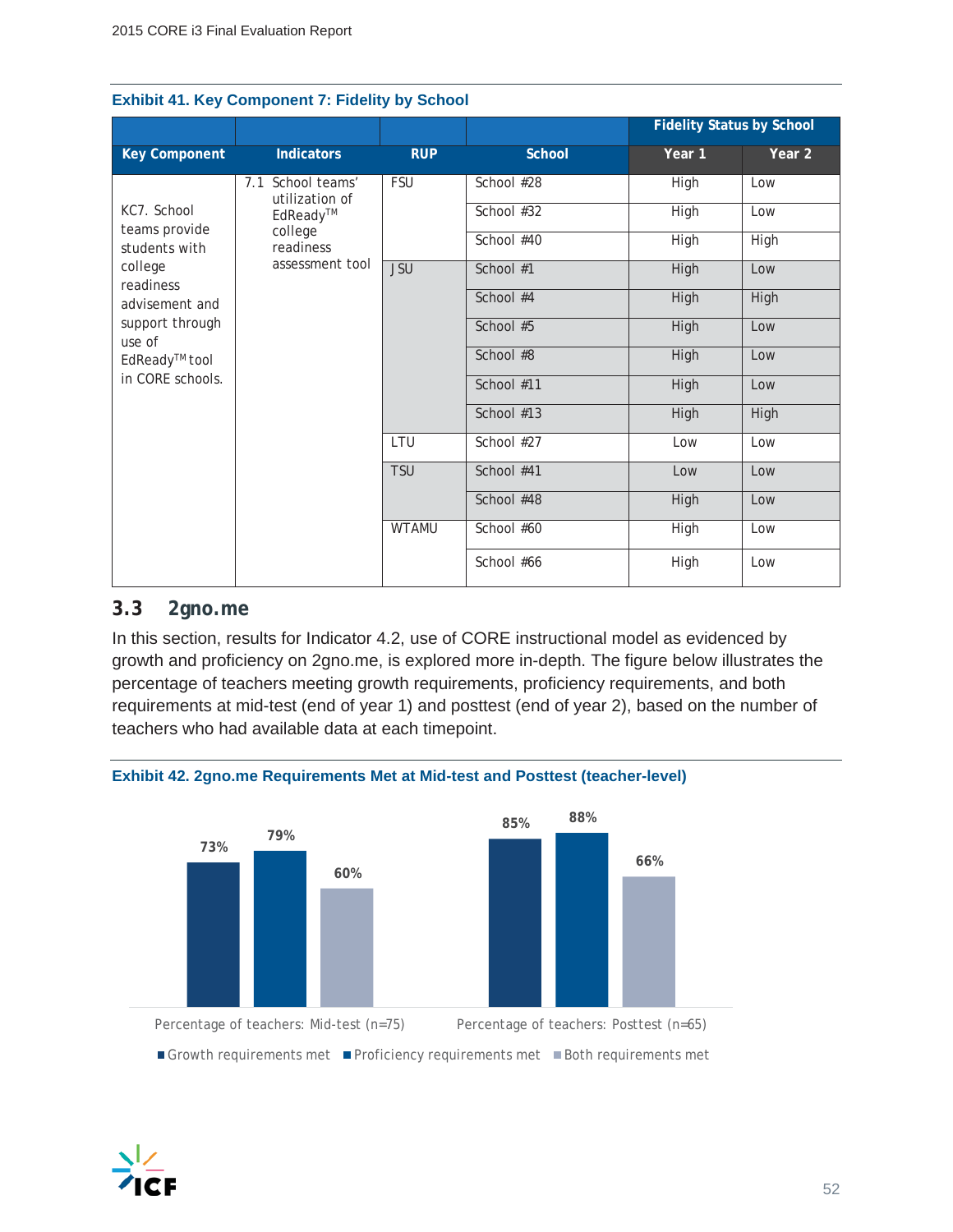**Exhibit 41. Key Component 7: Fidelity by School**

| Key Component | Indicators | RUP | School | Fidelity Status by School Year 1 | Fidelity Status by School Year 2 |
|---|---|---|---|---|---|
| KC7. School teams provide students with college readiness advisement and support through use of EdReady™ tool in CORE schools. | 7.1 School teams' utilization of EdReady™ college readiness assessment tool | FSU | School #28 | High | Low |
| | | | School #32 | High | Low |
| | | | School #40 | High | High |
| | | JSU | School #1 | High | Low |
| | | | School #4 | High | High |
| | | | School #5 | High | Low |
| | | | School #8 | High | Low |
| | | | School #11 | High | Low |
| | | | School #13 | High | High |
| | | LTU | School #27 | Low | Low |
| | | TSU | School #41 | Low | Low |
| | | | School #48 | High | Low |
| | | WTAMU | School #60 | High | Low |
| | | | School #66 | High | Low |

## 3.3 2gno.me

In this section, results for Indicator 4.2, use of CORE instructional model as evidenced by growth and proficiency on 2gno.me, is explored more in-depth. The figure below illustrates the percentage of teachers meeting growth requirements, proficiency requirements, and both requirements at mid-test (end of year 1) and posttest (end of year 2), based on the number of teachers who had available data at each timepoint.

**Exhibit 42. 2gno.me Requirements Met at Mid-test and Posttest (teacher-level)**

| | Growth requirements met | Proficiency requirements met | Both requirements met |
|---|---|---|---|
| Percentage of teachers: Mid-test (n=75) | 73% | 79% | 60% |
| Percentage of teachers: Posttest (n=65) | 85% | 88% | 66% |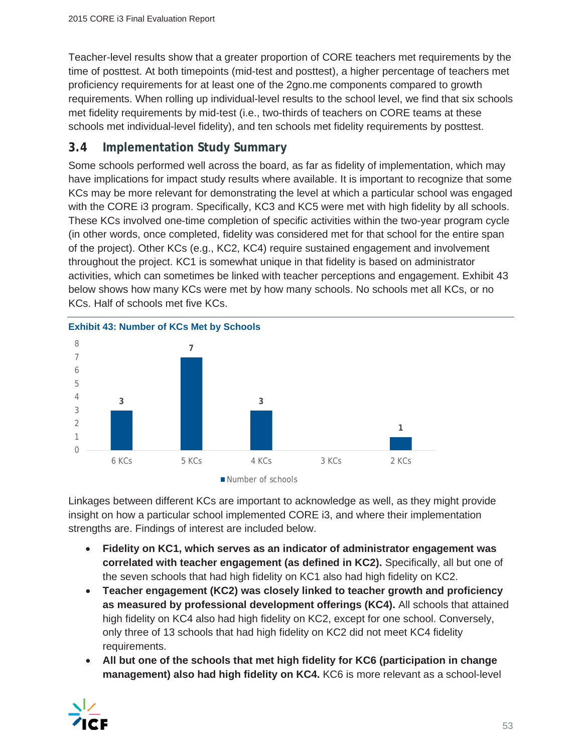Teacher-level results show that a greater proportion of CORE teachers met requirements by the time of posttest. At both timepoints (mid-test and posttest), a higher percentage of teachers met proficiency requirements for at least one of the 2gno.me components compared to growth requirements. When rolling up individual-level results to the school level, we find that six schools met fidelity requirements by mid-test (i.e., two-thirds of teachers on CORE teams at these schools met individual-level fidelity), and ten schools met fidelity requirements by posttest.

## 3.4 Implementation Study Summary

Some schools performed well across the board, as far as fidelity of implementation, which may have implications for impact study results where available. It is important to recognize that some KCs may be more relevant for demonstrating the level at which a particular school was engaged with the CORE i3 program. Specifically, KC3 and KC5 were met with high fidelity by all schools. These KCs involved one-time completion of specific activities within the two-year program cycle (in other words, once completed, fidelity was considered met for that school for the entire span of the project). Other KCs (e.g., KC2, KC4) require sustained engagement and involvement throughout the project. KC1 is somewhat unique in that fidelity is based on administrator activities, which can sometimes be linked with teacher perceptions and engagement. Exhibit 43 below shows how many KCs were met by how many schools. No schools met all KCs, or no KCs. Half of schools met five KCs.

**Exhibit 43: Number of KCs Met by Schools**

| | Number of schools |
|---|---|
| 6 KCs | 3 |
| 5 KCs | 7 |
| 4 KCs | 3 |
| 3 KCs | |
| 2 KCs | 1 |

Linkages between different KCs are important to acknowledge as well, as they might provide insight on how a particular school implemented CORE i3, and where their implementation strengths are. Findings of interest are included below.

- **Fidelity on KC1, which serves as an indicator of administrator engagement was correlated with teacher engagement (as defined in KC2).** Specifically, all but one of the seven schools that had high fidelity on KC1 also had high fidelity on KC2.
- **Teacher engagement (KC2) was closely linked to teacher growth and proficiency as measured by professional development offerings (KC4).** All schools that attained high fidelity on KC4 also had high fidelity on KC2, except for one school. Conversely, only three of 13 schools that had high fidelity on KC2 did not meet KC4 fidelity requirements.
- **All but one of the schools that met high fidelity for KC6 (participation in change management) also had high fidelity on KC4.** KC6 is more relevant as a school-level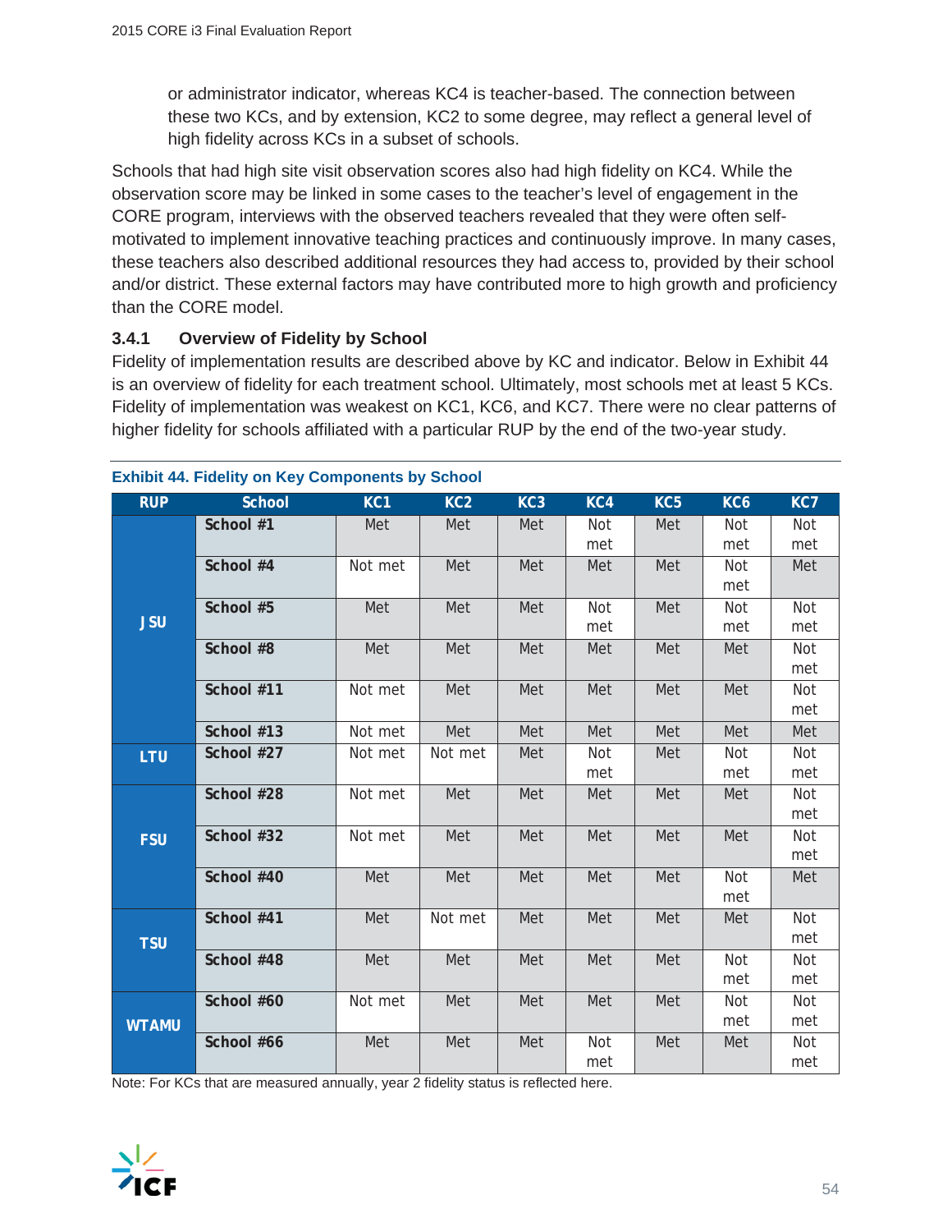or administrator indicator, whereas KC4 is teacher-based. The connection between these two KCs, and by extension, KC2 to some degree, may reflect a general level of high fidelity across KCs in a subset of schools.

Schools that had high site visit observation scores also had high fidelity on KC4. While the observation score may be linked in some cases to the teacher's level of engagement in the CORE program, interviews with the observed teachers revealed that they were often self-motivated to implement innovative teaching practices and continuously improve. In many cases, these teachers also described additional resources they had access to, provided by their school and/or district. These external factors may have contributed more to high growth and proficiency than the CORE model.

### 3.4.1 Overview of Fidelity by School

Fidelity of implementation results are described above by KC and indicator. Below in Exhibit 44 is an overview of fidelity for each treatment school. Ultimately, most schools met at least 5 KCs. Fidelity of implementation was weakest on KC1, KC6, and KC7. There were no clear patterns of higher fidelity for schools affiliated with a particular RUP by the end of the two-year study.

**Exhibit 44. Fidelity on Key Components by School**

| RUP | School | KC1 | KC2 | KC3 | KC4 | KC5 | KC6 | KC7 |
|---|---|---|---|---|---|---|---|---|
| JSU | School #1 | Met | Met | Met | Not met | Met | Not met | Not met |
| | School #4 | Not met | Met | Met | Met | Met | Not met | Met |
| | School #5 | Met | Met | Met | Not met | Met | Not met | Not met |
| | School #8 | Met | Met | Met | Met | Met | Met | Not met |
| | School #11 | Not met | Met | Met | Met | Met | Met | Not met |
| | School #13 | Not met | Met | Met | Met | Met | Met | Met |
| LTU | School #27 | Not met | Not met | Met | Not met | Met | Not met | Not met |
| FSU | School #28 | Not met | Met | Met | Met | Met | Met | Not met |
| | School #32 | Not met | Met | Met | Met | Met | Met | Not met |
| | School #40 | Met | Met | Met | Met | Met | Not met | Met |
| TSU | School #41 | Met | Not met | Met | Met | Met | Met | Not met |
| | School #48 | Met | Met | Met | Met | Met | Not met | Not met |
| WTAMU | School #60 | Not met | Met | Met | Met | Met | Not met | Not met |
| | School #66 | Met | Met | Met | Not met | Met | Met | Not met |

Note: For KCs that are measured annually, year 2 fidelity status is reflected here.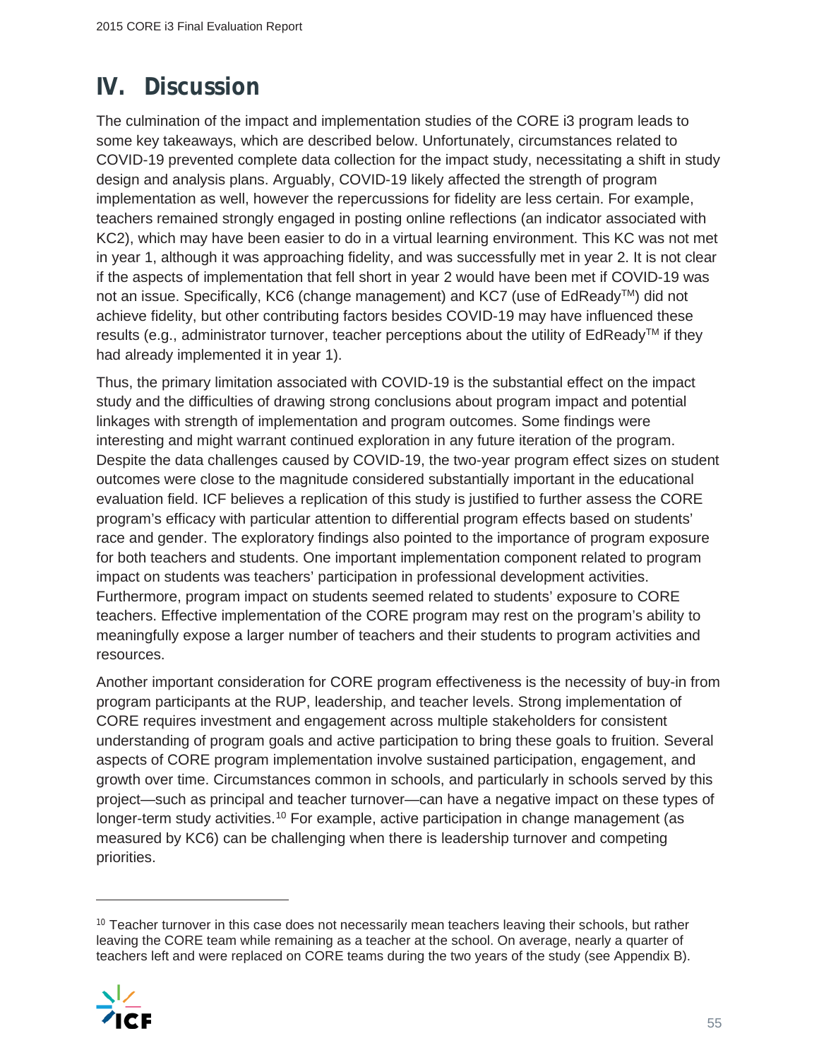# IV. Discussion

The culmination of the impact and implementation studies of the CORE i3 program leads to some key takeaways, which are described below. Unfortunately, circumstances related to COVID-19 prevented complete data collection for the impact study, necessitating a shift in study design and analysis plans. Arguably, COVID-19 likely affected the strength of program implementation as well, however the repercussions for fidelity are less certain. For example, teachers remained strongly engaged in posting online reflections (an indicator associated with KC2), which may have been easier to do in a virtual learning environment. This KC was not met in year 1, although it was approaching fidelity, and was successfully met in year 2. It is not clear if the aspects of implementation that fell short in year 2 would have been met if COVID-19 was not an issue. Specifically, KC6 (change management) and KC7 (use of EdReady™) did not achieve fidelity, but other contributing factors besides COVID-19 may have influenced these results (e.g., administrator turnover, teacher perceptions about the utility of EdReady™ if they had already implemented it in year 1).

Thus, the primary limitation associated with COVID-19 is the substantial effect on the impact study and the difficulties of drawing strong conclusions about program impact and potential linkages with strength of implementation and program outcomes. Some findings were interesting and might warrant continued exploration in any future iteration of the program. Despite the data challenges caused by COVID-19, the two-year program effect sizes on student outcomes were close to the magnitude considered substantially important in the educational evaluation field. ICF believes a replication of this study is justified to further assess the CORE program's efficacy with particular attention to differential program effects based on students' race and gender. The exploratory findings also pointed to the importance of program exposure for both teachers and students. One important implementation component related to program impact on students was teachers' participation in professional development activities. Furthermore, program impact on students seemed related to students' exposure to CORE teachers. Effective implementation of the CORE program may rest on the program's ability to meaningfully expose a larger number of teachers and their students to program activities and resources.

Another important consideration for CORE program effectiveness is the necessity of buy-in from program participants at the RUP, leadership, and teacher levels. Strong implementation of CORE requires investment and engagement across multiple stakeholders for consistent understanding of program goals and active participation to bring these goals to fruition. Several aspects of CORE program implementation involve sustained participation, engagement, and growth over time. Circumstances common in schools, and particularly in schools served by this project—such as principal and teacher turnover—can have a negative impact on these types of longer-term study activities.[10] For example, active participation in change management (as measured by KC6) can be challenging when there is leadership turnover and competing priorities.

[10] Teacher turnover in this case does not necessarily mean teachers leaving their schools, but rather leaving the CORE team while remaining as a teacher at the school. On average, nearly a quarter of teachers left and were replaced on CORE teams during the two years of the study (see Appendix B).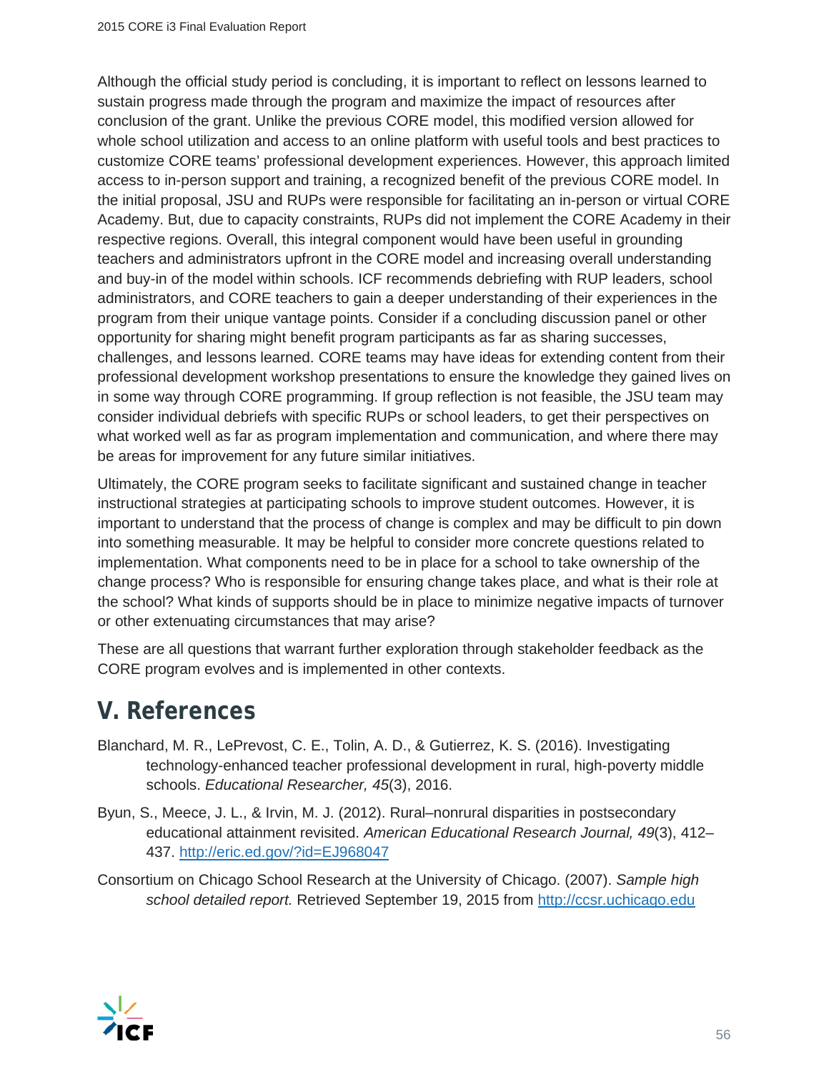Although the official study period is concluding, it is important to reflect on lessons learned to sustain progress made through the program and maximize the impact of resources after conclusion of the grant. Unlike the previous CORE model, this modified version allowed for whole school utilization and access to an online platform with useful tools and best practices to customize CORE teams' professional development experiences. However, this approach limited access to in-person support and training, a recognized benefit of the previous CORE model. In the initial proposal, JSU and RUPs were responsible for facilitating an in-person or virtual CORE Academy. But, due to capacity constraints, RUPs did not implement the CORE Academy in their respective regions. Overall, this integral component would have been useful in grounding teachers and administrators upfront in the CORE model and increasing overall understanding and buy-in of the model within schools. ICF recommends debriefing with RUP leaders, school administrators, and CORE teachers to gain a deeper understanding of their experiences in the program from their unique vantage points. Consider if a concluding discussion panel or other opportunity for sharing might benefit program participants as far as sharing successes, challenges, and lessons learned. CORE teams may have ideas for extending content from their professional development workshop presentations to ensure the knowledge they gained lives on in some way through CORE programming. If group reflection is not feasible, the JSU team may consider individual debriefs with specific RUPs or school leaders, to get their perspectives on what worked well as far as program implementation and communication, and where there may be areas for improvement for any future similar initiatives.

Ultimately, the CORE program seeks to facilitate significant and sustained change in teacher instructional strategies at participating schools to improve student outcomes. However, it is important to understand that the process of change is complex and may be difficult to pin down into something measurable. It may be helpful to consider more concrete questions related to implementation. What components need to be in place for a school to take ownership of the change process? Who is responsible for ensuring change takes place, and what is their role at the school? What kinds of supports should be in place to minimize negative impacts of turnover or other extenuating circumstances that may arise?

These are all questions that warrant further exploration through stakeholder feedback as the CORE program evolves and is implemented in other contexts.

# V. References

Blanchard, M. R., LePrevost, C. E., Tolin, A. D., & Gutierrez, K. S. (2016). Investigating technology-enhanced teacher professional development in rural, high-poverty middle schools. *Educational Researcher, 45*(3), 2016.

Byun, S., Meece, J. L., & Irvin, M. J. (2012). Rural–nonrural disparities in postsecondary educational attainment revisited. *American Educational Research Journal, 49*(3), 412–437. http://eric.ed.gov/?id=EJ968047

Consortium on Chicago School Research at the University of Chicago. (2007). *Sample high school detailed report.* Retrieved September 19, 2015 from http://ccsr.uchicago.edu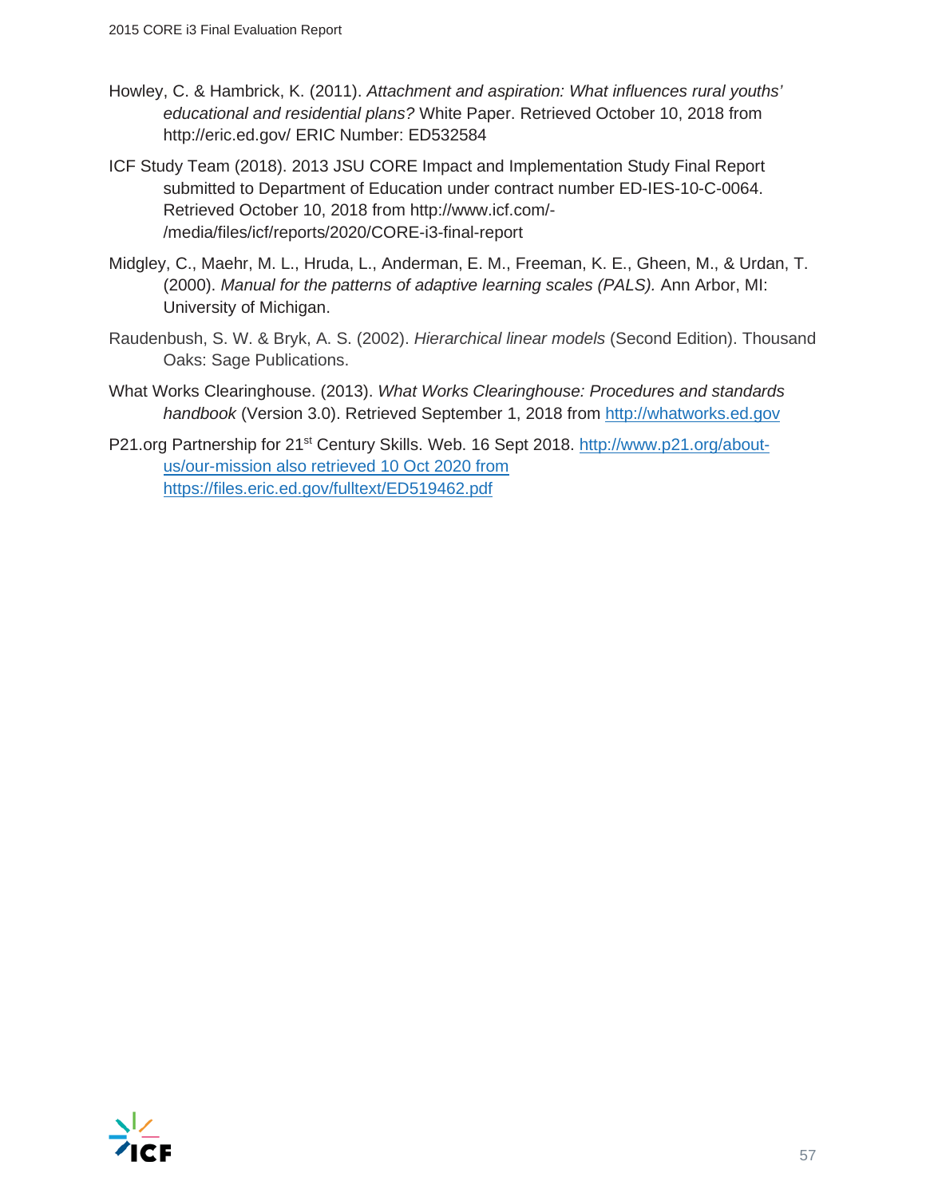Howley, C. & Hambrick, K. (2011). *Attachment and aspiration: What influences rural youths' educational and residential plans?* White Paper. Retrieved October 10, 2018 from http://eric.ed.gov/ ERIC Number: ED532584

ICF Study Team (2018). 2013 JSU CORE Impact and Implementation Study Final Report submitted to Department of Education under contract number ED-IES-10-C-0064. Retrieved October 10, 2018 from http://www.icf.com/-/media/files/icf/reports/2020/CORE-i3-final-report

Midgley, C., Maehr, M. L., Hruda, L., Anderman, E. M., Freeman, K. E., Gheen, M., & Urdan, T. (2000). *Manual for the patterns of adaptive learning scales (PALS).* Ann Arbor, MI: University of Michigan.

Raudenbush, S. W. & Bryk, A. S. (2002). *Hierarchical linear models* (Second Edition). Thousand Oaks: Sage Publications.

What Works Clearinghouse. (2013). *What Works Clearinghouse: Procedures and standards handbook* (Version 3.0). Retrieved September 1, 2018 from http://whatworks.ed.gov

P21.org Partnership for 21st Century Skills. Web. 16 Sept 2018. http://www.p21.org/about-us/our-mission also retrieved 10 Oct 2020 from https://files.eric.ed.gov/fulltext/ED519462.pdf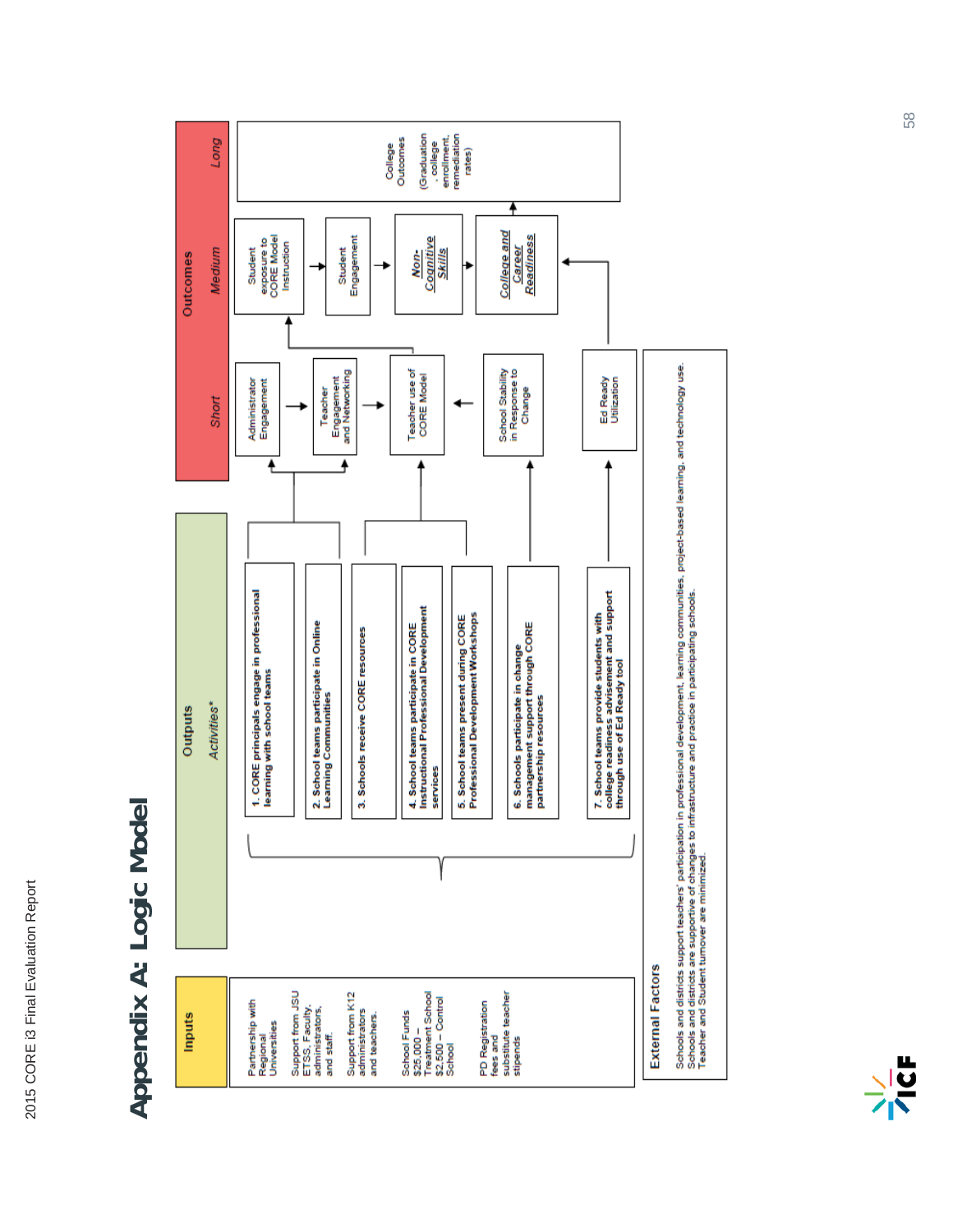# Appendix A: Logic Model

## Inputs

- Partnership with Regional Universities
- Support from JSU ETSS, Faculty, administrators, and staff.
- Support from K12 administrators and teachers.
- School Funds $25,000 – Treatment School $2,500 – Control School
- PD Registration fees and substitute teacher stipends

## Outputs

*Activities**

1. CORE principals engage in professional learning with school teams
2. School teams participate in Online Learning Communities
3. Schools receive CORE resources
4. School teams participate in CORE Instructional Professional Development services
5. School teams present during CORE Professional Development Workshops
6. Schools participate in change management support through CORE partnership resources
7. School teams provide students with college readiness advisement and support through use of Ed Ready tool

## Outcomes

### Short

- Administrator Engagement → Teacher Engagement and Networking → Teacher use of CORE Model
- School Stability in Response to Change → Teacher use of CORE Model
- Ed Ready Utilization

### Medium

- Student exposure to CORE Model Instruction → Student Engagement → ***Non-Cognitive Skills*** → ***College and Career Readiness***

### Long

- College Outcomes (Graduation, college enrollment, remediation rates)

## External Factors

Schools and districts support teachers' participation in professional development, learning communities, project-based learning, and technology use. Schools and districts are supportive of changes to infrastructure and practice in participating schools. Teacher and Student turnover are minimized.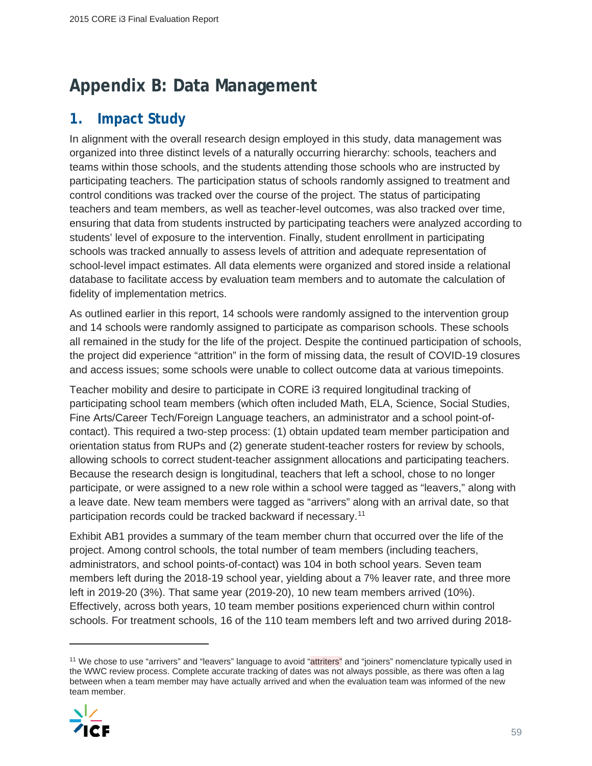# Appendix B: Data Management

## 1. Impact Study

In alignment with the overall research design employed in this study, data management was organized into three distinct levels of a naturally occurring hierarchy: schools, teachers and teams within those schools, and the students attending those schools who are instructed by participating teachers. The participation status of schools randomly assigned to treatment and control conditions was tracked over the course of the project. The status of participating teachers and team members, as well as teacher-level outcomes, was also tracked over time, ensuring that data from students instructed by participating teachers were analyzed according to students' level of exposure to the intervention. Finally, student enrollment in participating schools was tracked annually to assess levels of attrition and adequate representation of school-level impact estimates. All data elements were organized and stored inside a relational database to facilitate access by evaluation team members and to automate the calculation of fidelity of implementation metrics.

As outlined earlier in this report, 14 schools were randomly assigned to the intervention group and 14 schools were randomly assigned to participate as comparison schools. These schools all remained in the study for the life of the project. Despite the continued participation of schools, the project did experience "attrition" in the form of missing data, the result of COVID-19 closures and access issues; some schools were unable to collect outcome data at various timepoints.

Teacher mobility and desire to participate in CORE i3 required longitudinal tracking of participating school team members (which often included Math, ELA, Science, Social Studies, Fine Arts/Career Tech/Foreign Language teachers, an administrator and a school point-of-contact). This required a two-step process: (1) obtain updated team member participation and orientation status from RUPs and (2) generate student-teacher rosters for review by schools, allowing schools to correct student-teacher assignment allocations and participating teachers. Because the research design is longitudinal, teachers that left a school, chose to no longer participate, or were assigned to a new role within a school were tagged as "leavers," along with a leave date. New team members were tagged as "arrivers" along with an arrival date, so that participation records could be tracked backward if necessary.[11]

Exhibit AB1 provides a summary of the team member churn that occurred over the life of the project. Among control schools, the total number of team members (including teachers, administrators, and school points-of-contact) was 104 in both school years. Seven team members left during the 2018-19 school year, yielding about a 7% leaver rate, and three more left in 2019-20 (3%). That same year (2019-20), 10 new team members arrived (10%). Effectively, across both years, 10 team member positions experienced churn within control schools. For treatment schools, 16 of the 110 team members left and two arrived during 2018-

[11] We chose to use "arrivers" and "leavers" language to avoid "attriters" and "joiners" nomenclature typically used in the WWC review process. Complete accurate tracking of dates was not always possible, as there was often a lag between when a team member may have actually arrived and when the evaluation team was informed of the new team member.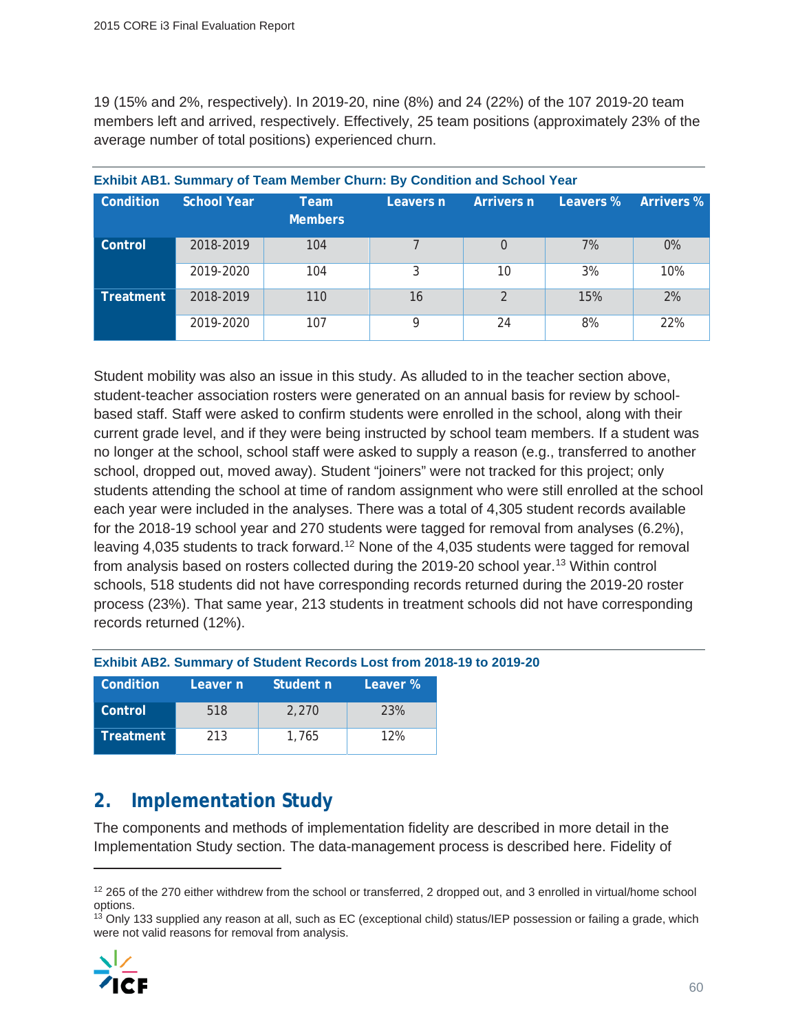19 (15% and 2%, respectively). In 2019-20, nine (8%) and 24 (22%) of the 107 2019-20 team members left and arrived, respectively. Effectively, 25 team positions (approximately 23% of the average number of total positions) experienced churn.

**Exhibit AB1. Summary of Team Member Churn: By Condition and School Year**

| Condition | School Year | Team Members | Leavers n | Arrivers n | Leavers % | Arrivers % |
|---|---|---|---|---|---|---|
| Control | 2018-2019 | 104 | 7 | 0 | 7% | 0% |
| | 2019-2020 | 104 | 3 | 10 | 3% | 10% |
| Treatment | 2018-2019 | 110 | 16 | 2 | 15% | 2% |
| | 2019-2020 | 107 | 9 | 24 | 8% | 22% |

Student mobility was also an issue in this study. As alluded to in the teacher section above, student-teacher association rosters were generated on an annual basis for review by school-based staff. Staff were asked to confirm students were enrolled in the school, along with their current grade level, and if they were being instructed by school team members. If a student was no longer at the school, school staff were asked to supply a reason (e.g., transferred to another school, dropped out, moved away). Student "joiners" were not tracked for this project; only students attending the school at time of random assignment who were still enrolled at the school each year were included in the analyses. There was a total of 4,305 student records available for the 2018-19 school year and 270 students were tagged for removal from analyses (6.2%), leaving 4,035 students to track forward.[12] None of the 4,035 students were tagged for removal from analysis based on rosters collected during the 2019-20 school year.[13] Within control schools, 518 students did not have corresponding records returned during the 2019-20 roster process (23%). That same year, 213 students in treatment schools did not have corresponding records returned (12%).

**Exhibit AB2. Summary of Student Records Lost from 2018-19 to 2019-20**

| Condition | Leaver n | Student n | Leaver % |
|---|---|---|---|
| Control | 518 | 2,270 | 23% |
| Treatment | 213 | 1,765 | 12% |

## 2. Implementation Study

The components and methods of implementation fidelity are described in more detail in the Implementation Study section. The data-management process is described here. Fidelity of

[12] 265 of the 270 either withdrew from the school or transferred, 2 dropped out, and 3 enrolled in virtual/home school options.

[13] Only 133 supplied any reason at all, such as EC (exceptional child) status/IEP possession or failing a grade, which were not valid reasons for removal from analysis.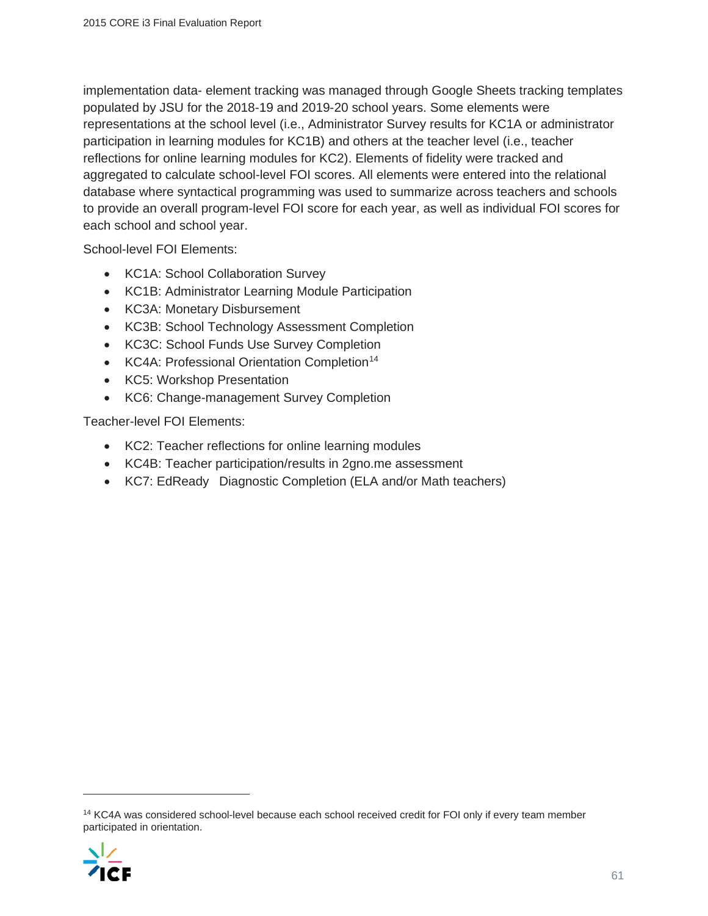implementation data- element tracking was managed through Google Sheets tracking templates populated by JSU for the 2018-19 and 2019-20 school years. Some elements were representations at the school level (i.e., Administrator Survey results for KC1A or administrator participation in learning modules for KC1B) and others at the teacher level (i.e., teacher reflections for online learning modules for KC2). Elements of fidelity were tracked and aggregated to calculate school-level FOI scores. All elements were entered into the relational database where syntactical programming was used to summarize across teachers and schools to provide an overall program-level FOI score for each year, as well as individual FOI scores for each school and school year.

School-level FOI Elements:

- KC1A: School Collaboration Survey
- KC1B: Administrator Learning Module Participation
- KC3A: Monetary Disbursement
- KC3B: School Technology Assessment Completion
- KC3C: School Funds Use Survey Completion
- KC4A: Professional Orientation Completion[14]
- KC5: Workshop Presentation
- KC6: Change-management Survey Completion

Teacher-level FOI Elements:

- KC2: Teacher reflections for online learning modules
- KC4B: Teacher participation/results in 2gno.me assessment
- KC7: EdReady Diagnostic Completion (ELA and/or Math teachers)

[14] KC4A was considered school-level because each school received credit for FOI only if every team member participated in orientation.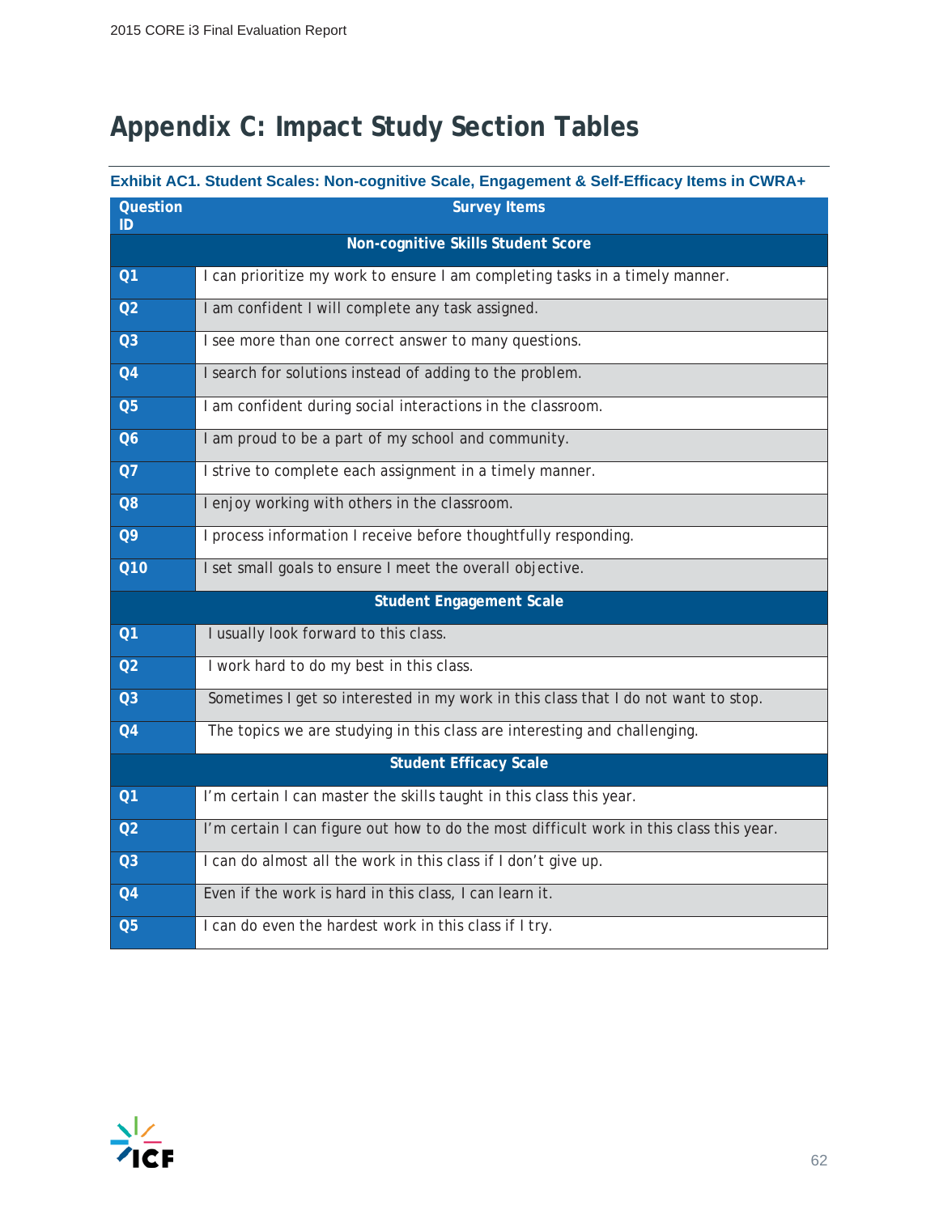# Appendix C: Impact Study Section Tables

**Exhibit AC1. Student Scales: Non-cognitive Scale, Engagement & Self-Efficacy Items in CWRA+**

| Question ID | Survey Items |
|---|---|
| | **Non-cognitive Skills Student Score** |
| Q1 | I can prioritize my work to ensure I am completing tasks in a timely manner. |
| Q2 | I am confident I will complete any task assigned. |
| Q3 | I see more than one correct answer to many questions. |
| Q4 | I search for solutions instead of adding to the problem. |
| Q5 | I am confident during social interactions in the classroom. |
| Q6 | I am proud to be a part of my school and community. |
| Q7 | I strive to complete each assignment in a timely manner. |
| Q8 | I enjoy working with others in the classroom. |
| Q9 | I process information I receive before thoughtfully responding. |
| Q10 | I set small goals to ensure I meet the overall objective. |
| | **Student Engagement Scale** |
| Q1 | I usually look forward to this class. |
| Q2 | I work hard to do my best in this class. |
| Q3 | Sometimes I get so interested in my work in this class that I do not want to stop. |
| Q4 | The topics we are studying in this class are interesting and challenging. |
| | **Student Efficacy Scale** |
| Q1 | I'm certain I can master the skills taught in this class this year. |
| Q2 | I'm certain I can figure out how to do the most difficult work in this class this year. |
| Q3 | I can do almost all the work in this class if I don't give up. |
| Q4 | Even if the work is hard in this class, I can learn it. |
| Q5 | I can do even the hardest work in this class if I try. |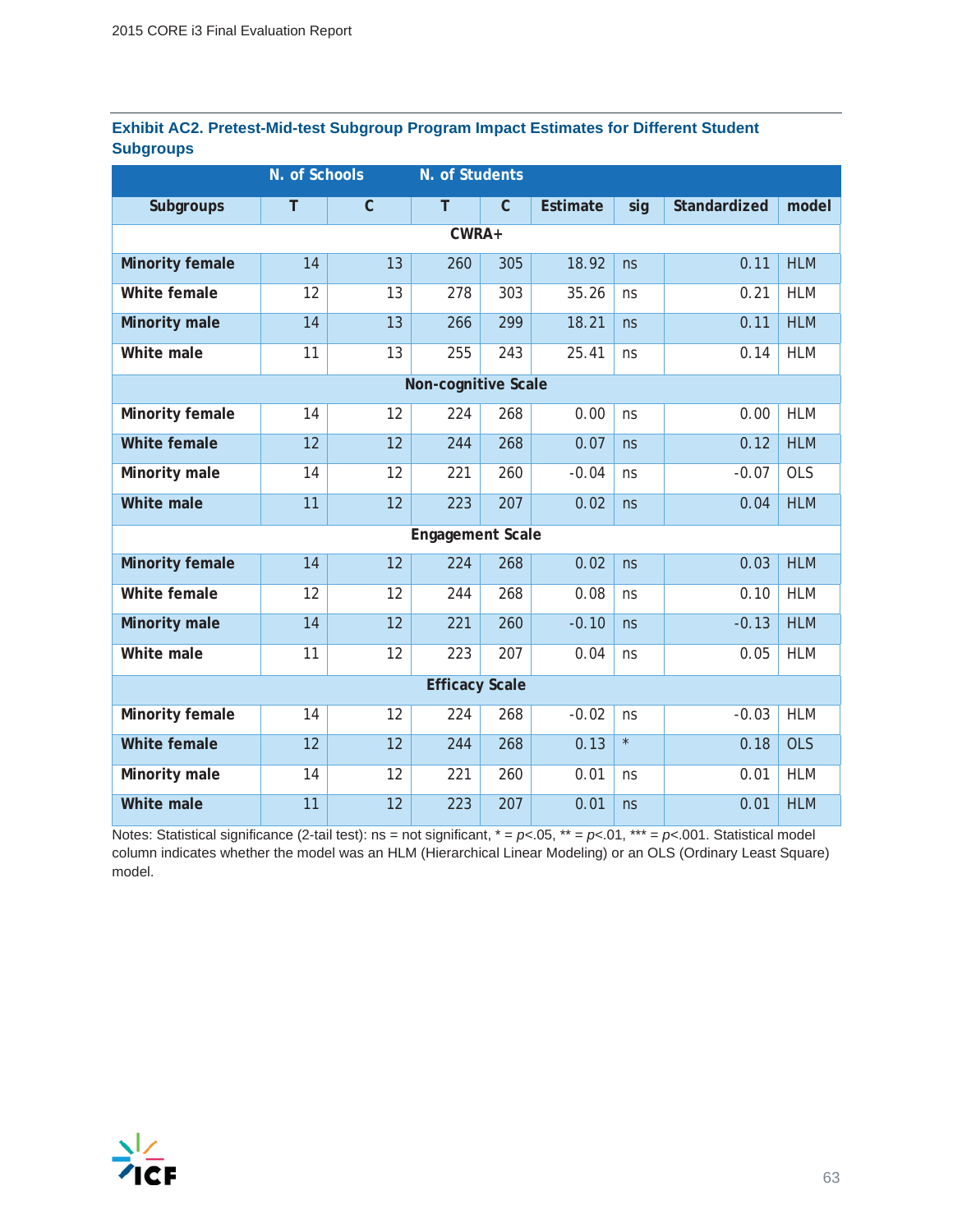**Exhibit AC2. Pretest-Mid-test Subgroup Program Impact Estimates for Different Student Subgroups**

| | N. of Schools | | N. of Students | | | | | |
|---|---|---|---|---|---|---|---|---|
| Subgroups | T | C | T | C | Estimate | sig | Standardized | model |
| **CWRA+** | | | | | | | | |
| Minority female | 14 | 13 | 260 | 305 | 18.92 | ns | 0.11 | HLM |
| White female | 12 | 13 | 278 | 303 | 35.26 | ns | 0.21 | HLM |
| Minority male | 14 | 13 | 266 | 299 | 18.21 | ns | 0.11 | HLM |
| White male | 11 | 13 | 255 | 243 | 25.41 | ns | 0.14 | HLM |
| **Non-cognitive Scale** | | | | | | | | |
| Minority female | 14 | 12 | 224 | 268 | 0.00 | ns | 0.00 | HLM |
| White female | 12 | 12 | 244 | 268 | 0.07 | ns | 0.12 | HLM |
| Minority male | 14 | 12 | 221 | 260 | -0.04 | ns | -0.07 | OLS |
| White male | 11 | 12 | 223 | 207 | 0.02 | ns | 0.04 | HLM |
| **Engagement Scale** | | | | | | | | |
| Minority female | 14 | 12 | 224 | 268 | 0.02 | ns | 0.03 | HLM |
| White female | 12 | 12 | 244 | 268 | 0.08 | ns | 0.10 | HLM |
| Minority male | 14 | 12 | 221 | 260 | -0.10 | ns | -0.13 | HLM |
| White male | 11 | 12 | 223 | 207 | 0.04 | ns | 0.05 | HLM |
| **Efficacy Scale** | | | | | | | | |
| Minority female | 14 | 12 | 224 | 268 | -0.02 | ns | -0.03 | HLM |
| White female | 12 | 12 | 244 | 268 | 0.13 | * | 0.18 | OLS |
| Minority male | 14 | 12 | 221 | 260 | 0.01 | ns | 0.01 | HLM |
| White male | 11 | 12 | 223 | 207 | 0.01 | ns | 0.01 | HLM |

Notes: Statistical significance (2-tail test): ns = not significant, * = $p<.05$, ** = $p<.01$, *** = $p<.001$. Statistical model column indicates whether the model was an HLM (Hierarchical Linear Modeling) or an OLS (Ordinary Least Square) model.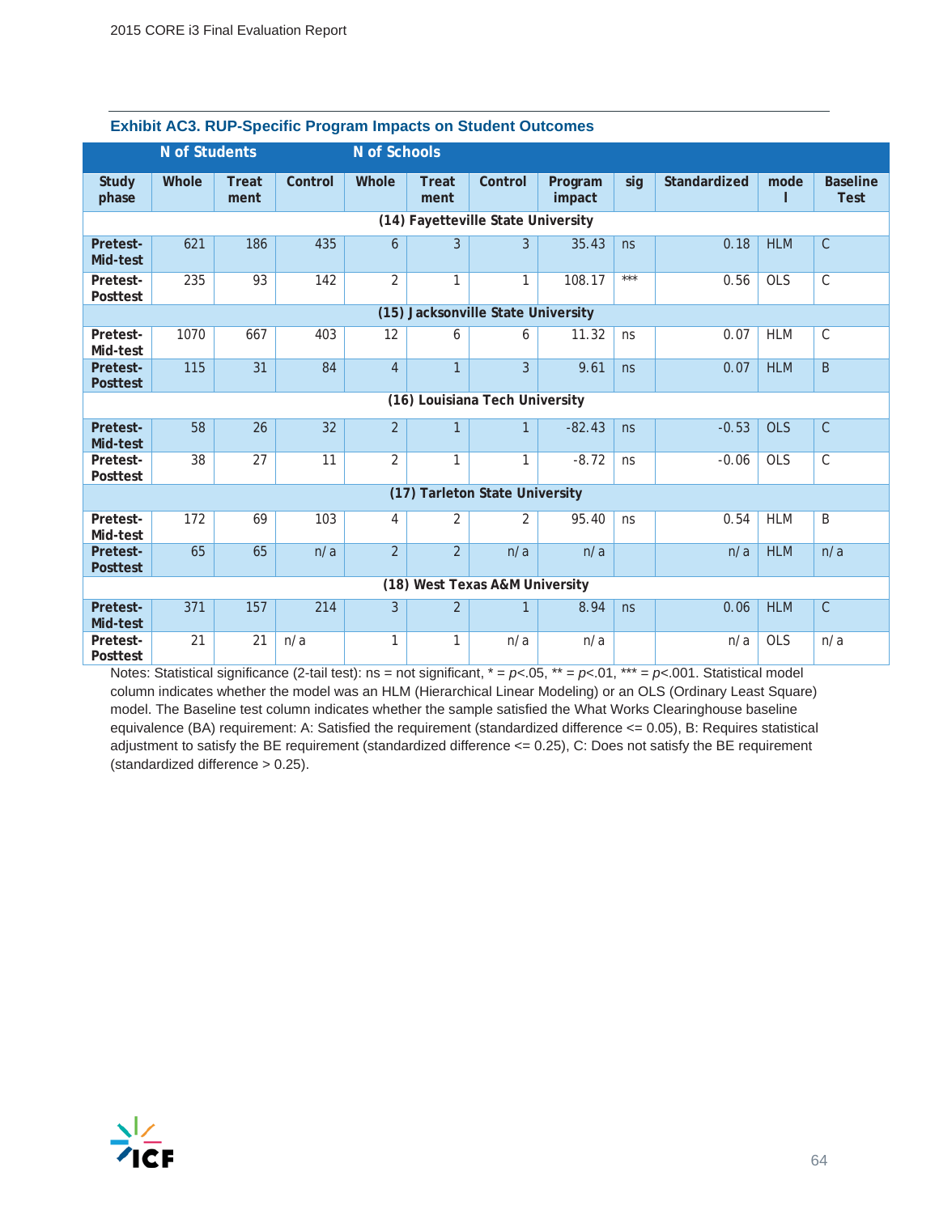**Exhibit AC3. RUP-Specific Program Impacts on Student Outcomes**

| | N of Students | | | N of Schools | | | | | | | |
|---|---|---|---|---|---|---|---|---|---|---|---|
| Study phase | Whole | Treatment | Control | Whole | Treatment | Control | Program impact | sig | Standardized | model | Baseline Test |
| **(14) Fayetteville State University** | | | | | | | | | | | |
| Pretest-Mid-test | 621 | 186 | 435 | 6 | 3 | 3 | 35.43 | ns | 0.18 | HLM | C |
| Pretest-Posttest | 235 | 93 | 142 | 2 | 1 | 1 | 108.17 | *** | 0.56 | OLS | C |
| **(15) Jacksonville State University** | | | | | | | | | | | |
| Pretest-Mid-test | 1070 | 667 | 403 | 12 | 6 | 6 | 11.32 | ns | 0.07 | HLM | C |
| Pretest-Posttest | 115 | 31 | 84 | 4 | 1 | 3 | 9.61 | ns | 0.07 | HLM | B |
| **(16) Louisiana Tech University** | | | | | | | | | | | |
| Pretest-Mid-test | 58 | 26 | 32 | 2 | 1 | 1 | -82.43 | ns | -0.53 | OLS | C |
| Pretest-Posttest | 38 | 27 | 11 | 2 | 1 | 1 | -8.72 | ns | -0.06 | OLS | C |
| **(17) Tarleton State University** | | | | | | | | | | | |
| Pretest-Mid-test | 172 | 69 | 103 | 4 | 2 | 2 | 95.40 | ns | 0.54 | HLM | B |
| Pretest-Posttest | 65 | 65 | n/a | 2 | 2 | n/a | n/a | | n/a | HLM | n/a |
| **(18) West Texas A&M University** | | | | | | | | | | | |
| Pretest-Mid-test | 371 | 157 | 214 | 3 | 2 | 1 | 8.94 | ns | 0.06 | HLM | C |
| Pretest-Posttest | 21 | 21 | n/a | 1 | 1 | n/a | n/a | | n/a | OLS | n/a |

Notes: Statistical significance (2-tail test): ns = not significant, * = *p*<.05, ** = *p*<.01, *** = *p*<.001. Statistical model column indicates whether the model was an HLM (Hierarchical Linear Modeling) or an OLS (Ordinary Least Square) model. The Baseline test column indicates whether the sample satisfied the What Works Clearinghouse baseline equivalence (BA) requirement: A: Satisfied the requirement (standardized difference <= 0.05), B: Requires statistical adjustment to satisfy the BE requirement (standardized difference <= 0.25), C: Does not satisfy the BE requirement (standardized difference > 0.25).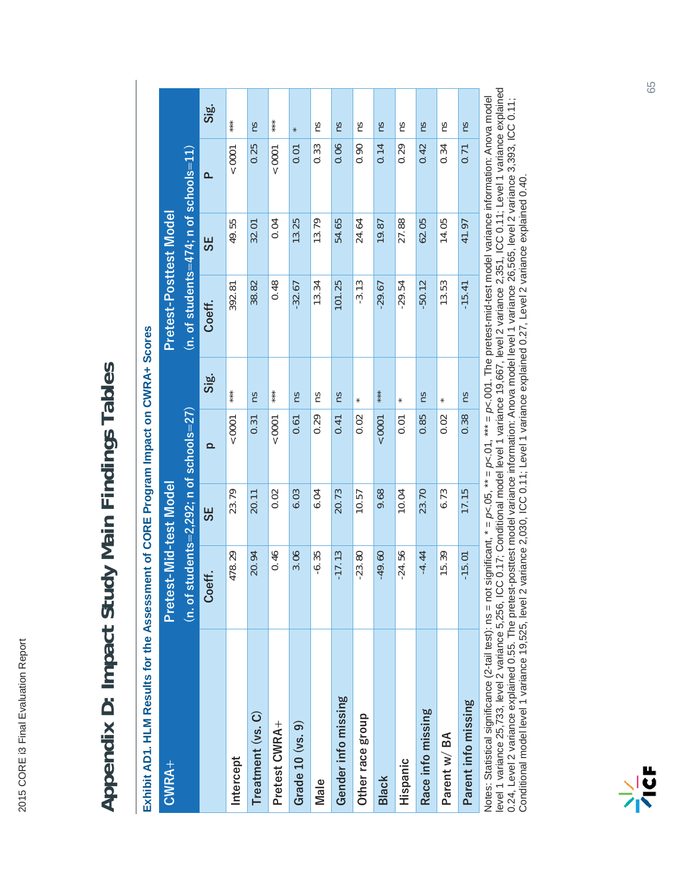# Appendix D: Impact Study Main Findings Tables

**Exhibit AD1. HLM Results for the Assessment of CORE Program Impact on CWRA+ Scores**

| CWRA+ | Pretest-Mid-test Model (n. of students=2,292; n of schools=27) | | | | Pretest-Posttest Model (n. of students=474; n of schools=11) | | | |
|---|---|---|---|---|---|---|---|---|
| | Coeff. | SE | p | Sig. | Coeff. | SE | P | Sig. |
| Intercept | 478.29 | 23.79 | <0001 | *** | 392.81 | 49.55 | <0001 | *** |
| Treatment (vs. C) | 20.94 | 20.11 | 0.31 | ns | 38.82 | 32.01 | 0.25 | ns |
| Pretest CWRA+ | 0.46 | 0.02 | <0001 | *** | 0.48 | 0.04 | <0001 | *** |
| Grade 10 (vs. 9) | 3.06 | 6.03 | 0.61 | ns | -32.67 | 13.25 | 0.01 | * |
| Male | -6.35 | 6.04 | 0.29 | ns | 13.34 | 13.79 | 0.33 | ns |
| Gender info missing | -17.13 | 20.73 | 0.41 | ns | 101.25 | 54.65 | 0.06 | ns |
| Other race group | -23.80 | 10.57 | 0.02 | * | -3.13 | 24.64 | 0.90 | ns |
| Black | -49.60 | 9.68 | <0001 | *** | -29.67 | 19.87 | 0.14 | ns |
| Hispanic | -24.56 | 10.04 | 0.01 | * | -29.54 | 27.88 | 0.29 | ns |
| Race info missing | -4.44 | 23.70 | 0.85 | ns | -50.12 | 62.05 | 0.42 | ns |
| Parent w/ BA | 15.39 | 6.73 | 0.02 | * | 13.53 | 14.05 | 0.34 | ns |
| Parent info missing | -15.01 | 17.15 | 0.38 | ns | -15.41 | 41.97 | 0.71 | ns |

Notes: Statistical significance (2-tail test): ns = not significant, * = $p<.05$, ** = $p<.01$, *** = $p<.001$. The pretest-mid-test model variance information: Anova model level 1 variance 25,733, level 2 variance 5,256, ICC 0.17; Conditional model level 1 variance 19,667, level 2 variance 2,351, ICC 0.11; Level 1 variance explained 0.24, Level 2 variance explained 0.55. The pretest-posttest model variance information: Anova model level 1 variance 26,565, level 2 variance 3,393, ICC 0.11; Conditional model level 1 variance 19,525, level 2 variance 2,030, ICC 0.11; Level 1 variance explained 0.27, Level 2 variance explained 0.40.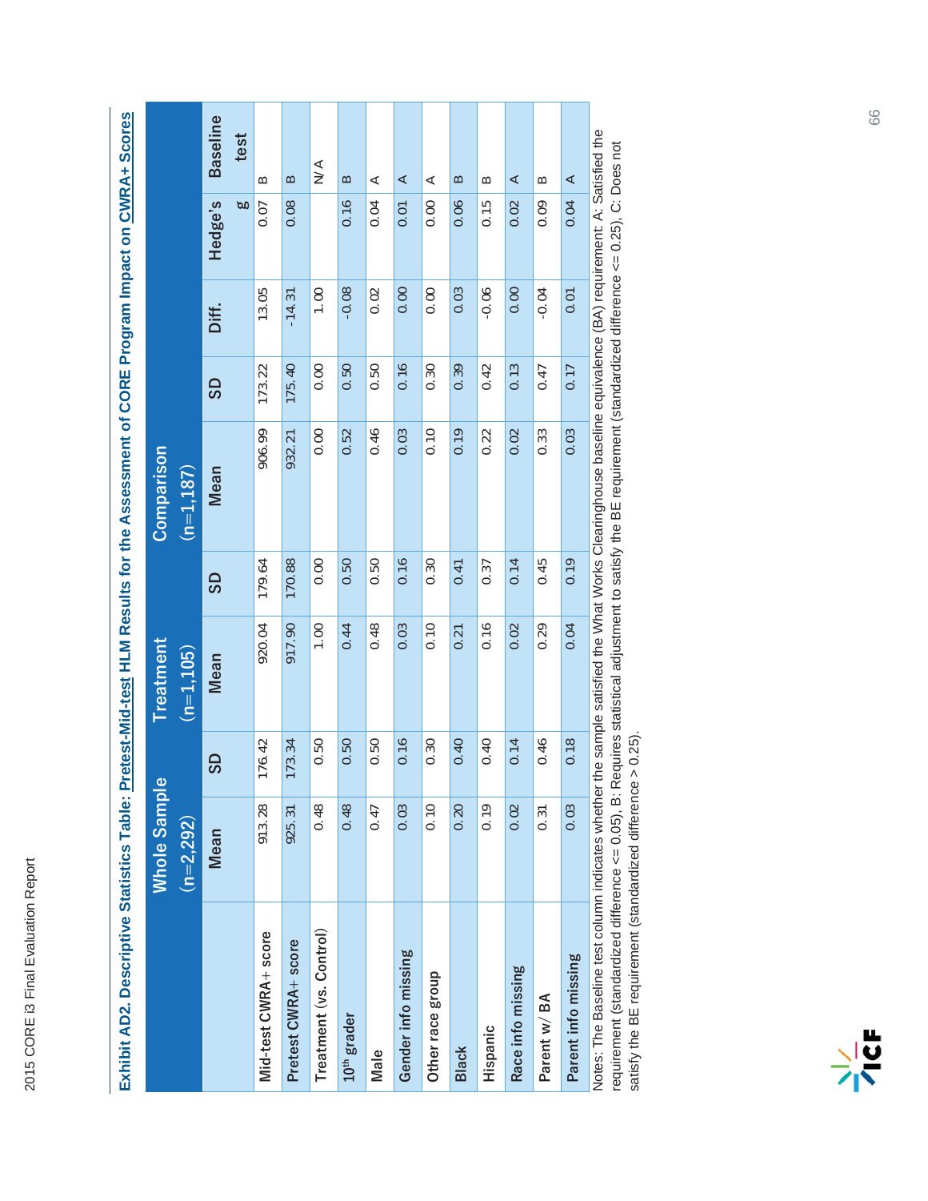**Exhibit AD2. Descriptive Statistics Table: Pretest-Mid-test HLM Results for the Assessment of CORE Program Impact on CWRA+ Scores**

| | Whole Sample (n=2,292) | | Treatment (n=1,105) | | Comparison (n=1,187) | | | | |
|---|---|---|---|---|---|---|---|---|---|
| | Mean | SD | Mean | SD | Mean | SD | Diff. | Hedge's g | Baseline test |
| Mid-test CWRA+ score | 913.28 | 176.42 | 920.04 | 179.64 | 906.99 | 173.22 | 13.05 | 0.07 | B |
| Pretest CWRA+ score | 925.31 | 173.34 | 917.90 | 170.88 | 932.21 | 175.40 | -14.31 | 0.08 | B |
| Treatment (vs. Control) | 0.48 | 0.50 | 1.00 | 0.00 | 0.00 | 0.00 | 1.00 | | N/A |
| 10th grader | 0.48 | 0.50 | 0.44 | 0.50 | 0.52 | 0.50 | -0.08 | 0.16 | B |
| Male | 0.47 | 0.50 | 0.48 | 0.50 | 0.46 | 0.50 | 0.02 | 0.04 | A |
| Gender info missing | 0.03 | 0.16 | 0.03 | 0.16 | 0.03 | 0.16 | 0.00 | 0.01 | A |
| Other race group | 0.10 | 0.30 | 0.10 | 0.30 | 0.10 | 0.30 | 0.00 | 0.00 | A |
| Black | 0.20 | 0.40 | 0.21 | 0.41 | 0.19 | 0.39 | 0.03 | 0.06 | B |
| Hispanic | 0.19 | 0.40 | 0.16 | 0.37 | 0.22 | 0.42 | -0.06 | 0.15 | B |
| Race info missing | 0.02 | 0.14 | 0.02 | 0.14 | 0.02 | 0.13 | 0.00 | 0.02 | A |
| Parent w/ BA | 0.31 | 0.46 | 0.29 | 0.45 | 0.33 | 0.47 | -0.04 | 0.09 | B |
| Parent info missing | 0.03 | 0.18 | 0.04 | 0.19 | 0.03 | 0.17 | 0.01 | 0.04 | A |

Notes: The Baseline test column indicates whether the sample satisfied the What Works Clearinghouse baseline equivalence (BA) requirement: A: Satisfied the requirement (standardized difference <= 0.05), B: Requires statistical adjustment to satisfy the BE requirement (standardized difference <= 0.25), C: Does not satisfy the BE requirement (standardized difference > 0.25).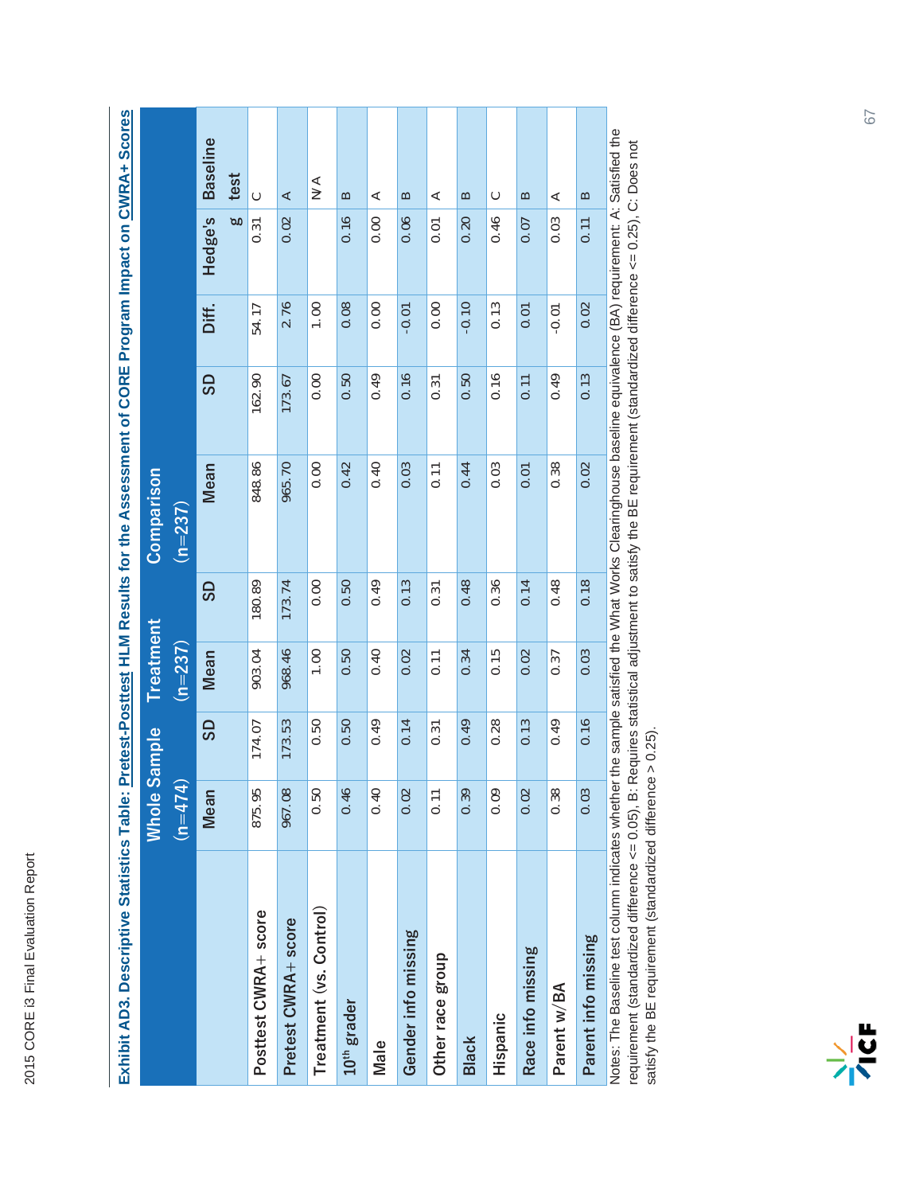**Exhibit AD3. Descriptive Statistics Table: Pretest-Posttest HLM Results for the Assessment of CORE Program Impact on CWRA+ Scores**

| | Whole Sample (n=474) | | Treatment (n=237) | | Comparison (n=237) | | | | |
|---|---|---|---|---|---|---|---|---|---|
| | Mean | SD | Mean | SD | Mean | SD | Diff. | Hedge's g | Baseline test |
| Posttest CWRA+ score | 875.95 | 174.07 | 903.04 | 180.89 | 848.86 | 162.90 | 54.17 | 0.31 | C |
| Pretest CWRA+ score | 967.08 | 173.53 | 968.46 | 173.74 | 965.70 | 173.67 | 2.76 | 0.02 | A |
| Treatment (vs. Control) | 0.50 | 0.50 | 1.00 | 0.00 | 0.00 | 0.00 | 1.00 | | N/A |
| 10th grader | 0.46 | 0.50 | 0.50 | 0.50 | 0.42 | 0.50 | 0.08 | 0.16 | B |
| Male | 0.40 | 0.49 | 0.40 | 0.49 | 0.40 | 0.49 | 0.00 | 0.00 | A |
| Gender info missing | 0.02 | 0.14 | 0.02 | 0.13 | 0.03 | 0.16 | -0.01 | 0.06 | B |
| Other race group | 0.11 | 0.31 | 0.11 | 0.31 | 0.11 | 0.31 | 0.00 | 0.01 | A |
| Black | 0.39 | 0.49 | 0.34 | 0.48 | 0.44 | 0.50 | -0.10 | 0.20 | B |
| Hispanic | 0.09 | 0.28 | 0.15 | 0.36 | 0.03 | 0.16 | 0.13 | 0.46 | C |
| Race info missing | 0.02 | 0.13 | 0.02 | 0.14 | 0.01 | 0.11 | 0.01 | 0.07 | B |
| Parent w/BA | 0.38 | 0.49 | 0.37 | 0.48 | 0.38 | 0.49 | -0.01 | 0.03 | A |
| Parent info missing | 0.03 | 0.16 | 0.03 | 0.18 | 0.02 | 0.13 | 0.02 | 0.11 | B |

Notes: The Baseline test column indicates whether the sample satisfied the What Works Clearinghouse baseline equivalence (BA) requirement: A: Satisfied the requirement (standardized difference <= 0.05), B: Requires statistical adjustment to satisfy the BE requirement (standardized difference <= 0.25), C: Does not satisfy the BE requirement (standardized difference > 0.25).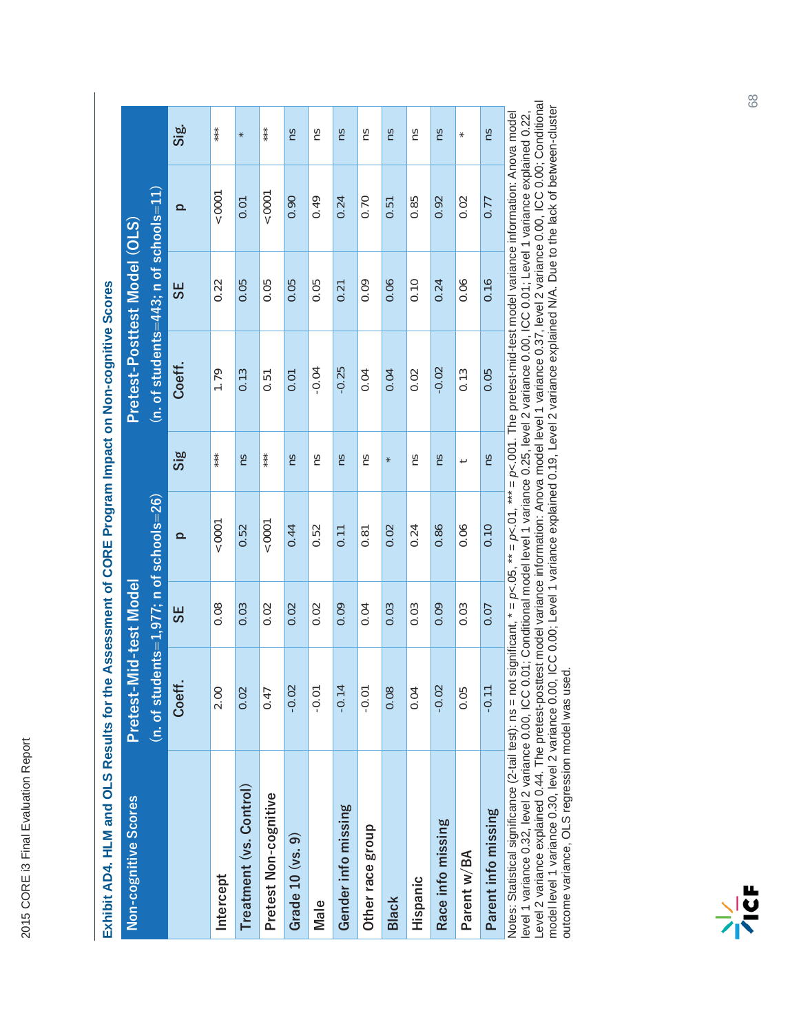**Exhibit AD4. HLM and OLS Results for the Assessment of CORE Program Impact on Non-cognitive Scores**

| Non-cognitive Scores | Pretest-Mid-test Model (n. of students=1,977; n of schools=26) | | | | Pretest-Posttest Model (OLS) (n. of students=443; n of schools=11) | | | |
|---|---|---|---|---|---|---|---|---|
| | Coeff. | SE | p | Sig | Coeff. | SE | p | Sig. |
| Intercept | 2.00 | 0.08 | <.0001 | *** | 1.79 | 0.22 | <.0001 | *** |
| Treatment (vs. Control) | 0.02 | 0.03 | 0.52 | ns | 0.13 | 0.05 | 0.01 | * |
| Pretest Non-cognitive | 0.47 | 0.02 | <.0001 | *** | 0.51 | 0.05 | <.0001 | *** |
| Grade 10 (vs. 9) | -0.02 | 0.02 | 0.44 | ns | 0.01 | 0.05 | 0.90 | ns |
| Male | -0.01 | 0.02 | 0.52 | ns | -0.04 | 0.05 | 0.49 | ns |
| Gender info missing | -0.14 | 0.09 | 0.11 | ns | -0.25 | 0.21 | 0.24 | ns |
| Other race group | -0.01 | 0.04 | 0.81 | ns | 0.04 | 0.09 | 0.70 | ns |
| Black | 0.08 | 0.03 | 0.02 | * | 0.04 | 0.06 | 0.51 | ns |
| Hispanic | 0.04 | 0.03 | 0.24 | ns | 0.02 | 0.10 | 0.85 | ns |
| Race info missing | -0.02 | 0.09 | 0.86 | ns | -0.02 | 0.24 | 0.92 | ns |
| Parent w/BA | 0.05 | 0.03 | 0.06 | t | 0.13 | 0.06 | 0.02 | * |
| Parent info missing | -0.11 | 0.07 | 0.10 | ns | 0.05 | 0.16 | 0.77 | ns |

Notes: Statistical significance (2-tail test): ns = not significant, * = $p<.05$, ** = $p<.01$, *** = $p<.001$. The pretest-mid-test model variance information: Anova model level 1 variance 0.32, level 2 variance 0.00, ICC 0.01; Conditional model level 1 variance 0.25, level 2 variance 0.00, ICC 0.01; Level 1 variance explained 0.22, Level 2 variance explained 0.44. The pretest-posttest model variance information: Anova model level 1 variance 0.37, level 2 variance 0.00, ICC 0.00; Conditional model level 1 variance 0.30, level 2 variance 0.00, ICC 0.00; Level 1 variance explained 0.19, Level 2 variance explained N/A. Due to the lack of between-cluster outcome variance, OLS regression model was used.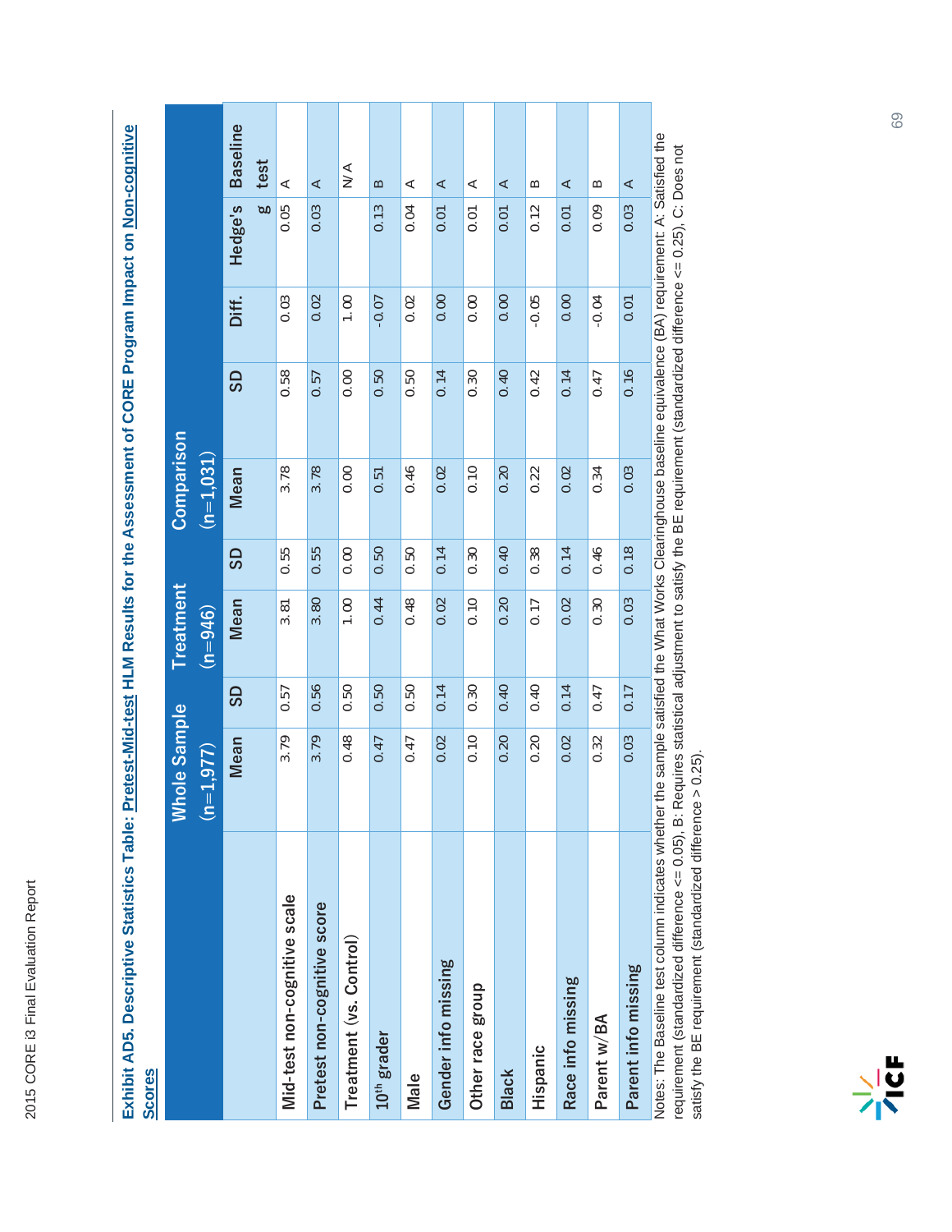**Exhibit AD5. Descriptive Statistics Table: Pretest-Mid-test HLM Results for the Assessment of CORE Program Impact on Non-cognitive Scores**

| | Whole Sample (n=1,977) | | Treatment (n=946) | | Comparison (n=1,031) | | | | |
|---|---|---|---|---|---|---|---|---|---|
| | Mean | SD | Mean | SD | Mean | SD | Diff. | Hedge's g | Baseline test |
| Mid-test non-cognitive scale | 3.79 | 0.57 | 3.81 | 0.55 | 3.78 | 0.58 | 0.03 | 0.05 | A |
| Pretest non-cognitive score | 3.79 | 0.56 | 3.80 | 0.55 | 3.78 | 0.57 | 0.02 | 0.03 | A |
| Treatment (vs. Control) | 0.48 | 0.50 | 1.00 | 0.00 | 0.00 | 0.00 | 1.00 | | N/A |
| 10th grader | 0.47 | 0.50 | 0.44 | 0.50 | 0.51 | 0.50 | -0.07 | 0.13 | B |
| Male | 0.47 | 0.50 | 0.48 | 0.50 | 0.46 | 0.50 | 0.02 | 0.04 | A |
| Gender info missing | 0.02 | 0.14 | 0.02 | 0.14 | 0.02 | 0.14 | 0.00 | 0.01 | A |
| Other race group | 0.10 | 0.30 | 0.10 | 0.30 | 0.10 | 0.30 | 0.00 | 0.01 | A |
| Black | 0.20 | 0.40 | 0.20 | 0.40 | 0.20 | 0.40 | 0.00 | 0.01 | A |
| Hispanic | 0.20 | 0.40 | 0.17 | 0.38 | 0.22 | 0.42 | -0.05 | 0.12 | B |
| Race info missing | 0.02 | 0.14 | 0.02 | 0.14 | 0.02 | 0.14 | 0.00 | 0.01 | A |
| Parent w/BA | 0.32 | 0.47 | 0.30 | 0.46 | 0.34 | 0.47 | -0.04 | 0.09 | B |
| Parent info missing | 0.03 | 0.17 | 0.03 | 0.18 | 0.03 | 0.16 | 0.01 | 0.03 | A |

Notes: The Baseline test column indicates whether the sample satisfied the What Works Clearinghouse baseline equivalence (BA) requirement: A: Satisfied the requirement (standardized difference <= 0.05), B: Requires statistical adjustment to satisfy the BE requirement (standardized difference <= 0.25), C: Does not satisfy the BE requirement (standardized difference > 0.25).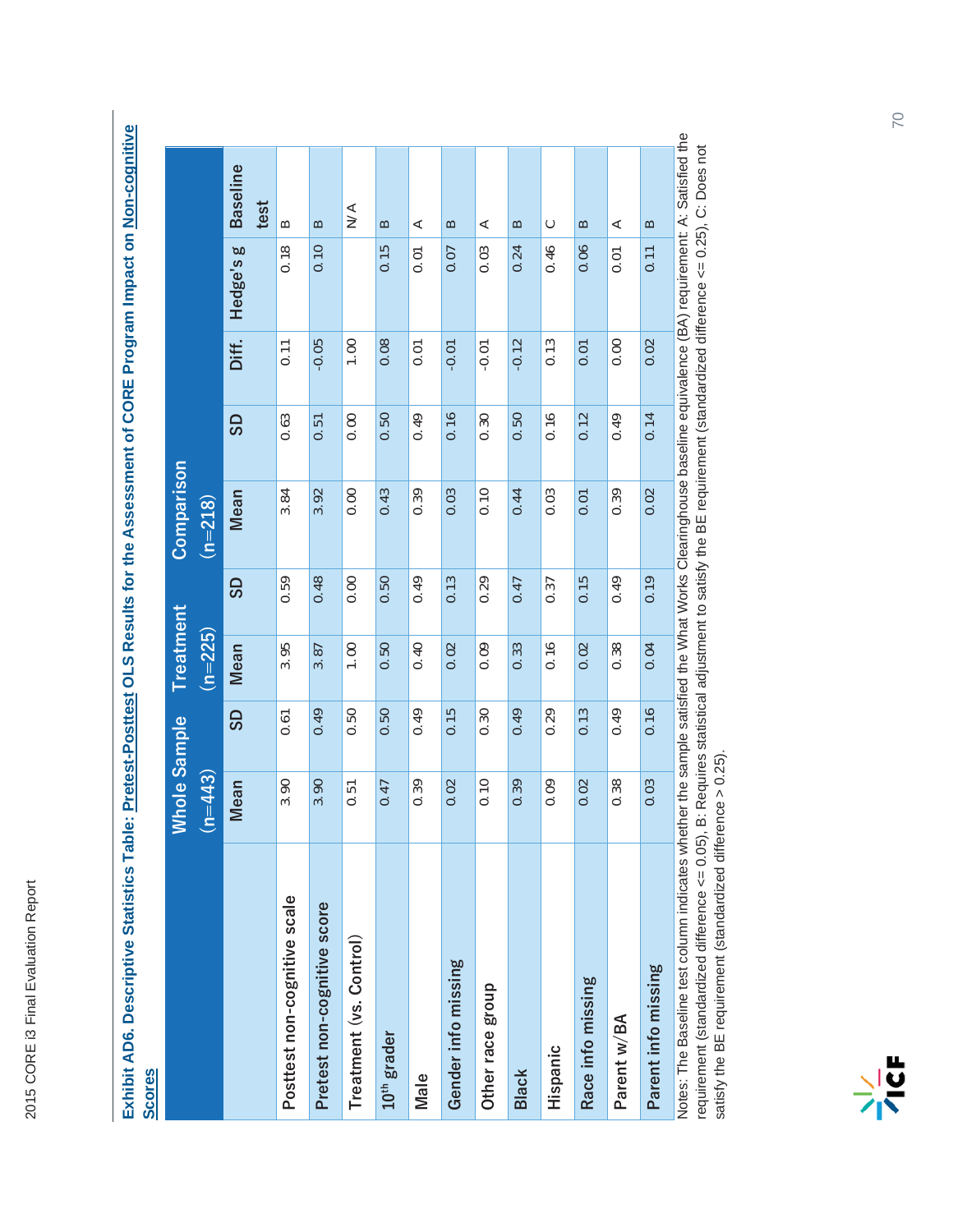**Exhibit AD6. Descriptive Statistics Table: Pretest-Posttest OLS Results for the Assessment of CORE Program Impact on Non-cognitive Scores**

| | Whole Sample (n=443) | | Treatment (n=225) | | Comparison (n=218) | | | | |
|---|---|---|---|---|---|---|---|---|---|
| | Mean | SD | Mean | SD | Mean | SD | Diff. | Hedge's g | Baseline test |
| Posttest non-cognitive scale | 3.90 | 0.61 | 3.95 | 0.59 | 3.84 | 0.63 | 0.11 | 0.18 | B |
| Pretest non-cognitive score | 3.90 | 0.49 | 3.87 | 0.48 | 3.92 | 0.51 | -0.05 | 0.10 | B |
| Treatment (vs. Control) | 0.51 | 0.50 | 1.00 | 0.00 | 0.00 | 0.00 | 1.00 | | N/A |
| 10th grader | 0.47 | 0.50 | 0.50 | 0.50 | 0.43 | 0.50 | 0.08 | 0.15 | B |
| Male | 0.39 | 0.49 | 0.40 | 0.49 | 0.39 | 0.49 | 0.01 | 0.01 | A |
| Gender info missing | 0.02 | 0.15 | 0.02 | 0.13 | 0.03 | 0.16 | -0.01 | 0.07 | B |
| Other race group | 0.10 | 0.30 | 0.09 | 0.29 | 0.10 | 0.30 | -0.01 | 0.03 | A |
| Black | 0.39 | 0.49 | 0.33 | 0.47 | 0.44 | 0.50 | -0.12 | 0.24 | B |
| Hispanic | 0.09 | 0.29 | 0.16 | 0.37 | 0.03 | 0.16 | 0.13 | 0.46 | C |
| Race info missing | 0.02 | 0.13 | 0.02 | 0.15 | 0.01 | 0.12 | 0.01 | 0.06 | B |
| Parent w/BA | 0.38 | 0.49 | 0.38 | 0.49 | 0.39 | 0.49 | 0.00 | 0.01 | A |
| Parent info missing | 0.03 | 0.16 | 0.04 | 0.19 | 0.02 | 0.14 | 0.02 | 0.11 | B |

Notes: The Baseline test column indicates whether the sample satisfied the What Works Clearinghouse baseline equivalence (BA) requirement: A: Satisfied the requirement (standardized difference <= 0.05), B: Requires statistical adjustment to satisfy the BE requirement (standardized difference <= 0.25), C: Does not satisfy the BE requirement (standardized difference > 0.25).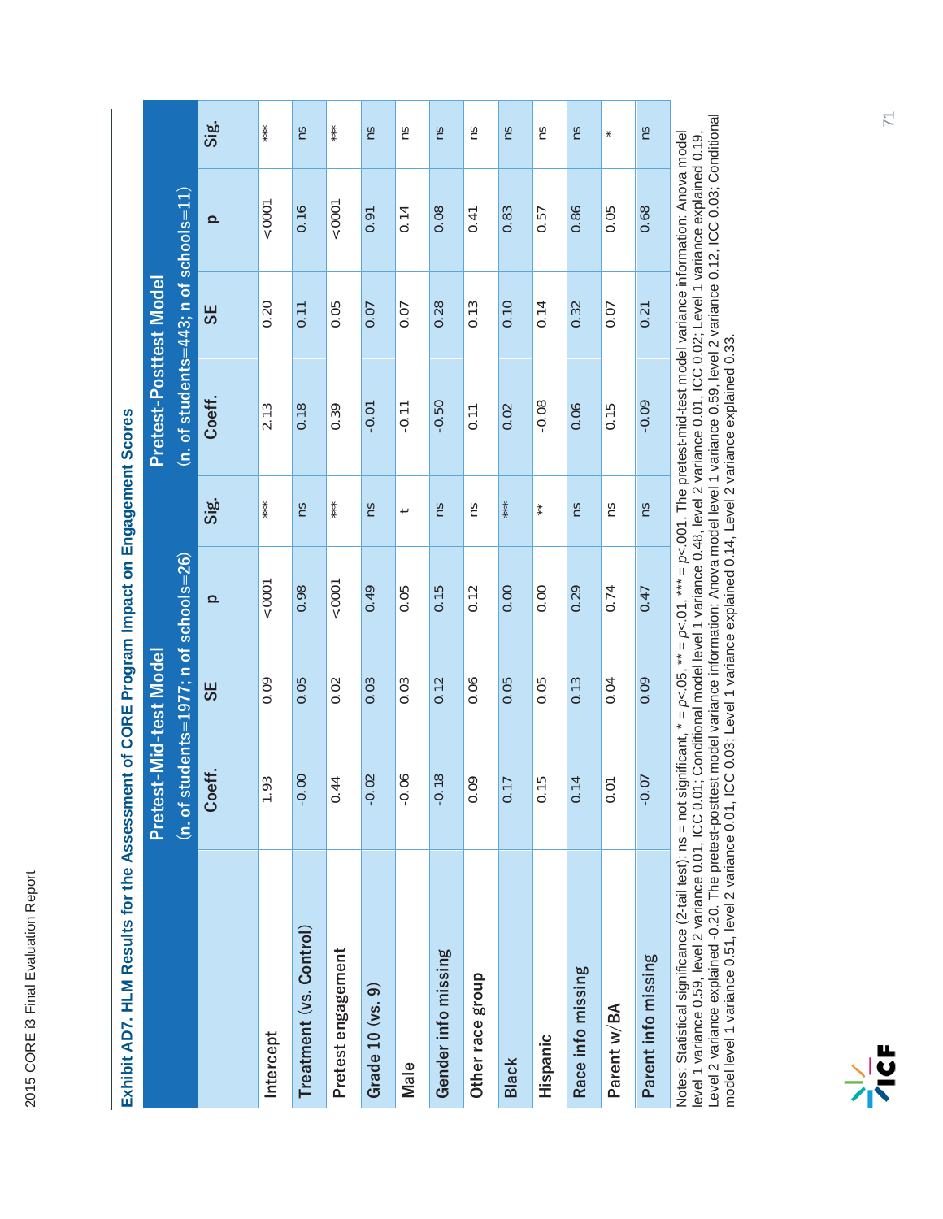## Exhibit AD7. HLM Results for the Assessment of CORE Program Impact on Engagement Scores

| | Pretest-Mid-test Model (n. of students=1977; n of schools=26) | | | | Pretest-Posttest Model (n. of students=443; n of schools=11) | | | |
|---|---|---|---|---|---|---|---|---|
| | Coeff. | SE | p | Sig. | Coeff. | SE | p | Sig. |
| Intercept | 1.93 | 0.09 | <0001 | *** | 2.13 | 0.20 | <0001 | *** |
| Treatment (vs. Control) | -0.00 | 0.05 | 0.98 | ns | 0.18 | 0.11 | 0.16 | ns |
| Pretest engagement | 0.44 | 0.02 | <0001 | *** | 0.39 | 0.05 | <0001 | *** |
| Grade 10 (vs. 9) | -0.02 | 0.03 | 0.49 | ns | -0.01 | 0.07 | 0.91 | ns |
| Male | -0.06 | 0.03 | 0.05 | t | -0.11 | 0.07 | 0.14 | ns |
| Gender info missing | -0.18 | 0.12 | 0.15 | ns | -0.50 | 0.28 | 0.08 | ns |
| Other race group | 0.09 | 0.06 | 0.12 | ns | 0.11 | 0.13 | 0.41 | ns |
| Black | 0.17 | 0.05 | 0.00 | *** | 0.02 | 0.10 | 0.83 | ns |
| Hispanic | 0.15 | 0.05 | 0.00 | ** | -0.08 | 0.14 | 0.57 | ns |
| Race info missing | 0.14 | 0.13 | 0.29 | ns | 0.06 | 0.32 | 0.86 | ns |
| Parent w/BA | 0.01 | 0.04 | 0.74 | ns | 0.15 | 0.07 | 0.05 | * |
| Parent info missing | -0.07 | 0.09 | 0.47 | ns | -0.09 | 0.21 | 0.68 | ns |

Notes: Statistical significance (2-tail test): ns = not significant, * = $p$<.05, ** = $p$<.01, *** = $p$<.001. The pretest-mid-test model variance information: Anova model level 1 variance 0.59, level 2 variance 0.01, ICC 0.01; Conditional model level 1 variance 0.48, level 2 variance 0.01, ICC 0.02; Level 1 variance explained 0.19, Level 2 variance explained -0.20. The pretest-posttest model variance information: Anova model level 1 variance 0.59, level 2 variance 0.12, ICC 0.03; Conditional model level 1 variance 0.51, level 2 variance 0.01, ICC 0.03; Level 1 variance explained 0.14, Level 2 variance explained 0.33.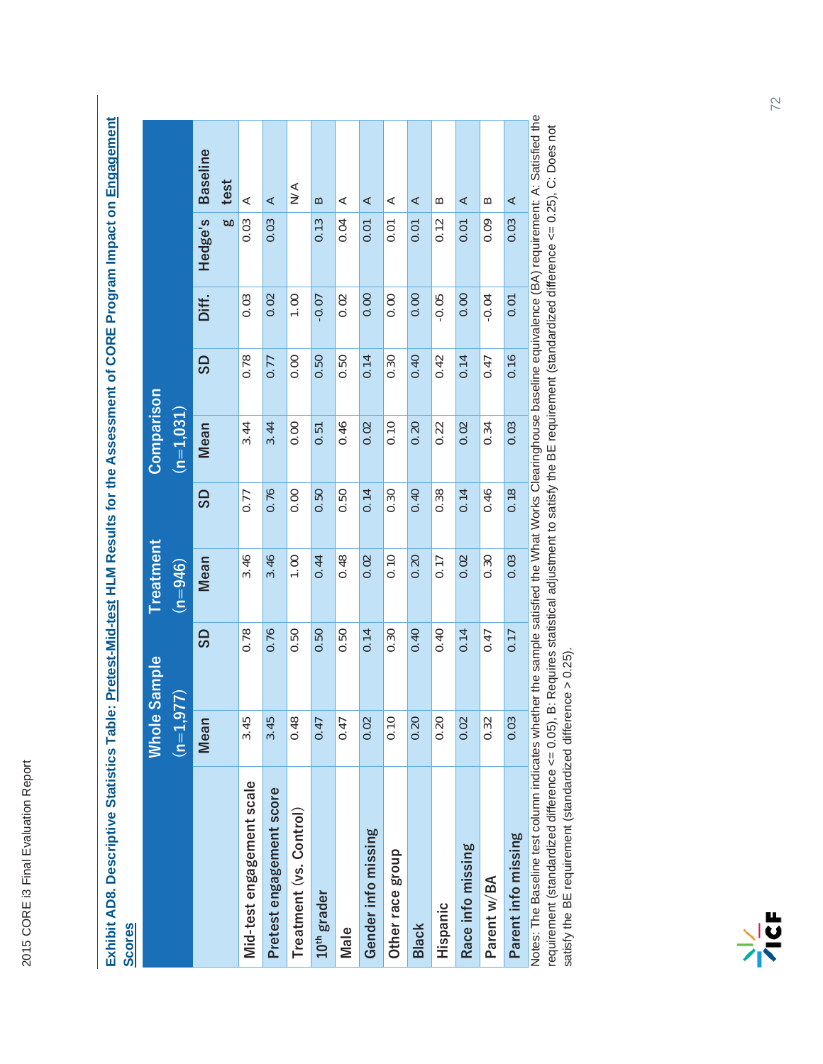**Exhibit AD8. Descriptive Statistics Table: Pretest-Mid-test HLM Results for the Assessment of CORE Program Impact on Engagement Scores**

| | Whole Sample (n=1,977) | | Treatment (n=946) | | Comparison (n=1,031) | | | | |
|---|---|---|---|---|---|---|---|---|---|
| | Mean | SD | Mean | SD | Mean | SD | Diff. | Hedge's g | Baseline test |
| Mid-test engagement scale | 3.45 | 0.78 | 3.46 | 0.77 | 3.44 | 0.78 | 0.03 | 0.03 | A |
| Pretest engagement score | 3.45 | 0.76 | 3.46 | 0.76 | 3.44 | 0.77 | 0.02 | 0.03 | A |
| Treatment (vs. Control) | 0.48 | 0.50 | 1.00 | 0.00 | 0.00 | 0.00 | 1.00 | | N/A |
| 10th grader | 0.47 | 0.50 | 0.44 | 0.50 | 0.51 | 0.50 | -0.07 | 0.13 | B |
| Male | 0.47 | 0.50 | 0.48 | 0.50 | 0.46 | 0.50 | 0.02 | 0.04 | A |
| Gender info missing | 0.02 | 0.14 | 0.02 | 0.14 | 0.02 | 0.14 | 0.00 | 0.01 | A |
| Other race group | 0.10 | 0.30 | 0.10 | 0.30 | 0.10 | 0.30 | 0.00 | 0.01 | A |
| Black | 0.20 | 0.40 | 0.20 | 0.40 | 0.20 | 0.40 | 0.00 | 0.01 | A |
| Hispanic | 0.20 | 0.40 | 0.17 | 0.38 | 0.22 | 0.42 | -0.05 | 0.12 | B |
| Race info missing | 0.02 | 0.14 | 0.02 | 0.14 | 0.02 | 0.14 | 0.00 | 0.01 | A |
| Parent w/BA | 0.32 | 0.47 | 0.30 | 0.46 | 0.34 | 0.47 | -0.04 | 0.09 | B |
| Parent info missing | 0.03 | 0.17 | 0.03 | 0.18 | 0.03 | 0.16 | 0.01 | 0.03 | A |

Notes: The Baseline test column indicates whether the sample satisfied the What Works Clearinghouse baseline equivalence (BA) requirement: A: Satisfied the requirement (standardized difference <= 0.05), B: Requires statistical adjustment to satisfy the BE requirement (standardized difference <= 0.25), C: Does not satisfy the BE requirement (standardized difference > 0.25).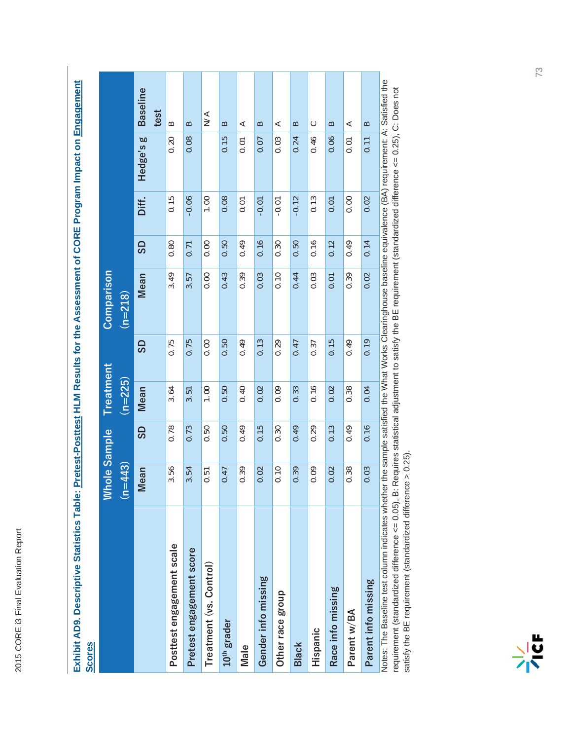**Exhibit AD9. Descriptive Statistics Table: Pretest-Posttest HLM Results for the Assessment of CORE Program Impact on Engagement Scores**

| | Whole Sample (n=443) | | Treatment (n=225) | | Comparison (n=218) | | | | |
|---|---|---|---|---|---|---|---|---|---|
| | Mean | SD | Mean | SD | Mean | SD | Diff. | Hedge's g | Baseline test |
| Posttest engagement scale | 3.56 | 0.78 | 3.64 | 0.75 | 3.49 | 0.80 | 0.15 | 0.20 | B |
| Pretest engagement score | 3.54 | 0.73 | 3.51 | 0.75 | 3.57 | 0.71 | -0.06 | 0.08 | B |
| Treatment (vs. Control) | 0.51 | 0.50 | 1.00 | 0.00 | 0.00 | 0.00 | 1.00 | | N/A |
| 10th grader | 0.47 | 0.50 | 0.50 | 0.50 | 0.43 | 0.50 | 0.08 | 0.15 | B |
| Male | 0.39 | 0.49 | 0.40 | 0.49 | 0.39 | 0.49 | 0.01 | 0.01 | A |
| Gender info missing | 0.02 | 0.15 | 0.02 | 0.13 | 0.03 | 0.16 | -0.01 | 0.07 | B |
| Other race group | 0.10 | 0.30 | 0.09 | 0.29 | 0.10 | 0.30 | -0.01 | 0.03 | A |
| Black | 0.39 | 0.49 | 0.33 | 0.47 | 0.44 | 0.50 | -0.12 | 0.24 | B |
| Hispanic | 0.09 | 0.29 | 0.16 | 0.37 | 0.03 | 0.16 | 0.13 | 0.46 | C |
| Race info missing | 0.02 | 0.13 | 0.02 | 0.15 | 0.01 | 0.12 | 0.01 | 0.06 | B |
| Parent w/BA | 0.38 | 0.49 | 0.38 | 0.49 | 0.39 | 0.49 | 0.00 | 0.01 | A |
| Parent info missing | 0.03 | 0.16 | 0.04 | 0.19 | 0.02 | 0.14 | 0.02 | 0.11 | B |

Notes: The Baseline test column indicates whether the sample satisfied the What Works Clearinghouse baseline equivalence (BA) requirement: A: Satisfied the requirement (standardized difference <= 0.05), B: Requires statistical adjustment to satisfy the BE requirement (standardized difference <= 0.25), C: Does not satisfy the BE requirement (standardized difference > 0.25).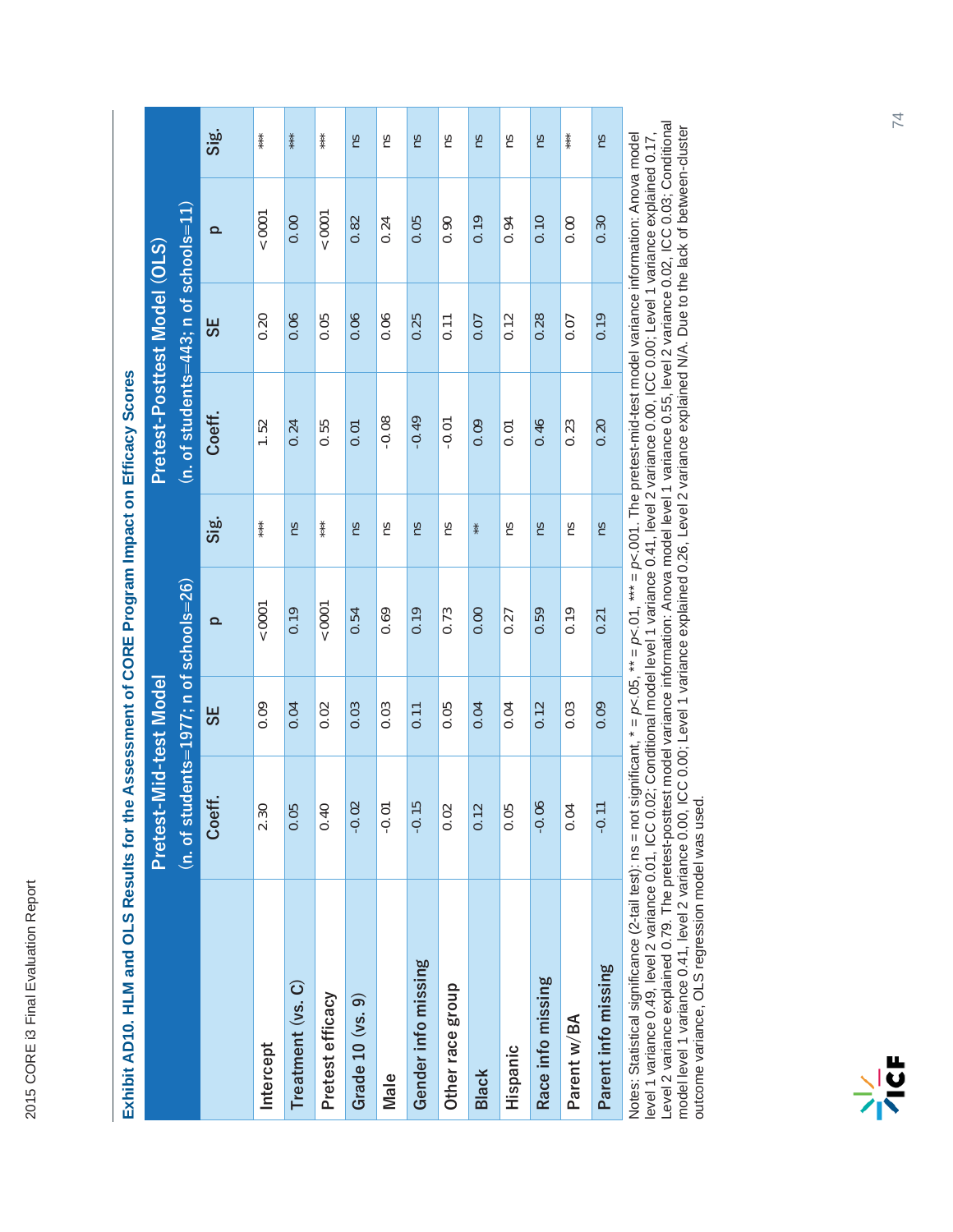## Exhibit AD10. HLM and OLS Results for the Assessment of CORE Program Impact on Efficacy Scores

| | Pretest-Mid-test Model (n. of students=1977; n of schools=26) | | | | Pretest-Posttest Model (OLS) (n. of students=443; n of schools=11) | | | |
|---|---|---|---|---|---|---|---|---|
| | Coeff. | SE | p | Sig. | Coeff. | SE | p | Sig. |
| Intercept | 2.30 | 0.09 | <.0001 | *** | 1.52 | 0.20 | <.0001 | *** |
| Treatment (vs. C) | 0.05 | 0.04 | 0.19 | ns | 0.24 | 0.06 | 0.00 | *** |
| Pretest efficacy | 0.40 | 0.02 | <.0001 | *** | 0.55 | 0.05 | <.0001 | *** |
| Grade 10 (vs. 9) | -0.02 | 0.03 | 0.54 | ns | 0.01 | 0.06 | 0.82 | ns |
| Male | -0.01 | 0.03 | 0.69 | ns | -0.08 | 0.06 | 0.24 | ns |
| Gender info missing | -0.15 | 0.11 | 0.19 | ns | -0.49 | 0.25 | 0.05 | ns |
| Other race group | 0.02 | 0.05 | 0.73 | ns | -0.01 | 0.11 | 0.90 | ns |
| Black | 0.12 | 0.04 | 0.00 | ** | 0.09 | 0.07 | 0.19 | ns |
| Hispanic | 0.05 | 0.04 | 0.27 | ns | 0.01 | 0.12 | 0.94 | ns |
| Race info missing | -0.06 | 0.12 | 0.59 | ns | 0.46 | 0.28 | 0.10 | ns |
| Parent w/BA | 0.04 | 0.03 | 0.19 | ns | 0.23 | 0.07 | 0.00 | *** |
| Parent info missing | -0.11 | 0.09 | 0.21 | ns | 0.20 | 0.19 | 0.30 | ns |

Notes: Statistical significance (2-tail test): ns = not significant, * = $p<.05$, ** = $p<.01$, *** = $p<.001$. The pretest-mid-test model variance information: Anova model level 1 variance 0.49, level 2 variance 0.01, ICC 0.02; Conditional model level 1 variance 0.41, level 2 variance 0.00, ICC 0.00; Level 1 variance explained 0.17, Level 2 variance explained 0.79. The pretest-posttest model variance information: Anova model level 1 variance 0.55, level 2 variance 0.02, ICC 0.03; Conditional model level 1 variance 0.41, level 2 variance 0.00, ICC 0.00; Level 1 variance explained 0.26, Level 2 variance explained N/A. Due to the lack of between-cluster outcome variance, OLS regression model was used.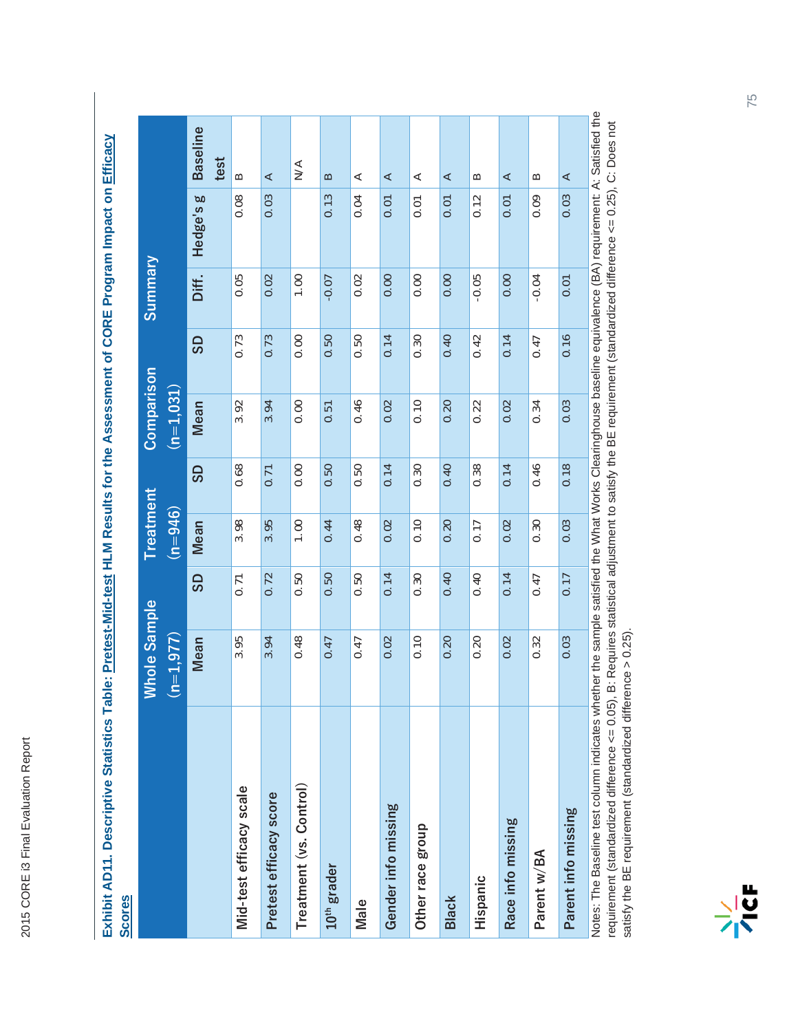**Exhibit AD11. Descriptive Statistics Table: Pretest-Mid-test HLM Results for the Assessment of CORE Program Impact on Efficacy Scores**

| | Whole Sample (n=1,977) | | Treatment (n=946) | | Comparison (n=1,031) | | Summary | | |
|---|---|---|---|---|---|---|---|---|---|
| | Mean | SD | Mean | SD | Mean | SD | Diff. | Hedge's g | Baseline test |
| Mid-test efficacy scale | 3.95 | 0.71 | 3.98 | 0.68 | 3.92 | 0.73 | 0.05 | 0.08 | B |
| Pretest efficacy score | 3.94 | 0.72 | 3.95 | 0.71 | 3.94 | 0.73 | 0.02 | 0.03 | A |
| Treatment (vs. Control) | 0.48 | 0.50 | 1.00 | 0.00 | 0.00 | 0.00 | 1.00 | | N/A |
| 10th grader | 0.47 | 0.50 | 0.44 | 0.50 | 0.51 | 0.50 | -0.07 | 0.13 | B |
| Male | 0.47 | 0.50 | 0.48 | 0.50 | 0.46 | 0.50 | 0.02 | 0.04 | A |
| Gender info missing | 0.02 | 0.14 | 0.02 | 0.14 | 0.02 | 0.14 | 0.00 | 0.01 | A |
| Other race group | 0.10 | 0.30 | 0.10 | 0.30 | 0.10 | 0.30 | 0.00 | 0.01 | A |
| Black | 0.20 | 0.40 | 0.20 | 0.40 | 0.20 | 0.40 | 0.00 | 0.01 | A |
| Hispanic | 0.20 | 0.40 | 0.17 | 0.38 | 0.22 | 0.42 | -0.05 | 0.12 | B |
| Race info missing | 0.02 | 0.14 | 0.02 | 0.14 | 0.02 | 0.14 | 0.00 | 0.01 | A |
| Parent w/BA | 0.32 | 0.47 | 0.30 | 0.46 | 0.34 | 0.47 | -0.04 | 0.09 | B |
| Parent info missing | 0.03 | 0.17 | 0.03 | 0.18 | 0.03 | 0.16 | 0.01 | 0.03 | A |

Notes: The Baseline test column indicates whether the sample satisfied the What Works Clearinghouse baseline equivalence (BA) requirement: A: Satisfied the requirement (standardized difference <= 0.05), B: Requires statistical adjustment to satisfy the BE requirement (standardized difference <= 0.25), C: Does not satisfy the BE requirement (standardized difference > 0.25).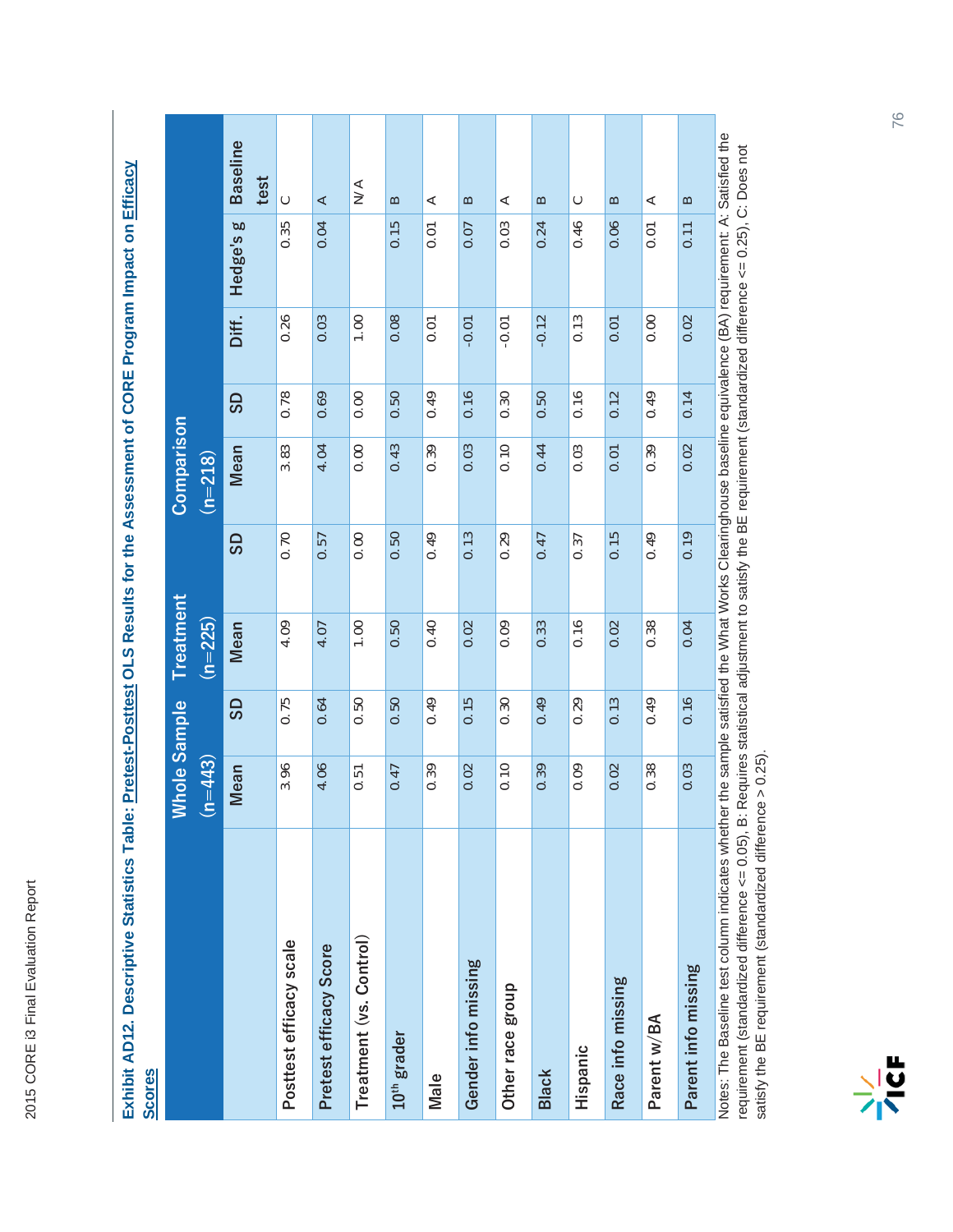**Exhibit AD12. Descriptive Statistics Table: Pretest-Posttest OLS Results for the Assessment of CORE Program Impact on Efficacy Scores**

| | Whole Sample (n=443) | | Treatment (n=225) | | Comparison (n=218) | | | | |
|---|---|---|---|---|---|---|---|---|---|
| | Mean | SD | Mean | SD | Mean | SD | Diff. | Hedge's g | Baseline test |
| Posttest efficacy scale | 3.96 | 0.75 | 4.09 | 0.70 | 3.83 | 0.78 | 0.26 | 0.35 | C |
| Pretest efficacy Score | 4.06 | 0.64 | 4.07 | 0.57 | 4.04 | 0.69 | 0.03 | 0.04 | A |
| Treatment (vs. Control) | 0.51 | 0.50 | 1.00 | 0.00 | 0.00 | 0.00 | 1.00 | | N/A |
| 10th grader | 0.47 | 0.50 | 0.50 | 0.50 | 0.43 | 0.50 | 0.08 | 0.15 | B |
| Male | 0.39 | 0.49 | 0.40 | 0.49 | 0.39 | 0.49 | 0.01 | 0.01 | A |
| Gender info missing | 0.02 | 0.15 | 0.02 | 0.13 | 0.03 | 0.16 | -0.01 | 0.07 | B |
| Other race group | 0.10 | 0.30 | 0.09 | 0.29 | 0.10 | 0.30 | -0.01 | 0.03 | A |
| Black | 0.39 | 0.49 | 0.33 | 0.47 | 0.44 | 0.50 | -0.12 | 0.24 | B |
| Hispanic | 0.09 | 0.29 | 0.16 | 0.37 | 0.03 | 0.16 | 0.13 | 0.46 | C |
| Race info missing | 0.02 | 0.13 | 0.02 | 0.15 | 0.01 | 0.12 | 0.01 | 0.06 | B |
| Parent w/BA | 0.38 | 0.49 | 0.38 | 0.49 | 0.39 | 0.49 | 0.00 | 0.01 | A |
| Parent info missing | 0.03 | 0.16 | 0.04 | 0.19 | 0.02 | 0.14 | 0.02 | 0.11 | B |

Notes: The Baseline test column indicates whether the sample satisfied the What Works Clearinghouse baseline equivalence (BA) requirement: A: Satisfied the requirement (standardized difference <= 0.05), B: Requires statistical adjustment to satisfy the BE requirement (standardized difference <= 0.25), C: Does not satisfy the BE requirement (standardized difference > 0.25).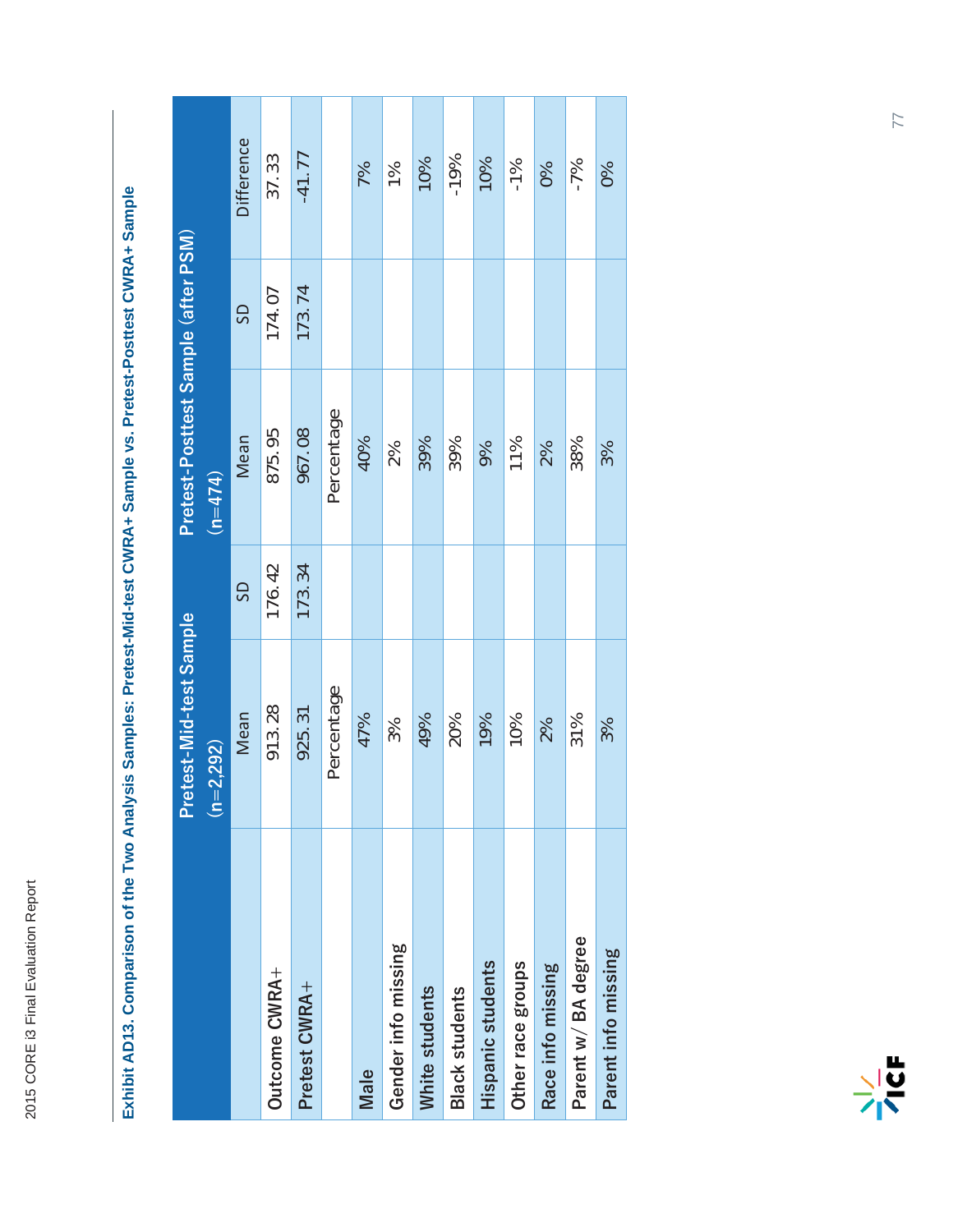**Exhibit AD13. Comparison of the Two Analysis Samples: Pretest-Mid-test CWRA+ Sample vs. Pretest-Posttest CWRA+ Sample**

| | Pretest-Mid-test Sample (n=2,292) | | Pretest-Posttest Sample (after PSM) (n=474) | | |
|---|---|---|---|---|---|
| | Mean | SD | Mean | SD | Difference |
| Outcome CWRA+ | 913.28 | 176.42 | 875.95 | 174.07 | 37.33 |
| Pretest CWRA+ | 925.31 | 173.34 | 967.08 | 173.74 | -41.77 |
| | Percentage | | Percentage | | |
| Male | 47% | | 40% | | 7% |
| Gender info missing | 3% | | 2% | | 1% |
| White students | 49% | | 39% | | 10% |
| Black students | 20% | | 39% | | -19% |
| Hispanic students | 19% | | 9% | | 10% |
| Other race groups | 10% | | 11% | | -1% |
| Race info missing | 2% | | 2% | | 0% |
| Parent w/ BA degree | 31% | | 38% | | -7% |
| Parent info missing | 3% | | 3% | | 0% |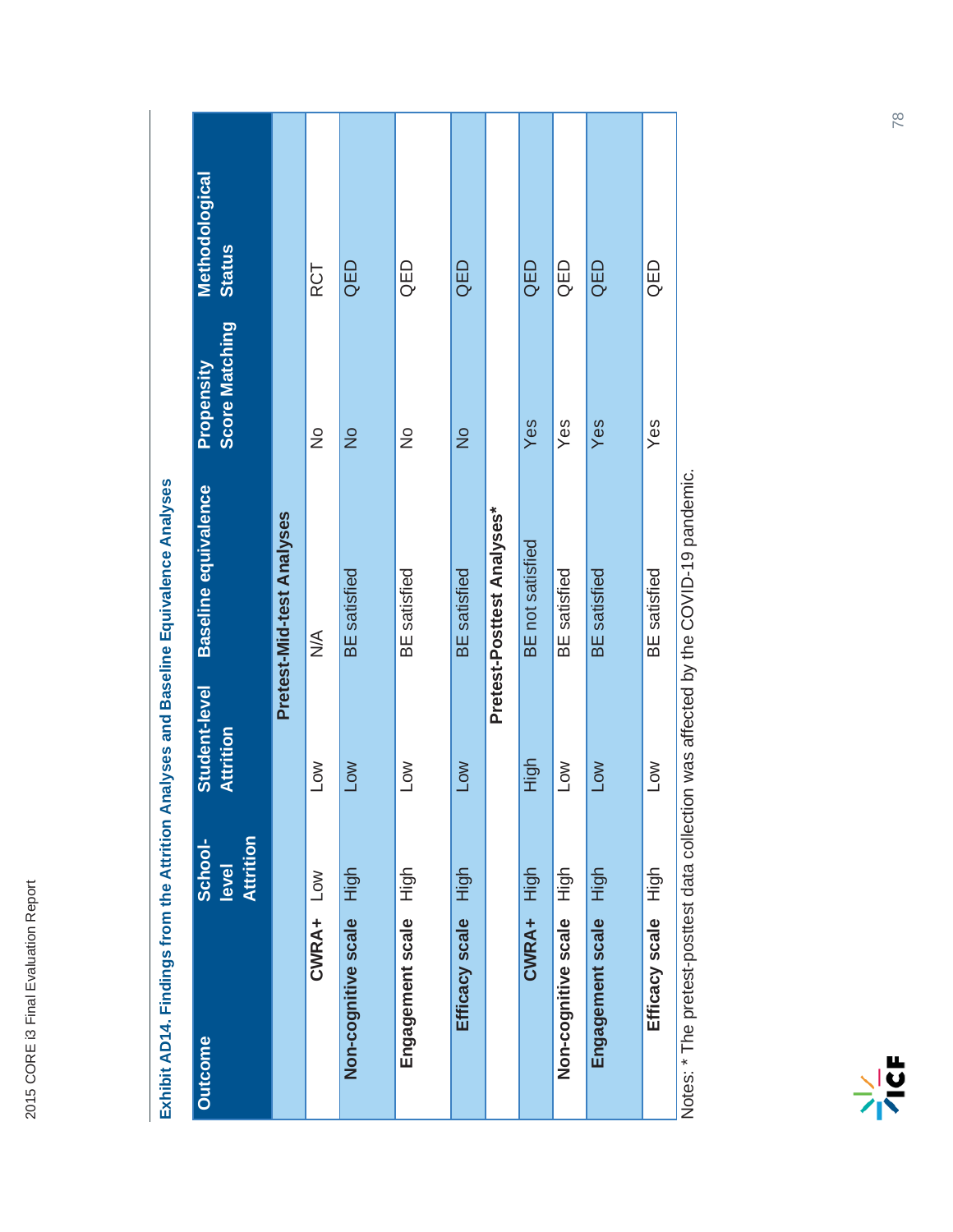**Exhibit AD14. Findings from the Attrition Analyses and Baseline Equivalence Analyses**

| Outcome | School-level Attrition | Student-level Attrition | Baseline equivalence | Propensity Score Matching | Methodological Status |
|---|---|---|---|---|---|
| **Pretest-Mid-test Analyses** | | | | | |
| **CWRA+** | Low | Low | N/A | No | RCT |
| **Non-cognitive scale** | High | Low | BE satisfied | No | QED |
| **Engagement scale** | High | Low | BE satisfied | No | QED |
| **Efficacy scale** | High | Low | BE satisfied | No | QED |
| **Pretest-Posttest Analyses*** | | | | | |
| **CWRA+** | High | High | BE not satisfied | Yes | QED |
| **Non-cognitive scale** | High | Low | BE satisfied | Yes | QED |
| **Engagement scale** | High | Low | BE satisfied | Yes | QED |
| **Efficacy scale** | High | Low | BE satisfied | Yes | QED |

Notes: * The pretest-posttest data collection was affected by the COVID-19 pandemic.